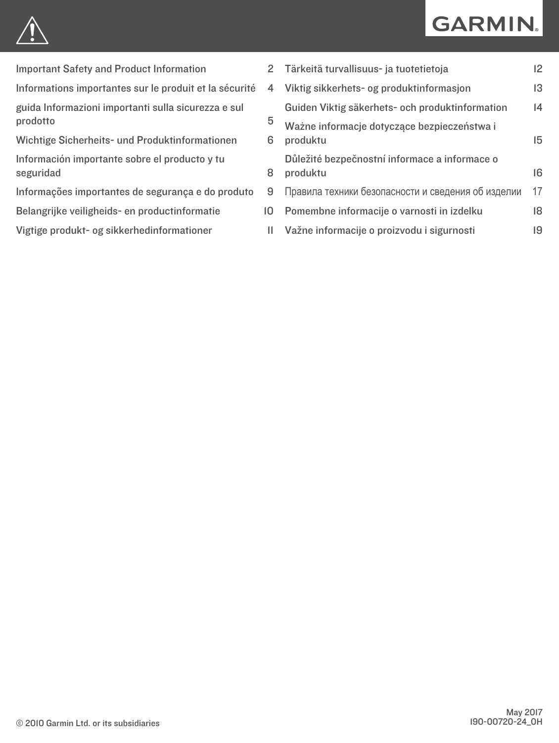GARMIN.

| | |
|---|---|
| Important Safety and Product Information | 2 |
| Informations importantes sur le produit et la sécurité | 4 |
| guida Informazioni importanti sulla sicurezza e sul prodotto | 5 |
| Wichtige Sicherheits- und Produktinformationen | 6 |
| Información importante sobre el producto y tu seguridad | 8 |
| Informações importantes de segurança e do produto | 9 |
| Belangrijke veiligheids- en productinformatie | 10 |
| Vigtige produkt- og sikkerhedinformationer | 11 |
| Tärkeitä turvallisuus- ja tuotetietoja | 12 |
| Viktig sikkerhets- og produktinformasjon | 13 |
| Guiden Viktig säkerhets- och produktinformation | 14 |
| Ważne informacje dotyczące bezpieczeństwa i produktu | 15 |
| Důležité bezpečnostní informace a informace o produktu | 16 |
| Правила техники безопасности и сведения об изделии | 17 |
| Pomembne informacije o varnosti in izdelku | 18 |
| Važne informacije o proizvodu i sigurnosti | 19 |

© 2010 Garmin Ltd. or its subsidiaries

May 2017
190-00720-24_0H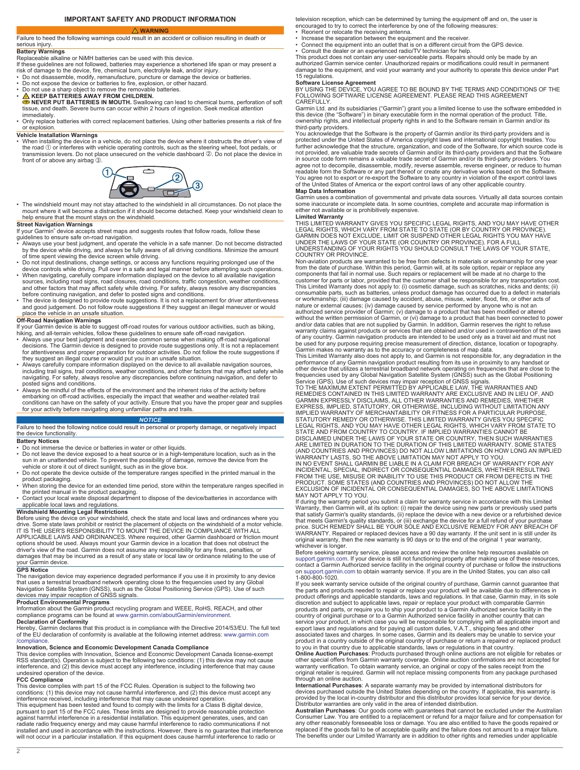# IMPORTANT SAFETY AND PRODUCT INFORMATION

**⚠ WARNING**

Failure to heed the following warnings could result in an accident or collision resulting in death or serious injury.

### Battery Warnings

Replaceable alkaline or NiMH batteries can be used with this device.

If these guidelines are not followed, batteries may experience a shortened life span or may present a risk of damage to the device, fire, chemical burn, electrolyte leak, and/or injury.

- Do not disassemble, modify, remanufacture, puncture or damage the device or batteries.
- Do not expose the device or batteries to fire, explosion, or other hazard.
- Do not use a sharp object to remove the removable batteries.
- **⚠ KEEP BATTERIES AWAY FROM CHILDREN.**
  **NEVER PUT BATTERIES IN MOUTH.** Swallowing can lead to chemical burns, perforation of soft tissue, and death. Severe burns can occur within 2 hours of ingestion. Seek medical attention immediately.
- Only replace batteries with correct replacement batteries. Using other batteries presents a risk of fire or explosion.

### Vehicle Installation Warnings

- When installing the device in a vehicle, do not place the device where it obstructs the driver's view of the road ① or interferes with vehicle operating controls, such as the steering wheel, foot pedals, or transmission levers. Do not place unsecured on the vehicle dashboard ②. Do not place the device in front of or above any airbag ③.
- The windshield mount may not stay attached to the windshield in all circumstances. Do not place the mount where it will become a distraction if it should become detached. Keep your windshield clean to help ensure that the mount stays on the windshield.

### Street Navigation Warnings

If your Garmin® device accepts street maps and suggests routes that follow roads, follow these guidelines to ensure safe on-road navigation.

- Always use your best judgment, and operate the vehicle in a safe manner. Do not become distracted by the device while driving, and always be fully aware of all driving conditions. Minimize the amount of time spent viewing the device screen while driving.
- Do not input destinations, change settings, or access any functions requiring prolonged use of the device controls while driving. Pull over in a safe and legal manner before attempting such operations.
- When navigating, carefully compare information displayed on the device to all available navigation sources, including road signs, road closures, road conditions, traffic congestion, weather conditions, and other factors that may affect safety while driving. For safety, always resolve any discrepancies before continuing navigation, and defer to posted signs and conditions.
- The device is designed to provide route suggestions. It is not a replacement for driver attentiveness and good judgement. Do not follow route suggestions if they suggest an illegal maneuver or would place the vehicle in an unsafe situation.

### Off-Road Navigation Warnings

If your Garmin device is able to suggest off-road routes for various outdoor activities, such as biking, hiking, and all-terrain vehicles, follow these guidelines to ensure safe off-road navigation.

- Always use your best judgment and exercise common sense when making off-road navigational decisions. The Garmin device is designed to provide route suggestions only. It is not a replacement for attentiveness and proper preparation for outdoor activities. Do not follow the route suggestions if they suggest an illegal course or would put you in an unsafe situation.
- Always carefully compare information displayed on the device to all available navigation sources, including trail signs, trail conditions, weather conditions, and other factors that may affect safety while navigating. For safety, always resolve any discrepancies before continuing navigation, and defer to posted signs and conditions.
- Always be mindful of the effects of the environment and the inherent risks of the activity before embarking on off-road activities, especially the impact that weather and weather-related trail conditions can have on the safety of your activity. Ensure that you have the proper gear and supplies for your activity before navigating along unfamiliar paths and trails.

***NOTICE***

Failure to heed the following notice could result in personal or property damage, or negatively impact the device functionality.

### Battery Notices

- Do not immerse the device or batteries in water or other liquids.
- Do not leave the device exposed to a heat source or in a high-temperature location, such as in the sun in an unattended vehicle. To prevent the possibility of damage, remove the device from the vehicle or store it out of direct sunlight, such as in the glove box.
- Do not operate the device outside of the temperature ranges specified in the printed manual in the product packaging.
- When storing the device for an extended time period, store within the temperature ranges specified in the printed manual in the product packaging.
- Contact your local waste disposal department to dispose of the device/batteries in accordance with applicable local laws and regulations.

### Windshield Mounting Legal Restrictions

Before using the device on your windshield, check the state and local laws and ordinances where you drive. Some state laws prohibit or restrict the placement of objects on the windshield of a motor vehicle. IT IS THE USER'S RESPONSIBILITY TO MOUNT THE DEVICE IN COMPLIANCE WITH ALL APPLICABLE LAWS AND ORDINANCES. Where required, other Garmin dashboard or friction mount options should be used. Always mount your Garmin device in a location that does not obstruct the driver's view of the road. Garmin does not assume any responsibility for any fines, penalties, or damages that may be incurred as a result of any state or local law or ordinance relating to the use of your Garmin device.

### GPS Notice

The navigation device may experience degraded performance if you use it in proximity to any device that uses a terrestrial broadband network operating close to the frequencies used by any Global Navigation Satellite System (GNSS), such as the Global Positioning Service (GPS). Use of such devices may impair reception of GNSS signals.

### Product Environmental Programs

Information about the Garmin product recycling program and WEEE, RoHS, REACH, and other compliance programs can be found at www.garmin.com/aboutGarmin/environment.

### Declaration of Conformity

Hereby, Garmin declares that this product is in compliance with the Directive 2014/53/EU. The full text of the EU declaration of conformity is available at the following internet address: www.garmin.com/compliance.

### Innovation, Science and Economic Development Canada Compliance

This device complies with Innovation, Science and Economic Development Canada license-exempt RSS standard(s). Operation is subject to the following two conditions: (1) this device may not cause interference, and (2) this device must accept any interference, including interference that may cause undesired operation of the device.

### FCC Compliance

This device complies with part 15 of the FCC Rules. Operation is subject to the following two conditions: (1) this device may not cause harmful interference, and (2) this device must accept any interference received, including interference that may cause undesired operation.

This equipment has been tested and found to comply with the limits for a Class B digital device, pursuant to part 15 of the FCC rules. These limits are designed to provide reasonable protection against harmful interference in a residential installation. This equipment generates, uses, and can radiate radio frequency energy and may cause harmful interference to radio communications if not installed and used in accordance with the instructions. However, there is no guarantee that interference will not occur in a particular installation. If this equipment does cause harmful interference to radio or television reception, which can be determined by turning the equipment off and on, the user is encouraged to try to correct the interference by one of the following measures:

- Reorient or relocate the receiving antenna.
- Increase the separation between the equipment and the receiver.
- Connect the equipment into an outlet that is on a different circuit from the GPS device.
- Consult the dealer or an experienced radio/TV technician for help.

This product does not contain any user-serviceable parts. Repairs should only be made by an authorized Garmin service center. Unauthorized repairs or modifications could result in permanent damage to the equipment, and void your warranty and your authority to operate this device under Part 15 regulations.

### Software License Agreement

BY USING THE DEVICE, YOU AGREE TO BE BOUND BY THE TERMS AND CONDITIONS OF THE FOLLOWING SOFTWARE LICENSE AGREEMENT. PLEASE READ THIS AGREEMENT CAREFULLY.

Garmin Ltd. and its subsidiaries ("Garmin") grant you a limited license to use the software embedded in this device (the "Software") in binary executable form in the normal operation of the product. Title, ownership rights, and intellectual property rights in and to the Software remain in Garmin and/or its third-party providers.

You acknowledge that the Software is the property of Garmin and/or its third-party providers and is protected under the United States of America copyright laws and international copyright treaties. You further acknowledge that the structure, organization, and code of the Software, for which source code is not provided, are valuable trade secrets of Garmin and/or its third-party providers and that the Software in source code form remains a valuable trade secret of Garmin and/or its third-party providers. You agree not to decompile, disassemble, modify, reverse assemble, reverse engineer, or reduce to human readable form the Software or any part thereof or create any derivative works based on the Software. You agree not to export or re-export the Software to any country in violation of the export control laws of the United States of America or the export control laws of any other applicable country.

### Map Data Information

Garmin uses a combination of governmental and private data sources. Virtually all data sources contain some inaccurate or incomplete data. In some countries, complete and accurate map information is either not available or is prohibitively expensive.

### Limited Warranty

THIS LIMITED WARRANTY GIVES YOU SPECIFIC LEGAL RIGHTS, AND YOU MAY HAVE OTHER LEGAL RIGHTS, WHICH VARY FROM STATE TO STATE (OR BY COUNTRY OR PROVINCE). GARMIN DOES NOT EXCLUDE, LIMIT OR SUSPEND OTHER LEGAL RIGHTS YOU MAY HAVE UNDER THE LAWS OF YOUR STATE (OR COUNTRY OR PROVINCE). FOR A FULL UNDERSTANDING OF YOUR RIGHTS YOU SHOULD CONSULT THE LAWS OF YOUR STATE, COUNTRY OR PROVINCE.

Non-aviation products are warranted to be free from defects in materials or workmanship for one year from the date of purchase. Within this period, Garmin will, at its sole option, repair or replace any components that fail in normal use. Such repairs or replacement will be made at no charge to the customer for parts or labor, provided that the customer shall be responsible for any transportation cost. This Limited Warranty does not apply to: (i) cosmetic damage, such as scratches, nicks and dents; (ii) consumable parts, such as batteries, unless product damage has occurred due to a defect in materials or workmanship; (iii) damage caused by accident, abuse, misuse, water, flood, fire, or other acts of nature or external causes; (iv) damage caused by service performed by anyone who is not an authorized service provider of Garmin; (v) damage to a product that has been modified or altered without the written permission of Garmin, or (vi) damage to a product that has been connected to power and/or data cables that are not supplied by Garmin. In addition, Garmin reserves the right to refuse warranty claims against products or services that are obtained and/or used in contravention of the laws of any country. Garmin navigation products are intended to be used only as a travel aid and must not be used for any purpose requiring precise measurement of direction, distance, location or topography. Garmin makes no warranty as to the accuracy or completeness of map data.

This Limited Warranty also does not apply to, and Garmin is not responsible for, any degradation in the performance of any Garmin navigation product resulting from its use in proximity to any handset or other device that utilizes a terrestrial broadband network operating on frequencies that are close to the frequencies used by any Global Navigation Satellite System (GNSS) such as the Global Positioning Service (GPS). Use of such devices may impair reception of GNSS signals.

TO THE MAXIMUM EXTENT PERMITTED BY APPLICABLE LAW, THE WARRANTIES AND REMEDIES CONTAINED IN THIS LIMITED WARRANTY ARE EXCLUSIVE AND IN LIEU OF, AND GARMIN EXPRESSLY DISCLAIMS, ALL OTHER WARRANTIES AND REMEDIES, WHETHER EXPRESS, IMPLIED, STATUTORY, OR OTHERWISE, INCLUDING WITHOUT LIMITATION ANY IMPLIED WARRANTY OF MERCHANTABILITY OR FITNESS FOR A PARTICULAR PURPOSE, STATUTORY REMEDY OR OTHERWISE. THIS LIMITED WARRANTY GIVES YOU SPECIFIC LEGAL RIGHTS, AND YOU MAY HAVE OTHER LEGAL RIGHTS, WHICH VARY FROM STATE TO STATE AND FROM COUNTRY TO COUNTRY. IF IMPLIED WARRANTIES CANNOT BE DISCLAIMED UNDER THE LAWS OF YOUR STATE OR COUNTRY, THEN SUCH WARRANTIES ARE LIMITED IN DURATION TO THE DURATION OF THIS LIMITED WARRANTY. SOME STATES (AND COUNTRIES AND PROVINCES) DO NOT ALLOW LIMITATIONS ON HOW LONG AN IMPLIED WARRANTY LASTS, SO THE ABOVE LIMITATION MAY NOT APPLY TO YOU.

IN NO EVENT SHALL GARMIN BE LIABLE IN A CLAIM FOR BREACH OF WARRANTY FOR ANY INCIDENTAL, SPECIAL, INDIRECT OR CONSEQUENTIAL DAMAGES, WHETHER RESULTING FROM THE USE, MISUSE OR INABILITY TO USE THIS PRODUCT OR FROM DEFECTS IN THE PRODUCT. SOME STATES (AND COUNTRIES AND PROVINCES) DO NOT ALLOW THE EXCLUSION OF INCIDENTAL OR CONSEQUENTIAL DAMAGES, SO THE ABOVE LIMITATIONS MAY NOT APPLY TO YOU.

If during the warranty period you submit a claim for warranty service in accordance with this Limited Warranty, then Garmin will, at its option: (i) repair the device using new parts or previously used parts that satisfy Garmin's quality standards, (ii) replace the device with a new device or a refurbished device that meets Garmin's quality standards, or (iii) exchange the device for a full refund of your purchase price. SUCH REMEDY SHALL BE YOUR SOLE AND EXCLUSIVE REMEDY FOR ANY BREACH OF WARRANTY. Repaired or replaced devices have a 90 day warranty. If the unit sent in is still under its original warranty, then the new warranty is 90 days or to the end of the original 1 year warranty, whichever is longer.

Before seeking warranty service, please access and review the online help resources available on support.garmin.com. If your device is still not functioning properly after making use of these resources, contact a Garmin Authorized service facility in the original country of purchase or follow the instructions on support.garmin.com to obtain warranty service. If you are in the United States, you can also call 1-800-800-1020.

If you seek warranty service outside of the original country of purchase, Garmin cannot guarantee that the parts and products needed to repair or replace your product will be available due to differences in product offerings and applicable standards, laws and regulations. In that case, Garmin may, in its sole discretion and subject to applicable laws, repair or replace your product with comparable Garmin products and parts, or require you to ship your product to a Garmin Authorized service facility in the country of original purchase or to a Garmin Authorized service facility in another country that can service your product, in which case you will be responsible for complying with all applicable import and export laws and regulations and for paying all custom duties, V.A.T., shipping fees and other associated taxes and charges. In some cases, Garmin and its dealers may be unable to service your product in a country outside of the original country of purchase or return a repaired or replaced product to you in that country due to applicable standards, laws or regulations in that country.

**Online Auction Purchases**: Products purchased through online auctions are not eligible for rebates or other special offers from Garmin warranty coverage. Online auction confirmations are not accepted for warranty verification. To obtain warranty service, an original or copy of the sales receipt from the original retailer is required. Garmin will not replace missing components from any package purchased through an online auction.

**International Purchases**: A separate warranty may be provided by international distributors for devices purchased outside the United States depending on the country. If applicable, this warranty is provided by the local in-country distributor and this distributor provides local service for your device. Distributor warranties are only valid in the area of intended distribution.

**Australian Purchases**: Our goods come with guarantees that cannot be excluded under the Australian Consumer Law. You are entitled to a replacement or refund for a major failure and for compensation for any other reasonably foreseeable loss or damage. You are also entitled to have the goods repaired or replaced if the goods fail to be of acceptable quality and the failure does not amount to a major failure. The benefits under our Limited Warranty are in addition to other rights and remedies under applicable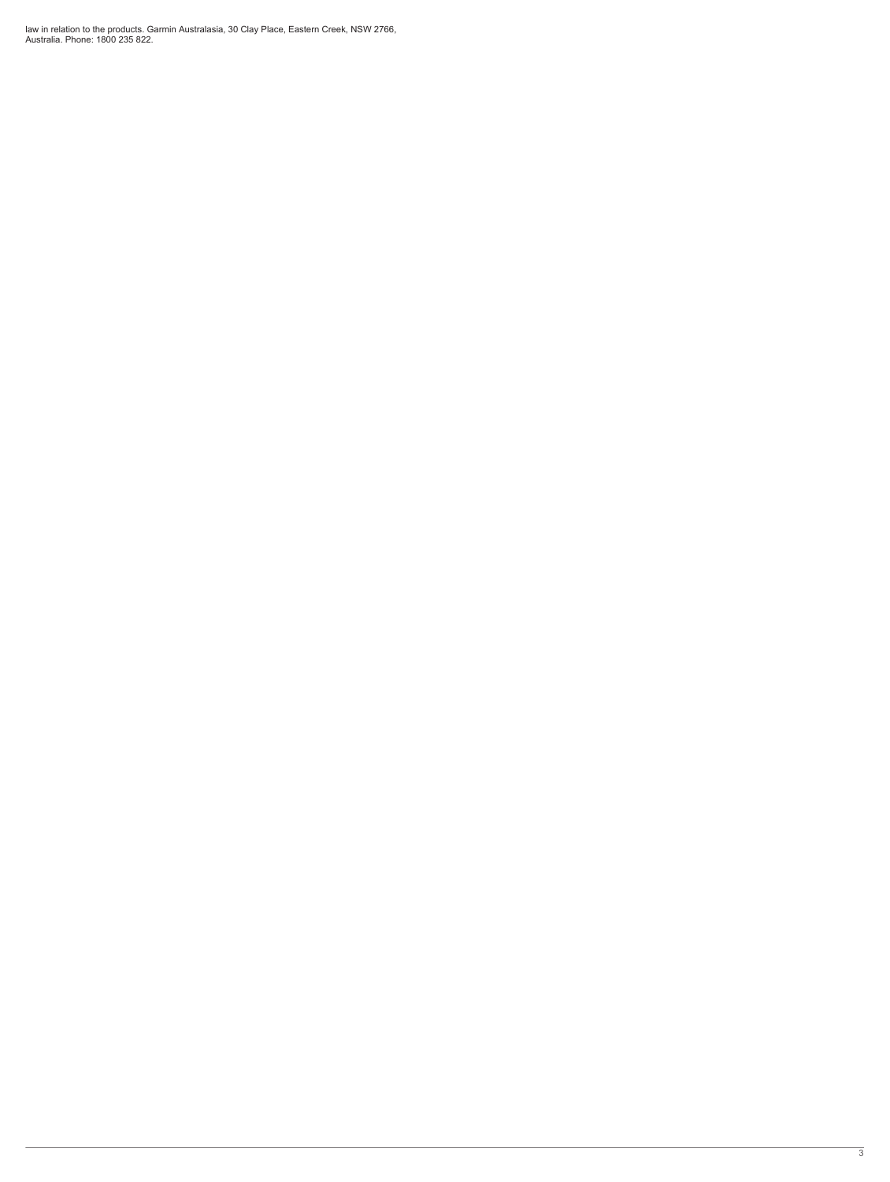law in relation to the products. Garmin Australasia, 30 Clay Place, Eastern Creek, NSW 2766, Australia. Phone: 1800 235 822.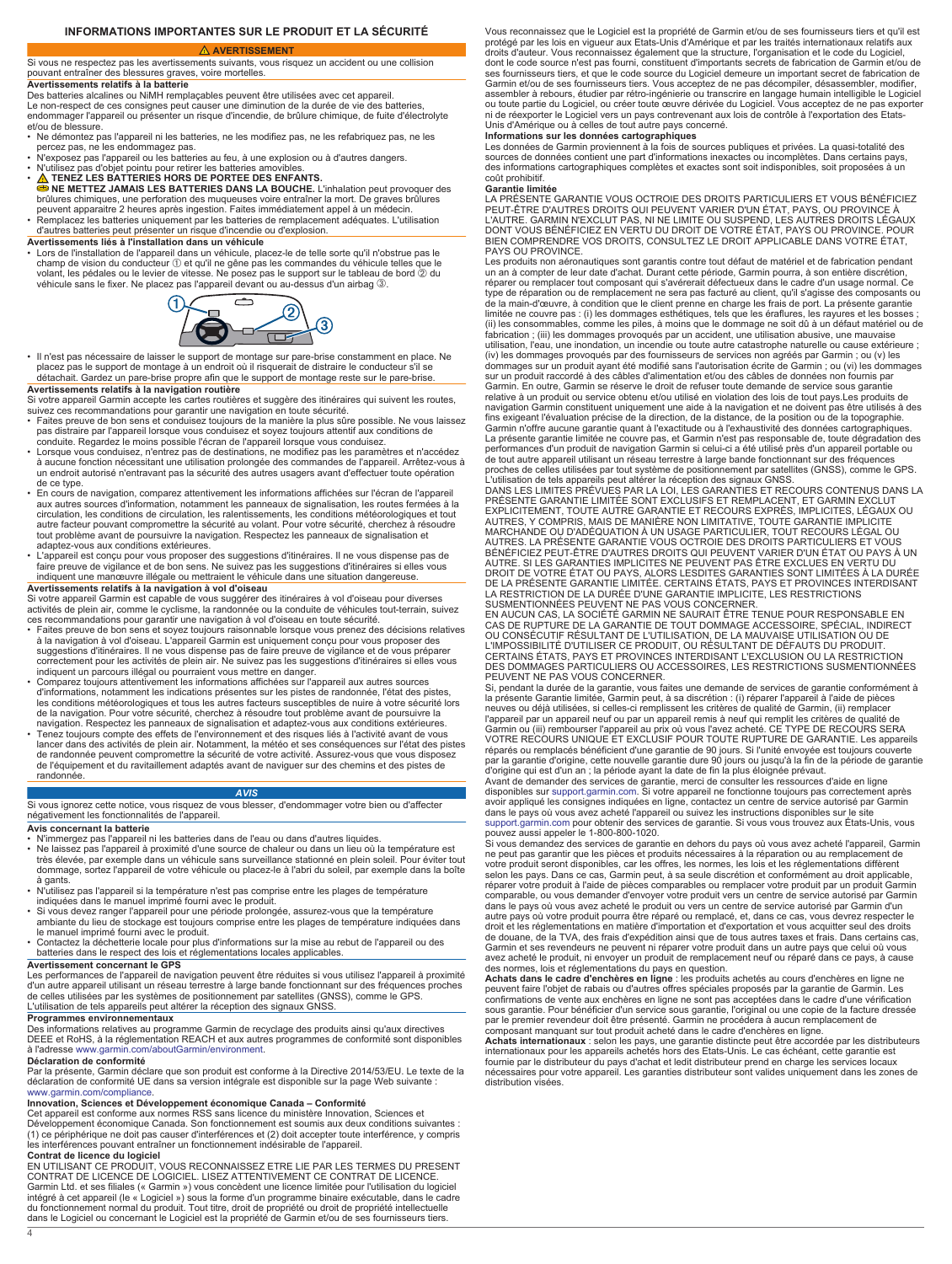# INFORMATIONS IMPORTANTES SUR LE PRODUIT ET LA SÉCURITÉ

## ⚠ AVERTISSEMENT

Si vous ne respectez pas les avertissements suivants, vous risquez un accident ou une collision pouvant entraîner des blessures graves, voire mortelles.

### Avertissements relatifs à la batterie

Des batteries alcalines ou NiMH remplaçables peuvent être utilisées avec cet appareil.

Le non-respect de ces consignes peut causer une diminution de la durée de vie des batteries, endommager l'appareil ou présenter un risque d'incendie, de brûlure chimique, de fuite d'électrolyte et/ou de blessure.

- Ne démontez pas l'appareil ni les batteries, ne les modifiez pas, ne les refabriquez pas, ne les percez pas, ne les endommagez pas.
- N'exposez pas l'appareil ou les batteries au feu, à une explosion ou à d'autres dangers.
- N'utilisez pas d'objet pointu pour retirer les batteries amovibles.
- ⚠ **TENEZ LES BATTERIES HORS DE PORTEE DES ENFANTS.**
  **NE METTEZ JAMAIS LES BATTERIES DANS LA BOUCHE.** L'inhalation peut provoquer des brûlures chimiques, une perforation des muqueuses voire entraîner la mort. De graves brûlures peuvent apparaître 2 heures après ingestion. Faites immédiatement appel à un médecin.
- Remplacez les batteries uniquement par les batteries de remplacement adéquates. L'utilisation d'autres batteries peut présenter un risque d'incendie ou d'explosion.

### Avertissements liés à l'installation dans un véhicule

- Lors de l'installation de l'appareil dans un véhicule, placez-le de telle sorte qu'il n'obstrue pas le champ de vision du conducteur ① et qu'il ne gêne pas les commandes du véhicule telles que le volant, les pédales ou le levier de vitesse. Ne posez pas le support sur le tableau de bord ② du véhicule sans le fixer. Ne placez pas l'appareil devant ou au-dessus d'un airbag ③.
- Il n'est pas nécessaire de laisser le support de montage sur pare-brise constamment en place. Ne placez pas le support de montage à un endroit où il risquerait de distraire le conducteur s'il se détachait. Gardez un pare-brise propre afin que le support de montage reste sur le pare-brise.

### Avertissements relatifs à la navigation routière

Si votre appareil Garmin accepte les cartes routières et suggère des itinéraires qui suivent les routes, suivez ces recommandations pour garantir une navigation en toute sécurité.

- Faites preuve de bon sens et conduisez toujours de la manière la plus sûre possible. Ne vous laissez pas distraire par l'appareil lorsque vous conduisez et soyez toujours attentif aux conditions de conduite. Regardez le moins possible l'écran de l'appareil lorsque vous conduisez.
- Lorsque vous conduisez, n'entrez pas de destinations, ne modifiez pas les paramètres et n'accédez à aucune fonction nécessitant une utilisation prolongée des commandes de l'appareil. Arrêtez-vous à un endroit autorisé n'entravant pas la sécurité des autres usagers avant d'effectuer toute opération de ce type.
- En cours de navigation, comparez attentivement les informations affichées sur l'écran de l'appareil aux autres sources d'information, notamment les panneaux de signalisation, les routes fermées à la circulation, les conditions de circulation, les ralentissements, les conditions météorologiques et tout autre facteur pouvant compromettre la sécurité au volant. Pour votre sécurité, cherchez à résoudre tout problème avant de poursuivre la navigation. Respectez les panneaux de signalisation et adaptez-vous aux conditions extérieures.
- L'appareil est conçu pour vous proposer des suggestions d'itinéraires. Il ne vous dispense pas de faire preuve de vigilance et de bon sens. Ne suivez pas les suggestions d'itinéraires si elles vous indiquent une manœuvre illégale ou mettraient le véhicule dans une situation dangereuse.

### Avertissements relatifs à la navigation à vol d'oiseau

Si votre appareil Garmin est capable de vous suggérer des itinéraires à vol d'oiseau pour diverses activités de plein air, comme le cyclisme, la randonnée ou la conduite de véhicules tout-terrain, suivez ces recommandations pour garantir une navigation à vol d'oiseau en toute sécurité.

- Faites preuve de bon sens et soyez toujours raisonnable lorsque vous prenez des décisions relatives à la navigation à vol d'oiseau. L'appareil Garmin est uniquement conçu pour vous proposer des suggestions d'itinéraires. Il ne vous dispense pas de faire preuve de vigilance et de vous préparer correctement pour les activités de plein air. Ne suivez pas les suggestions d'itinéraires si elles vous indiquent un parcours illégal ou pourraient vous mettre en danger.
- Comparez toujours attentivement les informations affichées sur l'appareil aux autres sources d'informations, notamment les indications présentes sur les pistes de randonnée, l'état des pistes, les conditions météorologiques et tous les autres facteurs susceptibles de nuire à votre sécurité lors de la navigation. Pour votre sécurité, cherchez à résoudre tout problème avant de poursuivre la navigation. Respectez les panneaux de signalisation et adaptez-vous aux conditions extérieures.
- Tenez toujours compte des effets de l'environnement et des risques liés à l'activité avant de vous lancer dans des activités de plein air. Notamment, la météo et ses conséquences sur l'état des pistes de randonnée peuvent compromettre la sécurité de votre activité. Assurez-vous que vous disposez de l'équipement et du ravitaillement adaptés avant de naviguer sur des chemins et des pistes de randonnée.

## AVIS

Si vous ignorez cette notice, vous risquez de vous blesser, d'endommager votre bien ou d'affecter négativement les fonctionnalités de l'appareil.

### Avis concernant la batterie

- N'immergez pas l'appareil ni les batteries dans de l'eau ou des liquides.
- Ne laissez pas l'appareil à proximité d'une source de chaleur ou dans un lieu où la température est très élevée, par exemple dans un véhicule sans surveillance stationné en plein soleil. Pour éviter tout dommage, sortez l'appareil de votre véhicule ou placez-le à l'abri du soleil, par exemple dans la boîte à gants.
- N'utilisez pas l'appareil si la température n'est pas comprise entre les plages de température indiquées dans le manuel imprimé fourni avec le produit.
- Si vous devez ranger l'appareil pour une période prolongée, assurez-vous que la température ambiante du lieu de stockage est toujours comprise entre les plages de température indiquées dans le manuel imprimé fourni avec le produit.
- Contactez la déchetterie locale pour plus d'informations sur la mise au rebut de l'appareil ou des batteries dans le respect des lois et réglementations locales applicables.

### Avertissement concernant le GPS

Les performances de l'appareil de navigation peuvent être réduites si vous utilisez l'appareil à proximité d'un autre appareil utilisant un réseau terrestre à large bande fonctionnant sur des fréquences proches de celles utilisées par les systèmes de positionnement par satellites (GNSS), comme le GPS. L'utilisation de tels appareils peut altérer la réception des signaux GNSS.

### Programmes environnementaux

Des informations relatives au programme Garmin de recyclage des produits ainsi qu'aux directives DEEE et RoHS, à la réglementation REACH et aux autres programmes de conformité sont disponibles à l'adresse www.garmin.com/aboutGarmin/environment.

### Déclaration de conformité

Par la présente, Garmin déclare que son produit est conforme à la Directive 2014/53/EU. Le texte de la déclaration de conformité UE dans sa version intégrale est disponible sur la page Web suivante : www.garmin.com/compliance.

### Innovation, Sciences et Développement économique Canada – Conformité

Cet appareil est conforme aux normes RSS sans licence du ministère Innovation, Sciences et Développement économique Canada. Son fonctionnement est soumis aux deux conditions suivantes : (1) ce périphérique ne doit pas causer d'interférences et (2) doit accepter toute interférence, y compris les interférences pouvant entraîner un fonctionnement indésirable de l'appareil.

### Contrat de licence du logiciel

EN UTILISANT CE PRODUIT, VOUS RECONNAISSEZ ETRE LIE PAR LES TERMES DU PRESENT CONTRAT DE LICENCE DE LOGICIEL. LISEZ ATTENTIVEMENT CE CONTRAT DE LICENCE.

Garmin Ltd. et ses filiales (« Garmin ») vous concèdent une licence limitée pour l'utilisation du logiciel intégré à cet appareil (le « Logiciel ») sous la forme d'un programme binaire exécutable, dans le cadre du fonctionnement normal du produit. Tout titre, droit de propriété ou droit de propriété intellectuelle dans le Logiciel ou concernant le Logiciel est la propriété de Garmin et/ou de ses fournisseurs tiers.

Vous reconnaissez que le Logiciel est la propriété de Garmin et/ou de ses fournisseurs tiers et qu'il est protégé par les lois en vigueur aux Etats-Unis d'Amérique et par les traités internationaux relatifs aux droits d'auteur. Vous reconnaissez également que la structure, l'organisation et le code du Logiciel, dont le code source n'est pas fourni, constituent d'importants secrets de fabrication de Garmin et/ou de ses fournisseurs tiers, et que le code source du Logiciel demeure un important secret de fabrication de Garmin et/ou de ses fournisseurs tiers. Vous acceptez de ne pas décompiler, désassembler, modifier, assembler à rebours, étudier par rétro-ingénierie ou transcrire en langage humain intelligible le Logiciel ou toute partie du Logiciel, ou créer toute œuvre dérivée du Logiciel. Vous acceptez de ne pas exporter ni de réexporter le Logiciel vers un pays contrevenant aux lois de contrôle à l'exportation des Etats-Unis d'Amérique ou à celles de tout autre pays concerné.

### Informations sur les données cartographiques

Les données de Garmin proviennent à la fois de sources publiques et privées. La quasi-totalité des sources de données contient une part d'informations inexactes ou incomplètes. Dans certains pays, des informations cartographiques complètes et exactes sont soit indisponibles, soit proposées à un coût prohibitif.

### Garantie limitée

LA PRÉSENTE GARANTIE VOUS OCTROIE DES DROITS PARTICULIERS ET VOUS BÉNÉFICIEZ PEUT-ÊTRE D'AUTRES DROITS QUI PEUVENT VARIER D'UN ÉTAT, PAYS, OU PROVINCE À L'AUTRE. GARMIN N'EXCLUT PAS, NI NE LIMITE OU SUSPEND, LES AUTRES DROITS LÉGAUX DONT VOUS BÉNÉFICIEZ EN VERTU DU DROIT DE VOTRE ÉTAT, PAYS OU PROVINCE. POUR BIEN COMPRENDRE VOS DROITS, CONSULTEZ LE DROIT APPLICABLE DANS VOTRE ÉTAT, PAYS OU PROVINCE.

Les produits non aéronautiques sont garantis contre tout défaut de matériel et de fabrication pendant un an à compter de leur date d'achat. Durant cette période, Garmin pourra, à son entière discrétion, réparer ou remplacer tout composant qui s'avérerait défectueux dans le cadre d'un usage normal. Ce type de réparation ou de remplacement ne sera pas facturé au client, qu'il s'agisse des composants ou de la main-d'œuvre, à condition que le client prenne en charge les frais de port. La présente garantie limitée ne couvre pas : (i) les dommages esthétiques, tels que les éraflures, les rayures et les bosses ; (ii) les consommables, comme les piles, à moins que le dommage ne soit dû à un défaut matériel ou de fabrication ; (iii) les dommages provoqués par un accident, une utilisation abusive, une mauvaise utilisation, l'eau, une inondation, un incendie ou toute autre catastrophe naturelle ou cause extérieure ; (iv) les dommages provoqués par des fournisseurs de services non agréés par Garmin ; ou (v) les dommages sur un produit ayant été modifié sans l'autorisation écrite de Garmin ; ou (vi) les dommages sur un produit raccordé à des câbles d'alimentation et/ou des câbles de données non fournis par Garmin. En outre, Garmin se réserve le droit de refuser toute demande de service sous garantie relative à un produit ou service obtenu et/ou utilisé en violation des lois de tout pays.Les produits de navigation Garmin constituent uniquement une aide à la navigation et ne doivent pas être utilisés à des fins exigeant l'évaluation précise de la direction, de la distance, de la position ou de la topographie. Garmin n'offre aucune garantie quant à l'exactitude ou à l'exhaustivité des données cartographiques. La présente garantie limitée ne couvre pas, et Garmin n'est pas responsable de, toute dégradation des performances d'un produit de navigation Garmin si celui-ci a été utilisé près d'un appareil portable ou de tout autre appareil utilisant un réseau terrestre à large bande fonctionnant sur des fréquences proches de celles utilisées par tout système de positionnement par satellites (GNSS), comme le GPS. L'utilisation de tels appareils peut altérer la réception des signaux GNSS.

DANS LES LIMITES PRÉVUES PAR LA LOI, LES GARANTIES ET RECOURS CONTENUS DANS LA PRÉSENTE GARANTIE LIMITÉE SONT EXCLUSIFS ET REMPLACENT, ET GARMIN EXCLUT EXPLICITEMENT, TOUTE AUTRE GARANTIE ET RECOURS EXPRÈS, IMPLICITES, LÉGAUX OU AUTRES, Y COMPRIS, MAIS DE MANIÈRE NON LIMITATIVE, TOUTE GARANTIE IMPLICITE MARCHANDE OU D'ADÉQUATION À UN USAGE PARTICULIER, TOUT RECOURS LÉGAL OU AUTRES. LA PRÉSENTE GARANTIE VOUS OCTROIE DES DROITS PARTICULIERS ET VOUS BÉNÉFICIEZ PEUT-ÊTRE D'AUTRES DROITS QUI PEUVENT VARIER D'UN ÉTAT OU PAYS À UN AUTRE. SI LES GARANTIES IMPLICITES NE PEUVENT PAS ÊTRE EXCLUES EN VERTU DU DROIT DE VOTRE ÉTAT OU PAYS, ALORS LESDITES GARANTIES SONT LIMITÉES À LA DURÉE DE LA PRÉSENTE GARANTIE LIMITÉE. CERTAINS ÉTATS, PAYS ET PROVINCES INTERDISANT LA RESTRICTION DE LA DURÉE D'UNE GARANTIE IMPLICITE, LES RESTRICTIONS SUSMENTIONNÉES PEUVENT NE PAS VOUS CONCERNER.

EN AUCUN CAS, LA SOCIÉTÉ GARMIN NE SAURAIT ÊTRE TENUE POUR RESPONSABLE EN CAS DE RUPTURE DE LA GARANTIE DE TOUT DOMMAGE ACCESSOIRE, SPÉCIAL, INDIRECT OU CONSÉCUTIF RÉSULTANT DE L'UTILISATION, DE LA MAUVAISE UTILISATION OU DE L'IMPOSSIBILITÉ D'UTILISER CE PRODUIT, OU RÉSULTANT DE DÉFAUTS DU PRODUIT. CERTAINS ÉTATS, PAYS ET PROVINCES INTERDISANT L'EXCLUSION OU LA RESTRICTION DES DOMMAGES PARTICULIERS OU ACCESSOIRES, LES RESTRICTIONS SUSMENTIONNÉES PEUVENT NE PAS VOUS CONCERNER.

Si, pendant la durée de la garantie, vous faites une demande de services de garantie conformément à la présente Garantie limitée, Garmin peut, à sa discrétion : (i) réparer l'appareil à l'aide de pièces neuves ou déjà utilisées, si celles-ci remplissent les critères de qualité de Garmin, (ii) remplacer l'appareil par un appareil neuf ou par un appareil remis à neuf qui remplit les critères de qualité de Garmin ou (iii) rembourser l'appareil au prix où vous l'avez acheté. CE TYPE DE RECOURS SERA VOTRE RECOURS UNIQUE ET EXCLUSIF POUR TOUTE RUPTURE DE GARANTIE. Les appareils réparés ou remplacés bénéficient d'une garantie de 90 jours. Si l'unité envoyée est toujours couverte par la garantie d'origine, cette nouvelle garantie dure 90 jours ou jusqu'à la fin de la période de garantie d'origine qui est d'un an ; la période ayant la date de fin la plus éloignée prévaut.

Avant de demander des services de garantie, merci de consulter les ressources d'aide en ligne disponibles sur support.garmin.com. Si votre appareil ne fonctionne toujours pas correctement après avoir appliqué les consignes indiquées en ligne, contactez un centre de service autorisé par Garmin dans le pays où vous avez acheté l'appareil ou suivez les instructions disponibles sur le site support.garmin.com pour obtenir des services de garantie. Si vous vous trouvez aux États-Unis, vous pouvez aussi appeler le 1-800-800-1020.

Si vous demandez des services de garantie en dehors du pays où vous avez acheté l'appareil, Garmin ne peut pas garantir que les pièces et produits nécessaires à la réparation ou au remplacement de votre produit seront disponibles, car les offres, les normes, les lois et les réglementations diffèrent selon les pays. Dans ce cas, Garmin peut, à sa seule discrétion et conformément au droit applicable, réparer votre produit à l'aide de pièces comparables ou remplacer votre produit par un produit Garmin comparable, ou vous demander d'envoyer votre produit vers un centre de service autorisé par Garmin dans le pays où vous avez acheté le produit ou vers un centre de service autorisé par Garmin d'un autre pays où votre produit pourra être réparé ou remplacé, et, dans ce cas, vous devrez respecter le droit et les réglementations en matière d'importation et d'exportation et vous acquitter seul des droits de douane, de la TVA, des frais d'expédition ainsi que de tous autres taxes et frais. Dans certains cas, Garmin et ses revendeurs ne peuvent ni réparer votre produit dans un autre pays que celui où vous avez acheté le produit, ni envoyer un produit de remplacement neuf ou réparé dans ce pays, à cause des normes, lois et réglementations du pays en question.

**Achats dans le cadre d'enchères en ligne** : les produits achetés au cours d'enchères en ligne ne peuvent faire l'objet de rabais ou d'autres offres spéciales proposés par la garantie de Garmin. Les confirmations de vente aux enchères en ligne ne sont pas acceptées dans le cadre d'une vérification sous garantie. Pour bénéficier d'un service sous garantie, l'original ou une copie de la facture dressée par le premier revendeur doit être présenté. Garmin ne procédera à aucun remplacement de composant manquant sur tout produit acheté dans le cadre d'enchères en ligne.

**Achats internationaux** : selon les pays, une garantie distincte peut être accordée par les distributeurs internationaux pour les appareils achetés hors des Etats-Unis. Le cas échéant, cette garantie est fournie par le distributeur du pays d'achat et ledit distributeur prend en charge les services locaux nécessaires pour votre appareil. Les garanties distributeur sont valides uniquement dans les zones de distribution visées.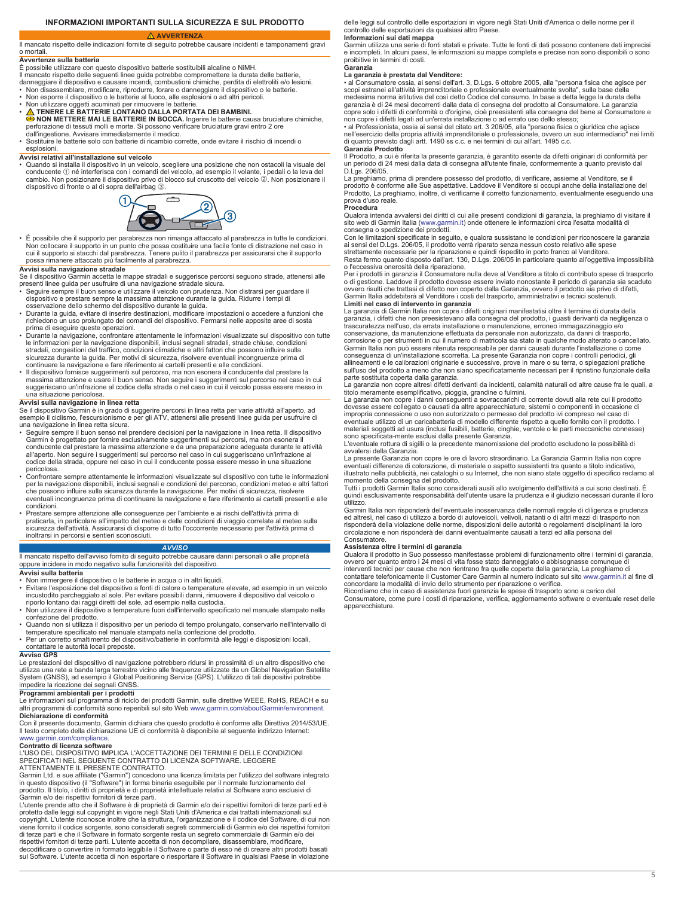## INFORMAZIONI IMPORTANTI SULLA SICUREZZA E SUL PRODOTTO

### ⚠ AVVERTENZA

Il mancato rispetto delle indicazioni fornite di seguito potrebbe causare incidenti e tamponamenti gravi o mortali.

**Avvertenze sulla batteria**

È possibile utilizzare con questo dispositivo batterie sostituibili alcaline o NiMH.

Il mancato rispetto delle seguenti linee guida potrebbe compromettere la durata delle batterie, danneggiare il dispositivo e causare incendi, combustioni chimiche, perdita di elettroliti e/o lesioni.

- Non disassemblare, modificare, riprodurre, forare o danneggiare il dispositivo o le batterie.
- Non esporre il dispositivo o le batterie al fuoco, alle esplosioni o ad altri pericoli.
- Non utilizzare oggetti acuminati per rimuovere le batterie.
- ⚠ **TENERE LE BATTERIE LONTANO DALLA PORTATA DEI BAMBINI.**
  **NON METTERE MAI LE BATTERIE IN BOCCA.** Ingerire le batterie causa bruciature chimiche, perforazione di tessuti molli e morte. Si possono verificare bruciature gravi entro 2 ore dall'ingestione. Avvisare immediatamente il medico.
- Sostituire le batterie solo con batterie di ricambio corrette, onde evitare il rischio di incendi o esplosioni.

**Avvisi relativi all'installazione sul veicolo**

- Quando si installa il dispositivo in un veicolo, scegliere una posizione che non ostacoli la visuale del conducente ① né interferisca con i comandi del veicolo, ad esempio il volante, i pedali o la leva del cambio. Non posizionare il dispositivo privo di blocco sul cruscotto del veicolo ②. Non posizionare il dispositivo di fronte o al di sopra dell'airbag ③.
- È possibile che il supporto per parabrezza non rimanga attaccato al parabrezza in tutte le condizioni. Non collocare il supporto in un punto che possa costituire una facile fonte di distrazione nel caso in cui il supporto si stacchi dal parabrezza. Tenere pulito il parabrezza per assicurarsi che il supporto possa rimanere attaccato più facilmente al parabrezza.

**Avvisi sulla navigazione stradale**

Se il dispositivo Garmin accetta le mappe stradali e suggerisce percorsi seguono strade, attenersi alle presenti linee guida per usufruire di una navigazione stradale sicura.

- Seguire sempre il buon senso e utilizzare il veicolo con prudenza. Non distrarsi per guardare il dispositivo e prestare sempre la massima attenzione durante la guida. Ridurre i tempi di osservazione dello schermo del dispositivo durante la guida.
- Durante la guida, evitare di inserire destinazioni, modificare impostazioni o accedere a funzioni che richiedono un uso prolungato dei comandi del dispositivo. Fermarsi nelle apposite aree di sosta prima di eseguire queste operazioni.
- Durante la navigazione, confrontare attentamente le informazioni visualizzate sul dispositivo con tutte le informazioni per la navigazione disponibili, inclusi segnali stradali, strade chiuse, condizioni stradali, congestioni del traffico, condizioni climatiche e altri fattori che possono influire sulla sicurezza durante la guida. Per motivi di sicurezza, risolvere eventuali incongruenze prima di continuare la navigazione e fare riferimento ai cartelli presenti e alle condizioni.
- Il dispositivo fornisce suggerimenti sul percorso, ma non esonera il conducente dal prestare la massima attenzione e usare il buon senso. Non seguire i suggerimenti sul percorso nel caso in cui suggeriscano un'infrazione al codice della strada o nel caso in cui il veicolo possa essere messo in una situazione pericolosa.

**Avvisi sulla navigazione in linea retta**

Se il dispositivo Garmin è in grado di suggerire percorsi in linea retta per varie attività all'aperto, ad esempio il ciclismo, l'escursionismo e per gli ATV, attenersi alle presenti linee guida per usufruire di una navigazione in linea retta sicura.

- Seguire sempre il buon senso nel prendere decisioni per la navigazione in linea retta. Il dispositivo Garmin è progettato per fornire esclusivamente suggerimenti sui percorsi, ma non esonera il conducente dal prestare la massima attenzione e da una preparazione adeguata durante le attività all'aperto. Non seguire i suggerimenti sul percorso nel caso in cui suggeriscano un'infrazione al codice della strada, oppure nel caso in cui il conducente possa essere messo in una situazione pericolosa.
- Confrontare sempre attentamente le informazioni visualizzate sul dispositivo con tutte le informazioni per la navigazione disponibili, inclusi segnali e condizioni del percorso, condizioni meteo e altri fattori che possono influire sulla sicurezza durante la navigazione. Per motivi di sicurezza, risolvere eventuali incongruenze prima di continuare la navigazione e fare riferimento ai cartelli presenti e alle condizioni.
- Prestare sempre attenzione alle conseguenze per l'ambiente e ai rischi dell'attività prima di praticarla, in particolare all'impatto del meteo e delle condizioni di viaggio correlate al meteo sulla sicurezza dell'attività. Assicurarsi di disporre di tutto l'occorrente necessario per l'attività prima di inoltrarsi in percorsi e sentieri sconosciuti.

### *AVVISO*

Il mancato rispetto dell'avviso fornito di seguito potrebbe causare danni personali o alle proprietà oppure incidere in modo negativo sulla funzionalità del dispositivo.

**Avvisi sulla batteria**

- Non immergere il dispositivo o le batterie in acqua o in altri liquidi.
- Evitare l'esposizione del dispositivo a fonti di calore o temperature elevate, ad esempio in un veicolo incustodito parcheggiato al sole. Per evitare possibili danni, rimuovere il dispositivo dal veicolo o riporlo lontano dai raggi diretti del sole, ad esempio nella custodia.
- Non utilizzare il dispositivo a temperature fuori dall'intervallo specificato nel manuale stampato nella confezione del prodotto.
- Quando non si utilizza il dispositivo per un periodo di tempo prolungato, conservarlo nell'intervallo di temperature specificato nel manuale stampato nella confezione del prodotto.
- Per un corretto smaltimento del dispositivo/batterie in conformità alle leggi e disposizioni locali, contattare le autorità locali preposte.

**Avviso GPS**

Le prestazioni del dispositivo di navigazione potrebbero ridursi in prossimità di un altro dispositivo che utilizza una rete a banda larga terrestre vicino alle frequenze utilizzate da un Global Navigation Satellite System (GNSS), ad esempio il Global Positioning Service (GPS). L'utilizzo di tali dispositivi potrebbe impedire la ricezione dei segnali GNSS.

**Programmi ambientali per i prodotti**

Le informazioni sul programma di riciclo dei prodotti Garmin, sulle direttive WEEE, RoHS, REACH e su altri programmi di conformità sono reperibili sul sito Web www.garmin.com/aboutGarmin/environment.

**Dichiarazione di conformità**

Con il presente documento, Garmin dichiara che questo prodotto è conforme alla Direttiva 2014/53/UE. Il testo completo della dichiarazione UE di conformità è disponibile al seguente indirizzo Internet: www.garmin.com/compliance.

**Contratto di licenza software**

L'USO DEL DISPOSITIVO IMPLICA L'ACCETTAZIONE DEI TERMINI E DELLE CONDIZIONI SPECIFICATI NEL SEGUENTE CONTRATTO DI LICENZA SOFTWARE. LEGGERE ATTENTAMENTE IL PRESENTE CONTRATTO.

Garmin Ltd. e sue affiliate ("Garmin") concedono una licenza limitata per l'utilizzo del software integrato in questo dispositivo (il "Software") in forma binaria eseguibile per il normale funzionamento del prodotto. Il titolo, i diritti di proprietà e di proprietà intellettuale relativi al Software sono esclusivi di Garmin e/o dei rispettivi fornitori di terze parti.

L'utente prende atto che il Software è di proprietà di Garmin e/o dei rispettivi fornitori di terze parti ed è protetto dalle leggi sul copyright in vigore negli Stati Uniti d'America e dai trattati internazionali sul copyright. L'utente riconosce inoltre che la struttura, l'organizzazione e il codice del Software, di cui non viene fornito il codice sorgente, sono considerati segreti commerciali di Garmin e/o dei rispettivi fornitori di terze parti e che il Software in formato sorgente resta un segreto commerciale di Garmin e/o dei rispettivi fornitori di terze parti. L'utente accetta di non decompilare, disassemblare, modificare, decodificare o convertire in formato leggibile il Software o parte di esso né di creare altri prodotti basati sul Software. L'utente accetta di non esportare o riesportare il Software in qualsiasi Paese in violazione delle leggi sul controllo delle esportazioni in vigore negli Stati Uniti d'America o delle norme per il controllo delle esportazioni da qualsiasi altro Paese.

**Informazioni sui dati mappa**

Garmin utilizza una serie di fonti statali e private. Tutte le fonti di dati possono contenere dati imprecisi e incompleti. In alcuni paesi, le informazioni su mappe complete e precise non sono disponibili o sono proibitive in termini di costi.

**Garanzia**

**La garanzia è prestata dal Venditore:**

• al Consumatore ossia, ai sensi dell'art. 3, D.Lgs. 6 ottobre 2005, alla "persona fisica che agisce per scopi estranei all'attività imprenditoriale o professionale eventualmente svolta", sulla base della medesima norma istitutiva del così detto Codice del consumo. In base a detta legge la durata della garanzia è di 24 mesi decorrenti dalla data di consegna del prodotto al Consumatore. La garanzia copre solo i difetti di conformità o d'origine, cioè preesistenti alla consegna del bene al Consumatore e non copre i difetti legati ad un'errata installazione o ad errato uso dello stesso;

• al Professionista, ossia ai sensi del citato art. 3 206/05, alla "persona fisica o giuridica che agisce nell'esercizio della propria attività imprenditoriale o professionale, ovvero un suo intermediario" nei limiti di quanto previsto dagli artt. 1490 ss c.c. e nei termini di cui all'art. 1495 c.c.

**Garanzia Prodotto**

Il Prodotto, a cui è riferita la presente garanzia, è garantito esente da difetti originari di conformità per un periodo di 24 mesi dalla data di consegna all'utente finale, conformemente a quanto previsto dal D.Lgs. 206/05.

La preghiamo, prima di prendere possesso del prodotto, di verificare, assieme al Venditore, se il prodotto è conforme alle Sue aspettative. Laddove il Venditore si occupi anche della installazione del Prodotto, La preghiamo, inoltre, di verificarne il corretto funzionamento, eventualmente eseguendo una prova d'uso reale.

**Procedura**

Qualora intenda avvalersi dei diritti di cui alle presenti condizioni di garanzia, la preghiamo di visitare il sito web di Garmin Italia (www.garmin.it) onde ottenere le informazioni circa l'esatta modalità di consegna o spedizione dei prodotti.

Con le limitazioni specificate in seguito, e qualora sussistano le condizioni per riconoscere la garanzia ai sensi del D.Lgs. 206/05, il prodotto verrà riparato senza nessun costo relativo alle spese strettamente necessarie per la riparazione e quindi rispedito in porto franco al Venditore.

Resta fermo quanto disposto dall'art. 130, D.Lgs. 206/05 in particolare quanto all'oggettiva impossibilità o l'eccessiva onerosità della riparazione.

Per i prodotti in garanzia il Consumatore nulla deve al Venditore a titolo di contributo spese di trasporto o di gestione. Laddove il prodotto dovesse essere inviato nonostante il periodo di garanzia sia scaduto ovvero risulti che trattasi di difetto non coperto dalla Garanzia, ovvero il prodotto sia privo di difetti, Garmin Italia addebiterà al Venditore i costi del trasporto, amministrativi e tecnici sostenuti.

**Limiti nel caso di intervento in garanzia**

La garanzia di Garmin Italia non copre i difetti originari manifestatisi oltre il termine di durata della garanzia, i difetti che non preesistevano alla consegna del prodotto, i guasti derivanti da negligenza o trascuratezza nell'uso, da errata installazione o manutenzione, erroneo immagazzinaggio e/o conservazione, da manutenzione effettuata da personale non autorizzato, da danni di trasporto, corrosione o per strumenti in cui il numero di matricola sia stato in qualche modo alterato o cancellato. Garmin Italia non può essere ritenuta responsabile per danni causati durante l'installazione o come conseguenza di un'installazione scorretta. La presente Garanzia non copre i controlli periodici, gli allineamenti e le calibrazioni originarie e successive, prove in mare o su terra, o spiegazioni pratiche sull'uso del prodotto a meno che non siano specificatamente necessari per il ripristino funzionale della parte sostituita coperta dalla garanzia.

La garanzia non copre altresì difetti derivanti da incidenti, calamità naturali od altre cause fra le quali, a titolo meramente esemplificativo, pioggia, grandine o fulmini.

La garanzia non copre i danni conseguenti a sovraccarichi di corrente dovuti alla rete cui il prodotto dovesse essere collegato o causati da altre apparecchiature, sistemi o componenti in occasione di impropria connessione o uso non autorizzato o permesso del prodotto ivi compreso nel caso di eventuale utilizzo di un caricabatteria di modello differente rispetto a quello fornito con il prodotto. I materiali soggetti ad usura (inclusi fusibili, batterie, cinghie, ventole o le parti meccaniche connesse) sono specificata-mente esclusi dalla presente Garanzia.

L'eventuale rottura di sigilli o la precedente manomissione del prodotto escludono la possibilità di avvalersi della Garanzia.

La presente Garanzia non copre le ore di lavoro straordinario. La Garanzia Garmin Italia non copre eventuali differenze di colorazione, di materiale o aspetto sussistenti tra quanto a titolo indicativo, illustrato nella pubblicità, nei cataloghi o su Internet, che non siano state oggetto di specifico reclamo al momento della consegna del prodotto.

Tutti i prodotti Garmin Italia sono considerati ausili allo svolgimento dell'attività a cui sono destinati. È quindi esclusivamente responsabilità dell'utente usare la prudenza e il giudizio necessari durante il loro utilizzo.

Garmin Italia non risponderà dell'eventuale inosservanza delle normali regole di diligenza e prudenza ed altresì, nel caso di utilizzo a bordo di autoveicoli, velivoli, natanti o di altri mezzi di trasporto non risponderà della violazione delle norme, disposizioni delle autorità o regolamenti disciplinanti la loro circolazione e non risponderà dei danni eventualmente causati a terzi ed alla persona del Consumatore.

**Assistenza oltre i termini di garanzia**

Qualora il prodotto in Suo possesso manifestasse problemi di funzionamento oltre i termini di garanzia, ovvero per quanto entro i 24 mesi di vita fosse stato danneggiato o abbisognasse comunque di interventi tecnici per cause che non rientrano fra quelle coperte dalla garanzia, La preghiamo di contattare telefonicamente il Customer Care Garmin al numero indicato sul sito www.garmin.it al fine di concordare la modalità di invio dello strumento per riparazione o verifica.

Ricordiamo che in caso di assistenza fuori garanzia le spese di trasporto sono a carico del Consumatore, come pure i costi di riparazione, verifica, aggiornamento software o eventuale reset delle apparecchiature.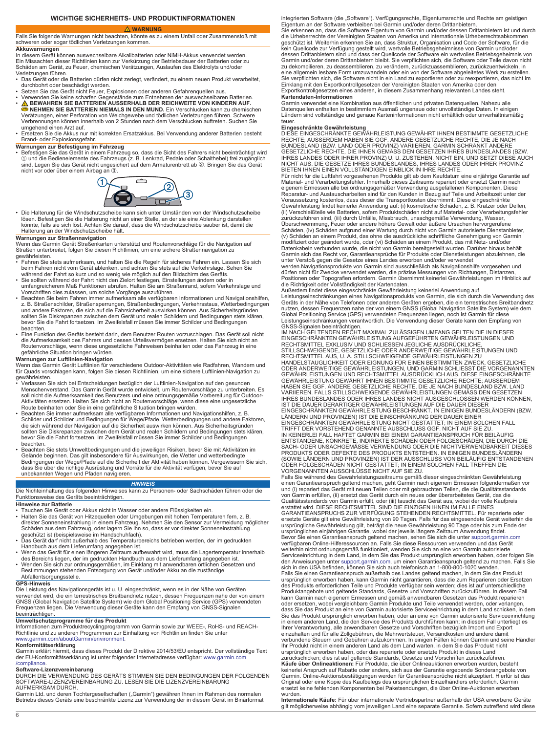## WICHTIGE SICHERHEITS- UND PRODUKTINFORMATIONEN

**⚠ WARNUNG**

Falls Sie folgende Warnungen nicht beachten, könnte es zu einem Unfall oder Zusammenstoß mit schweren oder sogar tödlichen Verletzungen kommen.

**Akkuwarnungen**

In diesem Gerät können auswechselbare Alkalibatterien oder NiMH-Akkus verwendet werden. Ein Missachten dieser Richtlinien kann zur Verkürzung der Betriebsdauer der Batterien oder zu Schäden am Gerät, zu Feuer, chemischen Verätzungen, Auslaufen des Elektrolyts und/oder Verletzungen führen.

- Das Gerät oder die Batterien dürfen nicht zerlegt, verändert, zu einem neuen Produkt verarbeitet, durchbohrt oder beschädigt werden.
- Setzen Sie das Gerät nicht Feuer, Explosionen oder anderen Gefahrenquellen aus.
- Verwenden Sie keine scharfen Gegenstände zum Entnehmen der auswechselbaren Batterien.
- ⚠ **BEWAHREN SIE BATTERIEN AUSSERHALB DER REICHWEITE VON KINDERN AUF.** **NEHMEN SIE BATTERIEN NIEMALS IN DEN MUND.** Ein Verschlucken kann zu chemischen Verätzungen, einer Perforation von Weichgewebe und tödlichen Verletzungen führen. Schwere Verbrennungen können innerhalb von 2 Stunden nach dem Verschlucken auftreten. Suchen Sie umgehend einen Arzt auf.
- Ersetzen Sie die Akkus nur mit korrekten Ersatzakkus. Bei Verwendung anderer Batterien besteht Brand- oder Explosionsgefahr.

**Warnungen zur Befestigung im Fahrzeug**

- Befestigen Sie das Gerät in einem Fahrzeug so, dass die Sicht des Fahrers nicht beeinträchtigt wird ① und die Bedienelemente des Fahrzeugs (z. B. Lenkrad, Pedale oder Schalthebel) frei zugänglich sind. Legen Sie das Gerät nicht ungesichert auf dem Armaturenbrett ab ②. Bringen Sie das Gerät nicht vor oder über einem Airbag an ③.
- Die Halterung für die Windschutzscheibe kann sich unter Umständen von der Windschutzscheibe lösen. Befestigen Sie die Halterung nicht an einer Stelle, an der sie eine Ablenkung darstellen könnte, falls sie sich löst. Achten Sie darauf, dass die Windschutzscheibe sauber ist, damit die Halterung an der Windschutzscheibe hält.

**Warnungen zur Straßennavigation**

Wenn das Garmin Gerät Straßenkarten unterstützt und Routenvorschläge für die Navigation auf Straßen unterbreitet, folgen Sie diesen Richtlinien, um eine sichere Straßennavigation zu gewährleisten.

- Fahren Sie stets aufmerksam, und halten Sie die Regeln für sicheres Fahren ein. Lassen Sie sich beim Fahren nicht vom Gerät ablenken, und achten Sie stets auf die Verkehrslage. Sehen Sie während der Fahrt so kurz und so wenig wie möglich auf den Bildschirm des Geräts.
- Sie sollten während der Fahrt nicht den Zielort festlegen, Einstellungen ändern oder in umfangreicherem Maß Funktionen abrufen. Halten Sie am Straßenrand, sofern Verkehrslage und Vorschriften dies zulassen, um solche Vorgänge auszuführen.
- Beachten Sie beim Fahren immer aufmerksam alle verfügbaren Informationen und Navigationshilfen, z. B. Straßenschilder, Straßensperrungen, Straßenbedingungen, Verkehrsstaus, Wetterbedingungen und andere Faktoren, die sich auf die Fahrsicherheit auswirken können. Aus Sicherheitsgründen sollten Sie Diskrepanzen zwischen dem Gerät und realen Schildern und Bedingungen stets klären, bevor Sie die Fahrt fortsetzen. Im Zweifelsfall müssen Sie immer Schilder und Bedingungen beachten.
- Eine Funktion des Geräts besteht darin, dem Benutzer Routen vorzuschlagen. Das Gerät soll nicht die Aufmerksamkeit des Fahrers und dessen Urteilsvermögen ersetzen. Halten Sie sich nicht an Routenvorschläge, wenn diese ungesetzliche Fahrweisen beinhalten oder das Fahrzeug in eine gefährliche Situation bringen würden.

**Warnungen zur Luftlinien-Navigation**

Wenn das Garmin Gerät Luftlinien für verschiedene Outdoor-Aktivitäten wie Radfahren, Wandern und für Quads vorschlagen kann, folgen Sie diesen Richtlinien, um eine sichere Luftlinien-Navigation zu gewährleisten.

- Verlassen Sie sich bei Entscheidungen bezüglich der Luftlinien-Navigation auf den gesunden Menschenverstand. Das Garmin Gerät wurde entwickelt, um Routenvorschläge zu unterbreiten. Es soll nicht die Aufmerksamkeit des Benutzers und eine ordnungsgemäße Vorbereitung für Outdoor-Aktivitäten ersetzen. Halten Sie sich nicht an Routenvorschläge, wenn diese ungesetzliche Route beinhalten oder Sie in eine gefährliche Situation bringen würden.
- Beachten Sie immer aufmerksam alle verfügbaren Informationen und Navigationshilfen, z. B. Schilder und Schilder und Bedingungen für Wege/Pfade, Wetterbedingungen und andere Faktoren, die sich während der Navigation auf die Sicherheit auswirken können. Aus Sicherheitsgründen sollten Sie Diskrepanzen zwischen dem Gerät und realen Schildern und Bedingungen stets klären, bevor Sie die Fahrt fortsetzen. Im Zweifelsfall müssen Sie immer Schilder und Bedingungen beachten.
- Beachten Sie stets Umweltbedingungen und die jeweiligen Risiken, bevor Sie mit Aktivitäten im Gelände beginnen. Das gilt insbesondere für Auswirkungen, die Wetter und wetterbedingte Bedingungen der Wege/Pfade auf die Sicherheit der Aktivität haben können. Vergewissern Sie sich, dass Sie über die richtige Ausrüstung und Vorräte für die Aktivität verfügen, bevor Sie auf unbekannten Wegen und Pfaden navigieren.

***HINWEIS***

Die Nichteinhaltung des folgenden Hinweises kann zu Personen- oder Sachschäden führen oder die Funktionsweise des Geräts beeinträchtigen.

**Hinweise zur Batterie**

- Tauchen Sie Gerät oder Akkus nicht in Wasser oder andere Flüssigkeiten ein.
- Halten Sie das Gerät von Hitzequellen oder Umgebungen mit hohen Temperaturen fern, z. B. direkter Sonneneinstrahlung in einem Fahrzeug. Nehmen Sie den Sensor zur Vermeidung möglicher Schäden aus dem Fahrzeug, oder lagern Sie ihn so, dass er vor direkter Sonneneinstrahlung geschützt ist (beispielsweise im Handschuhfach).
- Das Gerät darf nicht außerhalb des Temperaturbereichs betrieben werden, der im gedruckten Handbuch aus dem Lieferumfang angegeben ist.
- Wenn das Gerät für einen längeren Zeitraum aufbewahrt wird, muss die Lagertemperatur innerhalb des Bereichs liegen, der im gedruckten Handbuch aus dem Lieferumfang angegeben ist.
- Wenden Sie sich zur ordnungsgemäßen, im Einklang mit anwendbaren örtlichen Gesetzen und Bestimmungen stehenden Entsorgung von Gerät und/oder Akku an die zuständige Abfallentsorgungsstelle.

**GPS-Hinweis**

Die Leistung des Navigationsgeräts ist u. U. eingeschränkt, wenn es in der Nähe von Geräten verwendet wird, die ein terrestrisches Breitbandnetz nutzen, dessen Frequenzen nahe der von einem GNSS (Global Navigation Satellite System) wie dem Global Positioning Service (GPS) verwendeten Frequenzen liegen. Die Verwendung dieser Geräte kann den Empfang von GNSS-Signalen beeinträchtigen.

**Umweltschutzprogramme für das Produkt**

Informationen zum Produktrecyclingprogramm von Garmin sowie zur WEEE-, RoHS- und REACH-Richtlinie und zu anderen Programmen zur Einhaltung von Richtlinien finden Sie unter www.garmin.com/aboutGarmin/environment.

**Konformitätserklärung**

Garmin erklärt hiermit, dass dieses Produkt der Direktive 2014/53/EU entspricht. Der vollständige Text der EU-Konformitätserklärung ist unter folgender Internetadresse verfügbar: www.garmin.com/compliance.

**Software-Lizenzvereinbarung**

DURCH DIE VERWENDUNG DES GERÄTS STIMMEN SIE DEN BEDINGUNGEN DER FOLGENDEN SOFTWARE-LIZENZVEREINBARUNG ZU. LESEN SIE DIE LIZENZVEREINBARUNG AUFMERKSAM DURCH.

Garmin Ltd. und deren Tochtergesellschaften („Garmin") gewähren Ihnen im Rahmen des normalen Betriebs dieses Geräts eine beschränkte Lizenz zur Verwendung der in diesem Gerät im Binärformat integrierten Software (die „Software"). Verfügungsrechte, Eigentumsrechte und Rechte am geistigen Eigentum an der Software verbleiben bei Garmin und/oder deren Drittanbietern.

Sie erkennen an, dass die Software Eigentum von Garmin und/oder dessen Drittanbietern ist und durch die Urheberrechte der Vereinigten Staaten von Amerika und internationale Urheberrechtsabkommen geschützt ist. Weiterhin erkennen Sie an, dass Struktur, Organisation und Code der Software, für die kein Quellcode zur Verfügung gestellt wird, wertvolle Betriebsgeheimnisse von Garmin und/oder dessen Drittanbietern sind und dass der Quellcode der Software ein wertvolles Betriebsgeheimnis von Garmin und/oder deren Drittanbietern bleibt. Sie verpflichten sich, die Software oder Teile davon nicht zu dekompilieren, zu deassemblieren, zu verändern, zurückzuassemblieren, zurückzuentwickeln, in eine allgemein lesbare Form umzuwandeln oder ein von der Software abgeleitetes Werk zu erstellen. Sie verpflichten sich, die Software nicht in ein Land zu exportieren oder zu reexportieren, das nicht im Einklang mit den Exportkontrollgesetzen der Vereinigten Staaten von Amerika oder den Exportkontrollgesetzen eines anderen, in diesem Zusammenhang relevanten Landes steht.

**Kartendaten-Informationen**

Garmin verwendet eine Kombination aus öffentlichen und privaten Datenquellen. Nahezu alle Datenquellen enthalten in bestimmtem Ausmaß ungenaue oder unvollständige Daten. In einigen Ländern sind vollständige und genaue Karteninformationen nicht erhältlich oder unverhältnismäßig teuer.

**Eingeschränkte Gewährleistung**

DIESE EINGESCHRÄNKTE GEWÄHRLEISTUNG GEWÄHRT IHNEN BESTIMMTE GESETZLICHE RECHTE; AUSSERDEM HABEN SIE GGF. ANDERE GESETZLICHE RECHTE, DIE JE NACH BUNDESLAND (BZW. LAND ODER PROVINZ) VARIIEREN. GARMIN SCHRÄNKT ANDERE GESETZLICHE RECHTE, DIE IHNEN GEMÄSS DEN GESETZEN IHRES BUNDESLANDES (BZW. IHRES LANDES ODER IHRER PROVINZ) U. U. ZUSTEHEN, NICHT EIN, UND SETZT DIESE AUCH NICHT AUS. DIE GESETZE IHRES BUNDESLANDES, IHRES LANDES ODER IHRER PROVINZ BIETEN IHNEN EINEN VOLLSTÄNDIGEN EINBLICK IN IHRE RECHTE.

Für nicht für die Luftfahrt vorgesehenen Produkte gilt ab dem Kaufdatum eine einjährige Garantie auf Material- und Verarbeitungsfehler. Innerhalb dieses Zeitraums repariert oder ersetzt Garmin nach eigenem Ermessen alle bei ordnungsgemäßer Verwendung ausgefallenen Komponenten. Diese Reparatur- und Austauscharbeiten sind für den Kunden in Bezug auf Teile und Arbeitszeit unter der Voraussetzung kostenlos, dass dieser die Transportkosten übernimmt. Diese eingeschränkte Gewährleistung findet keinerlei Anwendung auf: (i) kosmetische Schäden, z. B. Kratzer oder Dellen, (ii) Verschleißteile wie Batterien, sofern Produktschäden nicht auf Material- oder Verarbeitungsfehler zurückzuführen sind, (iii) durch Unfälle, Missbrauch, unsachgemäße Verwendung, Wasser, Überschwemmung, Feuer oder andere höhere Gewalt oder äußere Ursachen hervorgerufene Schäden, (iv) Schäden aufgrund einer Wartung durch nicht von Garmin autorisierte Dienstanbieter, (v) Schäden an einem Produkt, das ohne die ausdrückliche schriftliche Genehmigung von Garmin modifiziert oder geändert wurde, oder (vi) Schäden an einem Produkt, das mit Netz- und/oder Datenkabeln verbunden wurde, die nicht von Garmin bereitgestellt wurden. Darüber hinaus behält Garmin sich das Recht vor, Garantieansprüche für Produkte oder Dienstleistungen abzulehnen, die unter Verstoß gegen die Gesetze eines Landes erworben und/oder verwendet werden.Navigationsprodukte von Garmin sind ausschließlich als Navigationshilfe vorgesehen und dürfen nicht für Zwecke verwendet werden, die präzise Messungen von Richtungen, Distanzen, Positionen oder Topografien erfordern. Garmin übernimmt keinerlei Gewährleistungen im Hinblick auf die Richtigkeit oder Vollständigkeit der Kartendaten.

Außerdem findet diese eingeschränkte Gewährleistung keinerlei Anwendung auf Leistungseinschränkungen eines Navigationsprodukts von Garmin, die sich durch die Verwendung des Geräts in der Nähe von Telefonen oder anderen Geräten ergeben, die ein terrestrisches Breitbandnetz nutzen, dessen Frequenzen nahe der von einem GNSS (Global Navigation Satellite System) wie dem Global Positioning Service (GPS) verwendeten Frequenzen liegen, noch ist Garmin für diese Leistungseinschränkungen verantwortlich. Die Verwendung dieser Geräte kann den Empfang von GNSS-Signalen beeinträchtigen.

IM NACH GELTENDEN RECHT MAXIMAL ZULÄSSIGEN UMFANG GELTEN DIE IN DIESER EINGESCHRÄNKTEN GEWÄHRLEISTUNG AUFGEFÜHRTEN GEWÄHRLEISTUNGEN UND RECHTSMITTEL EXKLUSIV UND SCHLIESSEN JEGLICHE AUSDRÜCKLICHE, STILLSCHWEIGENDE, GESETZLICHE ODER ANDERWEITIGE GEWÄHRLEISTUNGEN UND RECHTSMITTEL AUS, U. A. STILLSCHWEIGENDE GEWÄHRLEISTUNGEN ZU HANDELSTAUGLICHKEIT ODER EIGNUNG FÜR EINEN BESTIMMTEN ZWECK, GESETZLICHE ODER ANDERWEITIGE GEWÄHRLEISTUNGEN, UND GARMIN SCHLIESST DIE VORGENANNTEN GEWÄHRLEISTUNGEN UND RECHTSMITTEL AUSDRÜCKLICH AUS. DIESE EINGESCHRÄNKTE GEWÄHRLEISTUNG GEWÄHRT IHNEN BESTIMMTE GESETZLICHE RECHTE; AUSSERDEM HABEN SIE GGF. ANDERE GESETZLICHE RECHTE, DIE JE NACH BUNDESLAND BZW. LAND VARIIEREN. FALLS STILLSCHWEIGENDE GEWÄHRLEISTUNGEN GEMÄSS DEN GESETZEN IHRES BUNDESLANDES ODER IHRES LANDES NICHT AUSGESCHLOSSEN WERDEN KÖNNEN, IST DIE DAUER DERARTIGER GEWÄHRLEISTUNGEN AUF DIE DAUER DIESER EINGESCHRÄNKTEN GEWÄHRLEISTUNG BESCHRÄNKT. IN EINIGEN BUNDESLÄNDERN (BZW. LÄNDERN UND PROVINZEN) IST DIE EINSCHRÄNKUNG DER DAUER EINER EINGESCHRÄNKTEN GEWÄHRLEISTUNG NICHT GESTATTET; IN EINEM SOLCHEN FALL TRIFFT DER VORSTEHEND GENANNTE AUSSCHLUSS GGF. NICHT AUF SIE ZU.

IN KEINERLEI FALL HAFTET GARMIN BEI EINEM GARANTIEANSPRUCH FÜR BEILÄUFIG ENTSTANDENE, KONKRETE, INDIREKTE SCHÄDEN ODER FOLGESCHÄDEN, DIE DURCH DIE SACH- ODER UNSACHGEMÄSSE VERWENDUNG ODER DIE NICHTVERWENDBARKEIT DIESES PRODUKTS ODER DEFEKTE DES PRODUKTS ENTSTEHEN. IN EINIGEN BUNDESLÄNDERN (SOWIE LÄNDERN UND PROVINZEN) IST DER AUSSCHLUSS VON BEILÄUFIG ENTSTANDENEN ODER FOLGESCHÄDEN NICHT GESTATTET; IN EINEM SOLCHEN FALL TREFFEN DIE VORGENANNTEN AUSSCHLÜSSE NICHT AUF SIE ZU.

Falls Sie während des Gewährleistungszeitraums gemäß dieser eingeschränkten Gewährleistung einen Garantieanspruch geltend machen, geht Garmin nach eigenem Ermessen folgendermaßen vor und (i) repariert das Gerät mit neuen Teilen oder mit gebrauchten Teilen, die die Qualitätsstandards von Garmin erfüllen, (ii) ersetzt das Gerät durch ein neues oder überarbeitetes Gerät, das die Qualitätsstandards von Garmin erfüllt, oder (iii) tauscht das Gerät aus, wobei der volle Kaufpreis erstattet wird. DIESE RECHTSMITTEL SIND DIE EINZIGEN IHNEN IM FALLE EINES GARANTIEANSPRUCHS ZUR VERFÜGUNG STEHENDEN RECHTSMITTEL. Für reparierte oder ersetzte Geräte gilt eine Gewährleistung von 90 Tagen. Falls für das eingesendete Gerät weiterhin die ursprüngliche Gewährleistung gilt, beträgt die neue Gewährleistung 90 Tage oder bis zum Ende der ursprünglichen einjährigen Garantie, wobei der jeweils längere Zeitraum Anwendung findet.

Bevor Sie einen Garantieanspruch geltend machen, sehen Sie sich die unter support.garmin.com verfügbaren Online-Hilferessourcen an. Falls Sie diese Ressourcen verwenden und das Gerät weiterhin nicht ordnungsgemäß funktioniert, wenden Sie sich an eine von Garmin autorisierte Serviceeinrichtung in dem Land, in dem Sie das Produkt ursprünglich erworben haben, oder folgen Sie den Anweisungen unter support.garmin.com, um einen Garantieanspruch geltend zu machen. Falls Sie sich in den USA befinden, können Sie sich auch telefonisch an 1-800-800-1020 wenden.

Falls Sie einen Garantieanspruch außerhalb des Landes geltend machen, in dem Sie das Produkt ursprünglich erworben haben, kann Garmin nicht garantieren, dass die zum Reparieren oder Ersetzen des Produkts erforderlichen Teile und Produkte verfügbar sein werden; dies ist auf unterschiedliche Produktangebote und geltende Standards, Gesetze und Vorschriften zurückzuführen. In diesem Fall kann Garmin nach eigenem Ermessen und gemäß anwendbaren Gesetzen das Produkt reparieren oder ersetzen, wobei vergleichbare Garmin Produkte und Teile verwendet werden, oder verlangen, dass Sie das Produkt an eine von Garmin autorisierte Serviceeinrichtung im Land schicken, in dem Sie das Produkt ursprünglich erworben haben, oder an eine von Garmin autorisierte Serviceeinrichtung in einem anderen Land, die den Service des Produkts durchführen kann; in diesem Fall unterliegt es Ihrer Verantwortung, alle anwendbaren Gesetze und Vorschriften bezüglich Import und Export einzuhalten und für alle Zollgebühren, die Mehrwertsteuer, Versandkosten und andere damit verbundene Steuern und Gebühren aufzukommen. In einigen Fällen können Garmin und seine Händler Ihr Produkt nicht in einem anderen Land als dem Land warten, in dem Sie das Produkt nicht ursprünglich erworben haben, oder das reparierte oder ersetzte Produkt in dieses Land zurückschicken; dies ist auf geltende Standards, Gesetze und Vorschriften zurückzuführen.

**Käufe über Onlineaktionen:** Für Produkte, die über Onlineauktionen erworben wurden, besteht keinerlei Anspruch auf Rabatte oder andere, sich aus der Garantie ergebende Sonderangebote von Garmin. Online-Auktionsbestätigungen werden für Garantieansprüche nicht akzeptiert. Hierfür ist das Original oder eine Kopie des Kaufbelegs des ursprünglichen Einzelhändlers erforderlich. Garmin ersetzt keine fehlenden Komponenten bei Paketsendungen, die über Online-Auktionen erworben wurden.

**Internationale Käufe:** Für über internationale Vertriebspartner außerhalb der USA erworbene Geräte gilt möglicherweise abhängig vom jeweiligen Land eine separate Garantie. Sofern zutreffend wird diese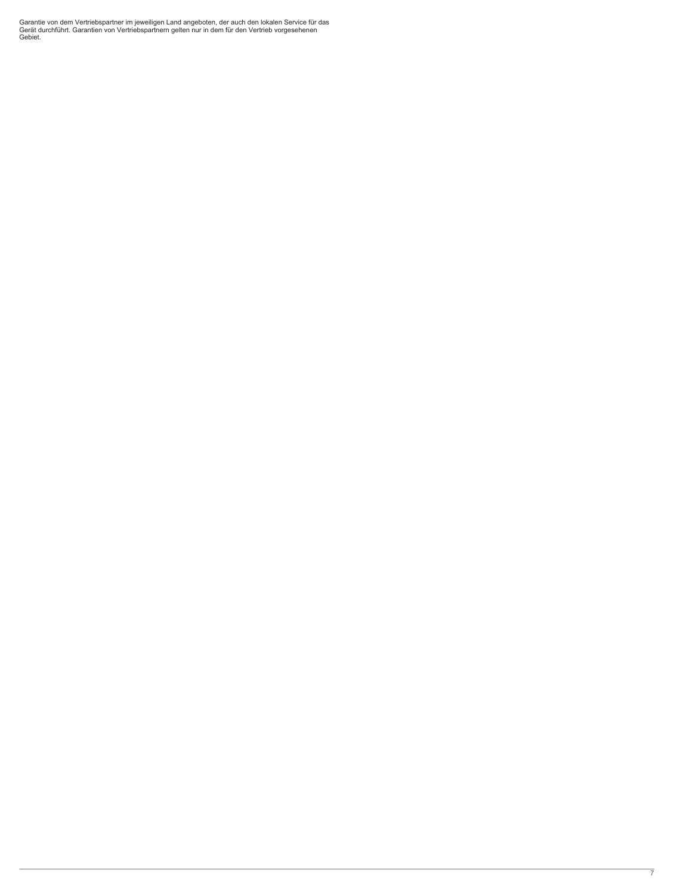Garantie von dem Vertriebspartner im jeweiligen Land angeboten, der auch den lokalen Service für das Gerät durchführt. Garantien von Vertriebspartnern gelten nur in dem für den Vertrieb vorgesehenen Gebiet.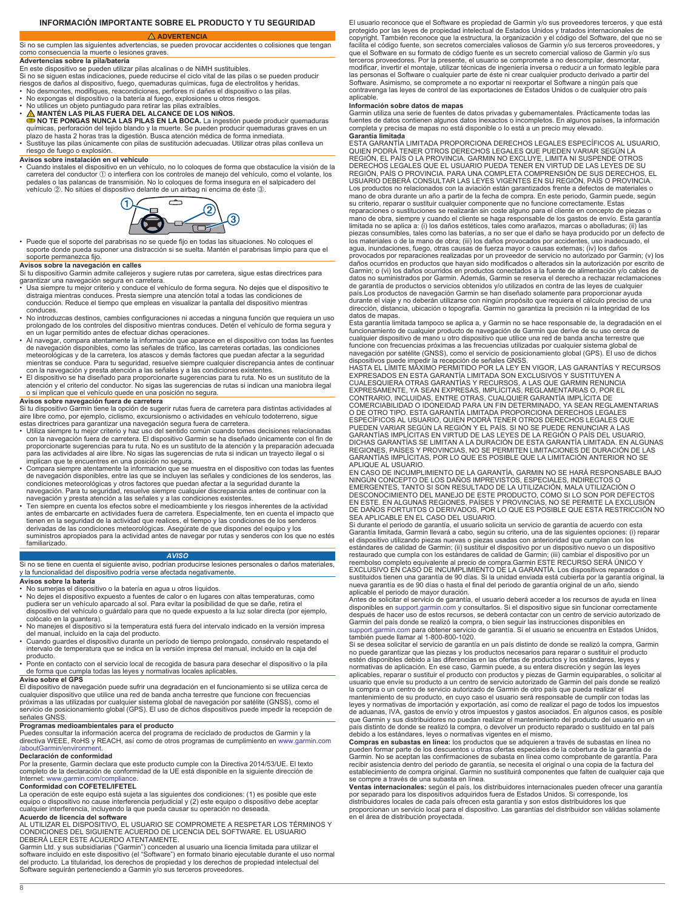# INFORMACIÓN IMPORTANTE SOBRE EL PRODUCTO Y TU SEGURIDAD

## ⚠ ADVERTENCIA

Si no se cumplen las siguientes advertencias, se pueden provocar accidentes o colisiones que tengan como consecuencia la muerte o lesiones graves.

### Advertencias sobre la pila/batería

En este dispositivo se pueden utilizar pilas alcalinas o de NiMH sustituibles.

Si no se siguen estas indicaciones, puede reducirse el ciclo vital de las pilas o se pueden producir riesgos de daños al dispositivo, fuego, quemaduras químicas, fuga de electrolitos y heridas.

- No desmontes, modifiques, reacondiciones, perfores ni dañes el dispositivo o las pilas.
- No expongas el dispositivo o la batería al fuego, explosiones u otros riesgos.
- No utilices un objeto puntiagudo para retirar las pilas extraíbles.
- ⚠ **MANTÉN LAS PILAS FUERA DEL ALCANCE DE LOS NIÑOS.**
  **NO TE PONGAS NUNCA LAS PILAS EN LA BOCA.** La ingestión puede producir quemaduras químicas, perforación del tejido blando y la muerte. Se pueden producir quemaduras graves en un plazo de hasta 2 horas tras la digestión. Busca atención médica de forma inmediata.
- Sustituye las pilas únicamente con pilas de sustitución adecuadas. Utilizar otras pilas conlleva un riesgo de fuego o explosión.

### Avisos sobre instalación en el vehículo

- Cuando instales el dispositivo en un vehículo, no lo coloques de forma que obstaculice la visión de la carretera del conductor ① o interfiera con los controles de manejo del vehículo, como el volante, los pedales o las palancas de transmisión. No lo coloques de forma insegura en el salpicadero del vehículo ②. No sitúes el dispositivo delante de un airbag ni encima de éste ③.
- Puede que el soporte del parabrisas no se quede fijo en todas las situaciones. No coloques el soporte donde pueda suponer una distracción si se suelta. Mantén el parabrisas limpio para que el soporte permanezca fijo.

### Avisos sobre la navegación en calles

Si tu dispositivo Garmin admite callejeros y sugiere rutas por carretera, sigue estas directrices para garantizar una navegación segura en carretera.

- Usa siempre tu mejor criterio y conduce el vehículo de forma segura. No dejes que el dispositivo te distraiga mientras conduces. Presta siempre una atención total a todas las condiciones de conducción. Reduce el tiempo que empleas en visualizar la pantalla del dispositivo mientras conduces.
- No introduzcas destinos, cambies configuraciones ni accedas a ninguna función que requiera un uso prolongado de los controles del dispositivo mientras conduces. Detén el vehículo de forma segura y en un lugar permitido antes de efectuar dichas operaciones.
- Al navegar, compara atentamente la información que aparece en el dispositivo con todas las fuentes de navegación disponibles, como las señales de tráfico, las carreteras cortadas, las condiciones meteorológicas y de la carretera, los atascos y demás factores que puedan afectar a la seguridad mientras se conduce. Para tu seguridad, resuelve siempre cualquier discrepancia antes de continuar con la navegación y presta atención a las señales y a las condiciones existentes.
- El dispositivo se ha diseñado para proporcionarte sugerencias para tu ruta. No es un sustituto de la atención y el criterio del conductor. No sigas las sugerencias de rutas si indican una maniobra ilegal o si implican que el vehículo quede en una posición no segura.

### Avisos sobre navegación fuera de carretera

Si tu dispositivo Garmin tiene la opción de sugerir rutas fuera de carretera para distintas actividades al aire libre como, por ejemplo, ciclismo, excursionismo o actividades en vehículo todoterreno, sigue estas directrices para garantizar una navegación segura fuera de carretera.

- Utiliza siempre tu mejor criterio y haz uso del sentido común cuando tomes decisiones relacionadas con la navegación fuera de carretera. El dispositivo Garmin se ha diseñado únicamente con el fin de proporcionarte sugerencias para tu ruta. No es un sustituto de la atención y la preparación adecuada para las actividades al aire libre. No sigas las sugerencias de ruta si indican un trayecto ilegal o si implican que te encuentres en una posición no segura.
- Compara siempre atentamente la información que se muestra en el dispositivo con todas las fuentes de navegación disponibles, entre las que se incluyen las señales y condiciones de los senderos, las condiciones meteorológicas y otros factores que puedan afectar a la seguridad durante la navegación. Para tu seguridad, resuelve siempre cualquier discrepancia antes de continuar con la navegación y presta atención a las señales y a las condiciones existentes.
- Ten siempre en cuenta los efectos sobre el medioambiente y los riesgos inherentes de la actividad antes de embarcarte en actividades fuera de carretera. Especialmente, ten en cuenta el impacto que tienen en la seguridad de la actividad que realices, el tiempo y las condiciones de los senderos derivadas de las condiciones meteorológicas. Asegúrate de que dispones del equipo y los suministros apropiados para la actividad antes de navegar por rutas y senderos con los que no estés familiarizado.

## AVISO

Si no se tiene en cuenta el siguiente aviso, podrían producirse lesiones personales o daños materiales, y la funcionalidad del dispositivo podría verse afectada negativamente.

### Avisos sobre la batería

- No sumerjas el dispositivo o la batería en agua u otros líquidos.
- No dejes el dispositivo expuesto a fuentes de calor o en lugares con altas temperaturas, como pudiera ser un vehículo aparcado al sol. Para evitar la posibilidad de que se dañe, retira el dispositivo del vehículo o guárdalo para que no quede expuesto a la luz solar directa (por ejemplo, colócalo en la guantera).
- No manejes el dispositivo si la temperatura está fuera del intervalo indicado en la versión impresa del manual, incluido en la caja del producto.
- Cuando guardes el dispositivo durante un período de tiempo prolongado, consérvalo respetando el intervalo de temperatura que se indica en la versión impresa del manual, incluido en la caja del producto.
- Ponte en contacto con el servicio local de recogida de basura para desechar el dispositivo o la pila de forma que cumpla todas las leyes y normativas locales aplicables.

### Aviso sobre el GPS

El dispositivo de navegación puede sufrir una degradación en el funcionamiento si se utiliza cerca de cualquier dispositivo que utilice una red de banda ancha terrestre que funcione con frecuencias próximas a las utilizadas por cualquier sistema global de navegación por satélite (GNSS), como el servicio de posicionamiento global (GPS). El uso de dichos dispositivos puede impedir la recepción de señales GNSS.

### Programas medioambientales para el producto

Puedes consultar la información acerca del programa de reciclado de productos de Garmin y la directiva WEEE, RoHS y REACH, así como de otros programas de cumplimiento en www.garmin.com/aboutGarmin/environment.

### Declaración de conformidad

Por la presente, Garmin declara que este producto cumple con la Directiva 2014/53/UE. El texto completo de la declaración de conformidad de la UE está disponible en la siguiente dirección de Internet: www.garmin.com/compliance.

### Conformidad con COFETEL/IFETEL

La operación de este equipo está sujeta a las siguientes dos condiciones: (1) es posible que este equipo o dispositivo no cause interferencia perjudicial y (2) este equipo o dispositivo debe aceptar cualquier interferencia, incluyendo la que pueda causar su operación no deseada.

### Acuerdo de licencia del software

AL UTILIZAR EL DISPOSITIVO, EL USUARIO SE COMPROMETE A RESPETAR LOS TÉRMINOS Y CONDICIONES DEL SIGUIENTE ACUERDO DE LICENCIA DEL SOFTWARE. EL USUARIO DEBERÁ LEER ESTE ACUERDO ATENTAMENTE.

Garmin Ltd. y sus subsidiarias ("Garmin") conceden al usuario una licencia limitada para utilizar el software incluido en este dispositivo (el "Software") en formato binario ejecutable durante el uso normal del producto. La titularidad, los derechos de propiedad y los derechos de propiedad intelectual del Software seguirán perteneciendo a Garmin y/o sus terceros proveedores.

El usuario reconoce que el Software es propiedad de Garmin y/o sus proveedores terceros, y que está protegido por las leyes de propiedad intelectual de Estados Unidos y tratados internacionales de copyright. También reconoce que la estructura, la organización y el código del Software, del que no se facilita el código fuente, son secretos comerciales valiosos de Garmin y/o sus terceros proveedores, y que el Software en su formato de código fuente es un secreto comercial valioso de Garmin y/o sus terceros proveedores. Por la presente, el usuario se compromete a no descompilar, desmontar, modificar, invertir el montaje, utilizar técnicas de ingeniería inversa o reducir a un formato legible para las personas el Software o cualquier parte de éste ni crear cualquier producto derivado a partir del Software. Asimismo, se compromete a no exportar ni reexportar el Software a ningún país que contravenga las leyes de control de las exportaciones de Estados Unidos o de cualquier otro país aplicable.

### Información sobre datos de mapas

Garmin utiliza una serie de fuentes de datos privadas y gubernamentales. Prácticamente todas las fuentes de datos contienen algunos datos inexactos o incompletos. En algunos países, la información completa y precisa de mapas no está disponible o lo está a un precio muy elevado.

### Garantía limitada

ESTA GARANTÍA LIMITADA PROPORCIONA DERECHOS LEGALES ESPECÍFICOS AL USUARIO, QUIEN PODRÁ TENER OTROS DERECHOS LEGALES QUE PUEDEN VARIAR SEGÚN LA REGIÓN, EL PAÍS O LA PROVINCIA. GARMIN NO EXCLUYE, LIMITA NI SUSPENDE OTROS DERECHOS LEGALES QUE EL USUARIO PUEDA TENER EN VIRTUD DE LAS LEYES DE SU REGIÓN, PAÍS O PROVINCIA. PARA UNA COMPLETA COMPRENSIÓN DE SUS DERECHOS, EL USUARIO DEBERÁ CONSULTAR LAS LEYES VIGENTES EN SU REGIÓN, PAÍS O PROVINCIA.

Los productos no relacionados con la aviación están garantizados frente a defectos de materiales o mano de obra durante un año a partir de la fecha de compra. En este periodo, Garmin puede, según su criterio, reparar o sustituir cualquier componente que no funcione correctamente. Estas reparaciones o sustituciones se realizarán sin coste alguno para el cliente en concepto de piezas o mano de obra, siempre y cuando el cliente se haga responsable de los gastos de envío. Esta garantía limitada no se aplica a: (i) los daños estéticos, tales como arañazos, marcas o abolladuras; (ii) las piezas consumibles, tales como las baterías, a no ser que el daño se haya producido por un defecto de los materiales o de la mano de obra; (iii) los daños provocados por accidentes, uso inadecuado, el agua, inundaciones, fuego, otras causas de fuerza mayor o causas externas; (iv) los daños provocados por reparaciones realizadas por un proveedor de servicio no autorizado por Garmin; (v) los daños ocurridos en productos que hayan sido modificados o alterados sin la autorización por escrito de Garmin; o (vi) los daños ocurridos en productos conectados a la fuente de alimentación y/o cables de datos no suministrados por Garmin. Además, Garmin se reserva el derecho a rechazar reclamaciones de garantía de productos o servicios obtenidos y/o utilizados en contra de las leyes de cualquier país.Los productos de navegación Garmin se han diseñado solamente para proporcionar ayuda durante el viaje y no deberán utilizarse con ningún propósito que requiera el cálculo preciso de una dirección, distancia, ubicación o topografía. Garmin no garantiza la precisión ni la integridad de los datos de mapas.

Esta garantía limitada tampoco se aplica a, y Garmin no se hace responsable de, la degradación en el funcionamiento de cualquier producto de navegación de Garmin que derive de su uso cerca de cualquier dispositivo de mano u otro dispositivo que utilice una red de banda ancha terrestre que funcione con frecuencias próximas a las frecuencias utilizadas por cualquier sistema global de navegación por satélite (GNSS), como el servicio de posicionamiento global (GPS). El uso de dichos dispositivos puede impedir la recepción de señales GNSS.

HASTA EL LÍMITE MÁXIMO PERMITIDO POR LA LEY EN VIGOR, LAS GARANTÍAS Y RECURSOS EXPRESADOS EN ESTA GARANTÍA LIMITADA SON EXCLUSIVOS Y SUSTITUYEN A CUALESQUIERA OTRAS GARANTÍAS Y RECURSOS, A LAS QUE GARMIN RENUNCIA EXPRESAMENTE, YA SEAN EXPRESAS, IMPLÍCITAS, REGLAMENTARIAS O, POR EL CONTRARIO, INCLUIDAS, ENTRE OTRAS, CUALQUIER GARANTÍA IMPLÍCITA DE COMERCIABILIDAD O IDONEIDAD PARA UN FIN DETERMINADO, YA SEAN REGLAMENTARIAS O DE OTRO TIPO. ESTA GARANTÍA LIMITADA PROPORCIONA DERECHOS LEGALES ESPECÍFICOS AL USUARIO, QUIEN PODRÁ TENER OTROS DERECHOS LEGALES QUE PUEDEN VARIAR SEGÚN LA REGIÓN Y EL PAÍS. SI NO SE PUEDE RENUNCIAR A LAS GARANTÍAS IMPLÍCITAS EN VIRTUD DE LAS LEYES DE LA REGIÓN O PAÍS DEL USUARIO, DICHAS GARANTÍAS SE LIMITAN A LA DURACIÓN DE ESTA GARANTÍA LIMITADA. EN ALGUNAS REGIONES, PAÍSES Y PROVINCIAS, NO SE PERMITEN LIMITACIONES DE DURACIÓN DE LAS GARANTÍAS IMPLÍCITAS, POR LO QUE ES POSIBLE QUE LA LIMITACIÓN ANTERIOR NO SE APLIQUE AL USUARIO.

EN CASO DE INCUMPLIMIENTO DE LA GARANTÍA, GARMIN NO SE HARÁ RESPONSABLE BAJO NINGÚN CONCEPTO DE LOS DAÑOS IMPREVISTOS, ESPECIALES, INDIRECTOS O EMERGENTES, TANTO SI SON RESULTADO DE LA UTILIZACIÓN, MALA UTILIZACIÓN O DESCONOCIMIENTO DEL MANEJO DE ESTE PRODUCTO, COMO SI LO SON POR DEFECTOS EN ESTE. EN ALGUNAS REGIONES, PAÍSES Y PROVINCIAS, NO SE PERMITE LA EXCLUSIÓN DE DAÑOS FORTUITOS O DERIVADOS, POR LO QUE ES POSIBLE QUE ESTA RESTRICCIÓN NO SEA APLICABLE EN EL CASO DEL USUARIO.

Si durante el periodo de garantía, el usuario solicita un servicio de garantía de acuerdo con esta Garantía limitada, Garmin llevará a cabo, según su criterio, una de las siguientes opciones: (i) reparar el dispositivo utilizando piezas nuevas o piezas usadas con anterioridad que cumplan con los estándares de calidad de Garmin; (ii) sustituir el dispositivo por un dispositivo nuevo o un dispositivo restaurado que cumpla con los estándares de calidad de Garmin; (iii) cambiar el dispositivo por un reembolso completo equivalente al precio de compra.Garmin ESTE RECURSO SERÁ ÚNICO Y EXCLUSIVO EN CASO DE INCUMPLIMIENTO DE LA GARANTÍA. Los dispositivos reparados o sustituidos tienen una garantía de 90 días. Si la unidad enviada está cubierta por la garantía original, la nueva garantía es de 90 días o hasta el final del periodo de garantía original de un año, siendo aplicable el periodo de mayor duración.

Antes de solicitar el servicio de garantía, el usuario deberá acceder a los recursos de ayuda en línea disponibles en support.garmin.com y consultarlos. Si el dispositivo sigue sin funcionar correctamente después de hacer uso de estos recursos, se deberá contactar con un centro de servicio autorizado de Garmin del país donde se realizó la compra, o bien seguir las instrucciones disponibles en support.garmin.com para obtener servicio de garantía. Si el usuario se encuentra en Estados Unidos, también puede llamar al 1-800-800-1020.

Si se desea solicitar el servicio de garantía en un país distinto de donde se realizó la compra, Garmin no puede garantizar que las piezas y los productos necesarios para reparar o sustituir el producto estén disponibles debido a las diferencias en las ofertas de productos y los estándares, leyes y normativas de aplicación. En ese caso, Garmin puede, a su entera discreción y según las leyes aplicables, reparar o sustituir el producto con productos y piezas de Garmin equiparables, o solicitar al usuario que envíe su producto a un centro de servicio autorizado de Garmin del país donde se realizó la compra o un centro de servicio autorizado de Garmin de otro país que pueda realizar el mantenimiento de su producto, en cuyo caso el usuario será responsable de cumplir con todas las leyes y normativas de importación y exportación, así como de realizar el pago de todos los impuestos de aduanas, IVA, gastos de envío y otros impuestos y gastos asociados. En algunos casos, es posible que Garmin y sus distribuidores no puedan realizar el mantenimiento del producto del usuario en un país distinto de donde se realizó la compra, o devolver un producto reparado o sustituido en tal país debido a los estándares, leyes o normativas vigentes en el mismo.

**Compras en subastas en línea:** los productos que se adquieren a través de subastas en línea no pueden formar parte de los descuentos u otras ofertas especiales de la cobertura de la garantía de Garmin. No se aceptan las confirmaciones de subasta en línea como comprobante de garantía. Para recibir asistencia dentro del periodo de garantía, se necesita el original o una copia de la factura del establecimiento de compra original. Garmin no sustituirá componentes que falten de cualquier caja que se compre a través de una subasta en línea.

**Ventas internacionales:** según el país, los distribuidores internacionales pueden ofrecer una garantía por separado para los dispositivos adquiridos fuera de Estados Unidos. Si corresponde, los distribuidores locales de cada país ofrecen esta garantía y son estos distribuidores los que proporcionan un servicio local para el dispositivo. Las garantías del distribuidor son válidas solamente en el área de distribución proyectada.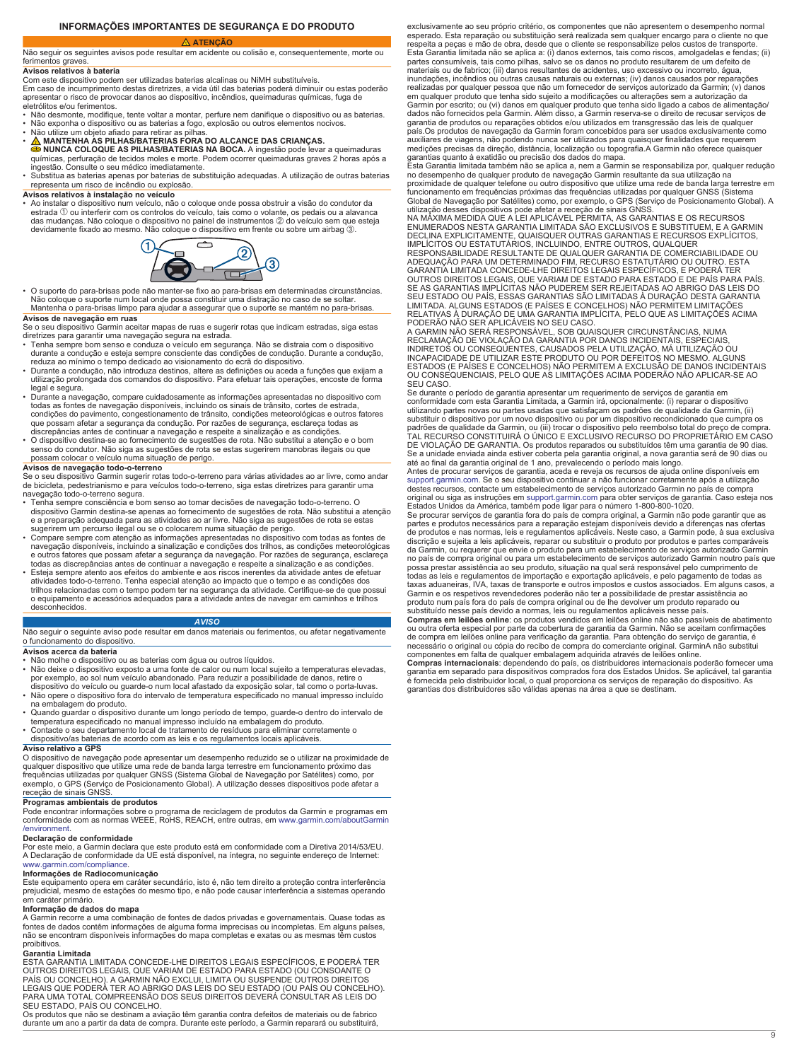## INFORMAÇÕES IMPORTANTES DE SEGURANÇA E DO PRODUTO

**⚠ ATENÇÃO**

Não seguir os seguintes avisos pode resultar em acidente ou colisão e, consequentemente, morte ou ferimentos graves.

### Avisos relativos à bateria

Com este dispositivo podem ser utilizadas baterias alcalinas ou NiMH substituíveis.

Em caso de incumprimento destas diretrizes, a vida útil das baterias poderá diminuir ou estas poderão apresentar o risco de provocar danos ao dispositivo, incêndios, queimaduras químicas, fuga de eletrólitos e/ou ferimentos.

- Não desmonte, modifique, tente voltar a montar, perfure nem danifique o dispositivo ou as baterias.
- Não exponha o dispositivo ou as baterias a fogo, explosão ou outros elementos nocivos.
- Não utilize um objeto afiado para retirar as pilhas.
- **⚠ MANTENHA AS PILHAS/BATERIAS FORA DO ALCANCE DAS CRIANÇAS.**
  **NUNCA COLOQUE AS PILHAS/BATERIAS NA BOCA.** A ingestão pode levar a queimaduras químicas, perfuração de tecidos moles e morte. Podem ocorrer queimaduras graves 2 horas após a ingestão. Consulte o seu médico imediatamente.
- Substitua as baterias apenas por baterias de substituição adequadas. A utilização de outras baterias representa um risco de incêndio ou explosão.

### Avisos relativos à instalação no veículo

- Ao instalar o dispositivo num veículo, não o coloque onde possa obstruir a visão do condutor da estrada ① ou interferir com os controlos do veículo, tais como o volante, os pedais ou a alavanca das mudanças. Não coloque o dispositivo no painel de instrumentos ② do veículo sem que esteja devidamente fixado ao mesmo. Não coloque o dispositivo em frente ou sobre um airbag ③.
- O suporte do para-brisas pode não manter-se fixo ao para-brisas em determinadas circunstâncias. Não coloque o suporte num local onde possa constituir uma distração no caso de se soltar. Mantenha o para-brisas limpo para ajudar a assegurar que o suporte se mantém no para-brisas.

### Avisos de navegação em ruas

Se o seu dispositivo Garmin aceitar mapas de ruas e sugerir rotas que indicam estradas, siga estas diretrizes para garantir uma navegação segura na estrada.

- Tenha sempre bom senso e conduza o veículo em segurança. Não se distraia com o dispositivo durante a condução e esteja sempre consciente das condições de condução. Durante a condução, reduza ao mínimo o tempo dedicado ao visionamento do ecrã do dispositivo.
- Durante a condução, não introduza destinos, altere as definições ou aceda a funções que exijam a utilização prolongada dos comandos do dispositivo. Para efetuar tais operações, encoste de forma legal e segura.
- Durante a navegação, compare cuidadosamente as informações apresentadas no dispositivo com todas as fontes de navegação disponíveis, incluindo os sinais de trânsito, cortes de estrada, condições do pavimento, congestionamento de trânsito, condições meteorológicas e outros fatores que possam afetar a segurança da condução. Por razões de segurança, esclareça todas as discrepâncias antes de continuar a navegação e respeite a sinalização e as condições.
- O dispositivo destina-se ao fornecimento de sugestões de rota. Não substitui a atenção e o bom senso do condutor. Não siga as sugestões de rota se estas sugerirem manobras ilegais ou que possam colocar o veículo numa situação de perigo.

### Avisos de navegação todo-o-terreno

Se o seu dispositivo Garmin sugerir rotas todo-o-terreno para várias atividades ao ar livre, como andar de bicicleta, pedestrianismo e para veículos todo-o-terreno, siga estas diretrizes para garantir uma navegação todo-o-terreno segura.

- Tenha sempre consciência e bom senso ao tomar decisões de navegação todo-o-terreno. O dispositivo Garmin destina-se apenas ao fornecimento de sugestões de rota. Não substitui a atenção e a preparação adequada para as atividades ao ar livre. Não siga as sugestões de rota se estas sugerirem um percurso ilegal ou se o colocarem numa situação de perigo.
- Compare sempre com atenção as informações apresentadas no dispositivo com todas as fontes de navegação disponíveis, incluindo a sinalização e condições dos trilhos, as condições meteorológicas e outros fatores que possam afetar a segurança da navegação. Por razões de segurança, esclareça todas as discrepâncias antes de continuar a navegação e respeite a sinalização e as condições.
- Esteja sempre atento aos efeitos do ambiente e aos riscos inerentes da atividade antes de efetuar atividades todo-o-terreno. Tenha especial atenção ao impacto que o tempo e as condições dos trilhos relacionadas com o tempo podem ter na segurança da atividade. Certifique-se de que possui o equipamento e acessórios adequados para a atividade antes de navegar em caminhos e trilhos desconhecidos.

**AVISO**

Não seguir o seguinte aviso pode resultar em danos materiais ou ferimentos, ou afetar negativamente o funcionamento do dispositivo.

### Avisos acerca da bateria

- Não molhe o dispositivo ou as baterias com água ou outros líquidos.
- Não deixe o dispositivo exposto a uma fonte de calor ou num local sujeito a temperaturas elevadas, por exemplo, ao sol num veículo abandonado. Para reduzir a possibilidade de danos, retire o dispositivo do veículo ou guarde-o num local afastado da exposição solar, tal como o porta-luvas.
- Não opere o dispositivo fora do intervalo de temperatura especificado no manual impresso incluído na embalagem do produto.
- Quando guardar o dispositivo durante um longo período de tempo, guarde-o dentro do intervalo de temperatura especificado no manual impresso incluído na embalagem do produto.
- Contacte o seu departamento local de tratamento de resíduos para eliminar corretamente o dispositivo/as baterias de acordo com as leis e os regulamentos locais aplicáveis.

### Aviso relativo a GPS

O dispositivo de navegação pode apresentar um desempenho reduzido se o utilizar na proximidade de qualquer dispositivo que utilize uma rede de banda larga terrestre em funcionamento próximo das frequências utilizadas por qualquer GNSS (Sistema Global de Navegação por Satélites) como, por exemplo, o GPS (Serviço de Posicionamento Global). A utilização desses dispositivos pode afetar a receção de sinais GNSS.

### Programas ambientais de produtos

Pode encontrar informações sobre o programa de reciclagem de produtos da Garmin e programas em conformidade com as normas WEEE, RoHS, REACH, entre outras, em www.garmin.com/aboutGarmin/environment.

### Declaração de conformidade

Por este meio, a Garmin declara que este produto está em conformidade com a Diretiva 2014/53/EU. A Declaração de conformidade da UE está disponível, na íntegra, no seguinte endereço de Internet: www.garmin.com/compliance.

### Informações de Radiocomunicação

Este equipamento opera em caráter secundário, isto é, não tem direito a proteção contra interferência prejudicial, mesmo de estações do mesmo tipo, e não pode causar interferência a sistemas operando em caráter primário.

### Informação de dados do mapa

A Garmin recorre a uma combinação de fontes de dados privadas e governamentais. Quase todas as fontes de dados contêm informações de alguma forma imprecisas ou incompletas. Em alguns países, não se encontram disponíveis informações do mapa completas e exatas ou as mesmas têm custos proibitivos.

### Garantia Limitada

ESTA GARANTIA LIMITADA CONCEDE-LHE DIREITOS LEGAIS ESPECÍFICOS, E PODERÁ TER OUTROS DIREITOS LEGAIS, QUE VARIAM DE ESTADO PARA ESTADO (OU CONSOANTE O PAÍS OU CONCELHO). A GARMIN NÃO EXCLUI, LIMITA OU SUSPENDE OUTROS DIREITOS LEGAIS QUE PODERÁ TER AO ABRIGO DAS LEIS DO SEU ESTADO (OU PAÍS OU CONCELHO). PARA UMA TOTAL COMPREENSÃO DOS SEUS DIREITOS DEVERÁ CONSULTAR AS LEIS DO SEU ESTADO, PAÍS OU CONCELHO.

Os produtos que não se destinam a aviação têm garantia contra defeitos de materiais ou de fabrico durante um ano a partir da data de compra. Durante este período, a Garmin reparará ou substituirá, exclusivamente ao seu próprio critério, os componentes que não apresentem o desempenho normal esperado. Esta reparação ou substituição será realizada sem qualquer encargo para o cliente no que respeita a peças e mão de obra, desde que o cliente se responsabilize pelos custos de transporte. Esta Garantia limitada não se aplica a: (i) danos externos, tais como riscos, amolgadelas e fendas; (ii) partes consumíveis, tais como pilhas, salvo se os danos no produto resultarem de um defeito de materiais ou de fabrico; (iii) danos resultantes de acidentes, uso excessivo ou incorreto, água, inundações, incêndios ou outras causas naturais ou externas; (iv) danos causados por reparações realizadas por qualquer pessoa que não um fornecedor de serviços autorizado da Garmin; (v) danos em qualquer produto que tenha sido sujeito a modificações ou alterações sem a autorização da Garmin por escrito; ou (vi) danos em qualquer produto que tenha sido ligado a cabos de alimentação/dados não fornecidos pela Garmin. Além disso, a Garmin reserva-se o direito de recusar serviços de garantia de produtos ou reparações obtidos e/ou utilizados em transgressão das leis de qualquer país.Os produtos de navegação da Garmin foram concebidos para ser usados exclusivamente como auxiliares de viagens, não podendo nunca ser utilizados para quaisquer finalidades que requerem medições precisas da direção, distância, localização ou topografia.A Garmin não oferece quaisquer garantias quanto à exatidão ou precisão dos dados do mapa.

Esta Garantia limitada também não se aplica a, nem a Garmin se responsabiliza por, qualquer redução no desempenho de qualquer produto de navegação Garmin resultante da sua utilização na proximidade de qualquer telefone ou outro dispositivo que utilize uma rede de banda larga terrestre em funcionamento em frequências próximas das frequências utilizadas por qualquer GNSS (Sistema Global de Navegação por Satélites) como, por exemplo, o GPS (Serviço de Posicionamento Global). A utilização desses dispositivos pode afetar a receção de sinais GNSS.

NA MÁXIMA MEDIDA QUE A LEI APLICÁVEL PERMITA, AS GARANTIAS E OS RECURSOS ENUMERADOS NESTA GARANTIA LIMITADA SÃO EXCLUSIVOS E SUBSTITUEM, E A GARMIN DECLINA EXPLICITAMENTE, QUAISQUER OUTRAS GARANTIAS E RECURSOS EXPLÍCITOS, IMPLÍCITOS OU ESTATUTÁRIOS, INCLUINDO, ENTRE OUTROS, QUALQUER RESPONSABILIDADE RESULTANTE DE QUALQUER GARANTIA DE COMERCIABILIDADE OU ADEQUAÇÃO PARA UM DETERMINADO FIM, RECURSO ESTATUTÁRIO OU OUTRO. ESTA GARANTIA LIMITADA CONCEDE-LHE DIREITOS LEGAIS ESPECÍFICOS, E PODERÁ TER OUTROS DIREITOS LEGAIS, QUE VARIAM DE ESTADO PARA ESTADO E DE PAÍS PARA PAÍS. SE AS GARANTIAS IMPLÍCITAS NÃO PUDEREM SER REJEITADAS AO ABRIGO DAS LEIS DO SEU ESTADO OU PAÍS, ESSAS GARANTIAS SÃO LIMITADAS À DURAÇÃO DESTA GARANTIA LIMITADA. ALGUNS ESTADOS (E PAÍSES E CONCELHOS) NÃO PERMITEM LIMITAÇÕES RELATIVAS À DURAÇÃO DE UMA GARANTIA IMPLÍCITA, PELO QUE AS LIMITAÇÕES ACIMA PODERÃO NÃO SER APLICÁVEIS NO SEU CASO.

A GARMIN NÃO SERÁ RESPONSÁVEL, SOB QUAISQUER CIRCUNSTÂNCIAS, NUMA RECLAMAÇÃO DE VIOLAÇÃO DA GARANTIA POR DANOS INCIDENTAIS, ESPECIAIS, INDIRETOS OU CONSEQUENTES, CAUSADOS PELA UTILIZAÇÃO, MÁ UTILIZAÇÃO OU INCAPACIDADE DE UTILIZAR ESTE PRODUTO OU POR DEFEITOS NO MESMO. ALGUNS ESTADOS (E PAÍSES E CONCELHOS) NÃO PERMITEM A EXCLUSÃO DE DANOS INCIDENTAIS OU CONSEQUENCIAIS, PELO QUE AS LIMITAÇÕES ACIMA PODERÃO NÃO APLICAR-SE AO SEU CASO.

Se durante o período de garantia apresentar um requerimento de serviços de garantia em conformidade com esta Garantia Limitada, a Garmin irá, opcionalmente: (i) reparar o dispositivo utilizando partes novas ou partes usadas que satisfaçam os padrões de qualidade da Garmin, (ii) substituir o dispositivo por um novo dispositivo ou por um dispositivo recondicionado que cumpra os padrões de qualidade da Garmin, ou (iii) trocar o dispositivo pelo reembolso total do preço de compra. TAL RECURSO CONSTITUIRÁ O ÚNICO E EXCLUSIVO RECURSO DO PROPRIETÁRIO EM CASO DE VIOLAÇÃO DE GARANTIA. Os produtos reparados ou substituídos têm uma garantia de 90 dias. Se a unidade enviada ainda estiver coberta pela garantia original, a nova garantia será de 90 dias ou até ao final da garantia original de 1 ano, prevalecendo o período mais longo.

Antes de procurar serviços de garantia, aceda e reveja os recursos de ajuda online disponíveis em support.garmin.com. Se o seu dispositivo continuar a não funcionar corretamente após a utilização destes recursos, contacte um estabelecimento de serviços autorizado Garmin no país de compra original ou siga as instruções em support.garmin.com para obter serviços de garantia. Caso esteja nos Estados Unidos da América, também pode ligar para o número 1-800-800-1020.

Se procurar serviços de garantia fora do país de compra original, a Garmin não pode garantir que as partes e produtos necessários para a reparação estejam disponíveis devido a diferenças nas ofertas de produtos e nas normas, leis e regulamentos aplicáveis. Neste caso, a Garmin pode, à sua exclusiva discrição e sujeita a leis aplicáveis, reparar ou substituir o produto por produtos e partes comparáveis da Garmin, ou requerer que envie o produto para um estabelecimento de serviços autorizado Garmin no país de compra original ou para um estabelecimento de serviços autorizado Garmin noutro país que possa prestar assistência ao seu produto, situação na qual será responsável pelo cumprimento de todas as leis e regulamentos de importação e exportação aplicáveis, e pelo pagamento de todas as taxas aduaneiras, IVA, taxas de transporte e outros impostos e custos associados. Em alguns casos, a Garmin e os respetivos revendedores poderão não ter a possibilidade de prestar assistência ao produto num país fora do país de compra original ou de lhe devolver um produto reparado ou substituído nesse país devido a normas, leis ou regulamentos aplicáveis nesse país.

**Compras em leilões online**: os produtos vendidos em leilões online não são passíveis de abatimento ou outra oferta especial por parte da cobertura de garantia da Garmin. Não se aceitam confirmações de compra em leilões online para verificação da garantia. Para obtenção do serviço de garantia, é necessário o original ou cópia do recibo de compra do comerciante original. GarminA não substitui componentes em falta de qualquer embalagem adquirida através de leilões online.

**Compras internacionais**: dependendo do país, os distribuidores internacionais poderão fornecer uma garantia em separado para dispositivos comprados fora dos Estados Unidos. Se aplicável, tal garantia é fornecida pelo distribuidor local, o qual proporciona os serviços de reparação do dispositivo. As garantias dos distribuidores são válidas apenas na área a que se destinam.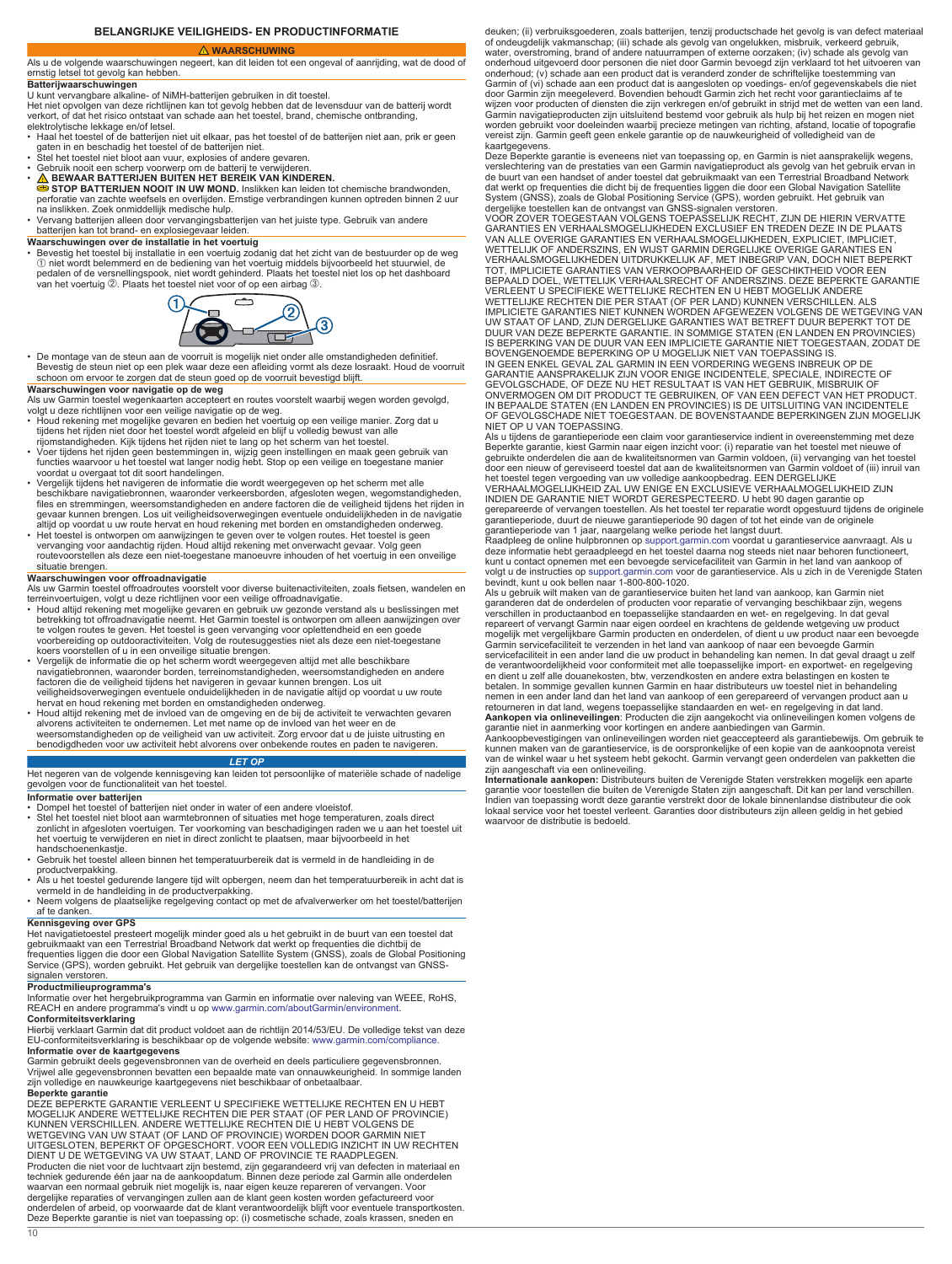## BELANGRIJKE VEILIGHEIDS- EN PRODUCTINFORMATIE

**⚠ WAARSCHUWING**

Als u de volgende waarschuwingen negeert, kan dit leiden tot een ongeval of aanrijding, wat de dood of ernstig letsel tot gevolg kan hebben.

### Batterijwaarschuwingen

U kunt vervangbare alkaline- of NiMH-batterijen gebruiken in dit toestel.

Het niet opvolgen van deze richtlijnen kan tot gevolg hebben dat de levensduur van de batterij wordt verkort, of dat het risico ontstaat van schade aan het toestel, brand, chemische ontbranding, elektrolytische lekkage en/of letsel.

- Haal het toestel of de batterijen niet uit elkaar, pas het toestel of de batterijen niet aan, prik er geen gaten in en beschadig het toestel of de batterijen niet.
- Stel het toestel niet bloot aan vuur, explosies of andere gevaren.
- Gebruik nooit een scherp voorwerp om de batterij te verwijderen.
- **⚠ BEWAAR BATTERIJEN BUITEN HET BEREIK VAN KINDEREN.**
  **STOP BATTERIJEN NOOIT IN UW MOND.** Inslikken kan leiden tot chemische brandwonden, perforatie van zachte weefsels en overlijden. Ernstige verbrandingen kunnen optreden binnen 2 uur na inslikken. Zoek onmiddellijk medische hulp.
- Vervang batterijen alleen door vervangingsbatterijen van het juiste type. Gebruik van andere batterijen kan tot brand- en explosiegevaar leiden.

### Waarschuwingen over de installatie in het voertuig

- Bevestig het toestel bij installatie in een voertuig zodanig dat het zicht van de bestuurder op de weg ① niet wordt belemmerd en de bediening van het voertuig middels bijvoorbeeld het stuurwiel, de pedalen of de versnellingspook, niet wordt gehinderd. Plaats het toestel niet los op het dashboard van het voertuig ②. Plaats het toestel niet voor of op een airbag ③.
- De montage van de steun aan de voorruit is mogelijk niet onder alle omstandigheden definitief. Bevestig de steun niet op een plek waar deze een afleiding vormt als deze losraakt. Houd de voorruit schoon om ervoor te zorgen dat de steun goed op de voorruit bevestigd blijft.

### Waarschuwingen over navigatie op de weg

Als uw Garmin toestel wegenkaarten accepteert en routes voorstelt waarbij wegen worden gevolgd, volgt u deze richtlijnen voor een veilige navigatie op de weg.

- Houd rekening met mogelijke gevaren en bedien het voertuig op een veilige manier. Zorg dat u tijdens het rijden niet door het toestel wordt afgeleid en blijf u volledig bewust van alle rijomstandigheden. Kijk tijdens het rijden niet te lang op het scherm van het toestel.
- Voer tijdens het rijden geen bestemmingen in, wijzig geen instellingen en maak geen gebruik van functies waarvoor u het toestel wat langer nodig hebt. Stop op een veilige en toegestane manier voordat u overgaat tot dit soort handelingen.
- Vergelijk tijdens het navigeren de informatie die wordt weergegeven op het scherm met alle beschikbare navigatiebronnen, waaronder verkeersborden, afgesloten wegen, wegomstandigheden, files en stremmingen, weersomstandigheden en andere factoren die de veiligheid tijdens het rijden in gevaar kunnen brengen. Los uit veiligheidsoverwegingen eventuele onduidelijkheden in de navigatie altijd op voordat u uw route hervat en houd rekening met borden en omstandigheden onderweg.
- Het toestel is ontworpen om aanwijzingen te geven over te volgen routes. Het toestel is geen vervanging voor aandachtig rijden. Houd altijd rekening met onverwacht gevaar. Volg geen routevoorstellen als deze een niet-toegestane manoeuvre inhouden of het voertuig in een onveilige situatie brengen.

### Waarschuwingen voor offroadnavigatie

Als uw Garmin toestel offroadroutes voorstelt voor diverse buitenactiviteiten, zoals fietsen, wandelen en terreinvoertuigen, volgt u deze richtlijnen voor een veilige offroadnavigatie.

- Houd altijd rekening met mogelijke gevaren en gebruik uw gezonde verstand als u beslissingen met betrekking tot offroadnavigatie neemt. Het Garmin toestel is ontworpen om alleen aanwijzingen over te volgen routes te geven. Het toestel is geen vervanging voor oplettendheid en een goede voorbereiding op outdooractiviteiten. Volg de routesuggesties niet als deze een niet-toegestane koers voorstellen of u in een onveilige situatie brengen.
- Vergelijk de informatie die op het scherm wordt weergegeven altijd met alle beschikbare navigatiebronnen, waaronder borden, terreinomstandigheden, weersomstandigheden en andere factoren die de veiligheid tijdens het navigeren in gevaar kunnen brengen. Los uit veiligheidsoverwegingen eventuele onduidelijkheden in de navigatie altijd op voordat u uw route hervat en houd rekening met borden en omstandigheden onderweg.
- Houd altijd rekening met de invloed van de omgeving en de bij de activiteit te verwachten gevaren alvorens activiteiten te ondernemen. Let met name op de invloed van het weer en de weersomstandigheden op de veiligheid van uw activiteit. Zorg ervoor dat u de juiste uitrusting en benodigdheden voor uw activiteit hebt alvorens over onbekende routes en paden te navigeren.

***LET OP***

Het negeren van de volgende kennisgeving kan leiden tot persoonlijke of materiële schade of nadelige gevolgen voor de functionaliteit van het toestel.

### Informatie over batterijen

- Dompel het toestel of batterijen niet onder in water of een andere vloeistof.
- Stel het toestel niet bloot aan warmtebronnen of situaties met hoge temperaturen, zoals direct zonlicht in afgesloten voertuigen. Ter voorkoming van beschadigingen raden we u aan het toestel uit het voertuig te verwijderen en niet in direct zonlicht te plaatsen, maar bijvoorbeeld in het handschoenenkastje.
- Gebruik het toestel alleen binnen het temperatuurbereik dat is vermeld in de handleiding in de productverpakking.
- Als u het toestel gedurende langere tijd wilt opbergen, neem dan het temperatuurbereik in acht dat is vermeld in de handleiding in de productverpakking.
- Neem volgens de plaatselijke regelgeving contact op met de afvalverwerker om het toestel/batterijen af te danken.

### Kennisgeving over GPS

Het navigatietoestel presteert mogelijk minder goed als u het gebruikt in de buurt van een toestel dat gebruikmaakt van een Terrestrial Broadband Network dat werkt op frequenties die dichtbij de frequenties liggen die door een Global Navigation Satellite System (GNSS), zoals de Global Positioning Service (GPS), worden gebruikt. Het gebruik van dergelijke toestellen kan de ontvangst van GNSS-signalen verstoren.

### Productmilieuprogramma's

Informatie over het hergebruikprogramma van Garmin en informatie over naleving van WEEE, RoHS, REACH en andere programma's vindt u op www.garmin.com/aboutGarmin/environment.

### Conformiteitsverklaring

Hierbij verklaart Garmin dat dit product voldoet aan de richtlijn 2014/53/EU. De volledige tekst van deze EU-conformiteitsverklaring is beschikbaar op de volgende website: www.garmin.com/compliance.

### Informatie over de kaartgegevens

Garmin gebruikt deels gegevensbronnen van de overheid en deels particuliere gegevensbronnen. Vrijwel alle gegevensbronnen bevatten een bepaalde mate van onnauwkeurigheid. In sommige landen zijn volledige en nauwkeurige kaartgegevens niet beschikbaar of onbetaalbaar.

### Beperkte garantie

DEZE BEPERKTE GARANTIE VERLEENT U SPECIFIEKE WETTELIJKE RECHTEN EN U HEBT MOGELIJK ANDERE WETTELIJKE RECHTEN DIE PER STAAT (OF PER LAND OF PROVINCIE) KUNNEN VERSCHILLEN. ANDERE WETTELIJKE RECHTEN DIE U HEBT VOLGENS DE WETGEVING VAN UW STAAT (OF LAND OF PROVINCIE) WORDEN DOOR GARMIN NIET UITGESLOTEN, BEPERKT OF OPGESCHORT. VOOR EEN VOLLEDIG INZICHT IN UW RECHTEN DIENT U DE WETGEVING VA UW STAAT, LAND OF PROVINCIE TE RAADPLEGEN.

Producten die niet voor de luchtvaart zijn bestemd, zijn gegarandeerd vrij van defecten in materiaal en techniek gedurende één jaar na de aankoopdatum. Binnen deze periode zal Garmin alle onderdelen waarvan een normaal gebruik niet mogelijk is, naar eigen keuze repareren of vervangen. Voor dergelijke reparaties of vervangingen zullen aan de klant geen kosten worden gefactureerd voor onderdelen of arbeid, op voorwaarde dat de klant verantwoordelijk blijft voor eventuele transportkosten. Deze Beperkte garantie is niet van toepassing op: (i) cosmetische schade, zoals krassen, sneden en deuken; (ii) verbruiksgoederen, zoals batterijen, tenzij productschade het gevolg is van defect materiaal of ondeugdelijk vakmanschap; (iii) schade als gevolg van ongelukken, misbruik, verkeerd gebruik, water, overstroming, brand of andere natuurrampen of externe oorzaken; (iv) schade als gevolg van onderhoud uitgevoerd door personen die niet door Garmin bevoegd zijn verklaard tot het uitvoeren van onderhoud; (v) schade aan een product dat is veranderd zonder de schriftelijke toestemming van Garmin of (vi) schade aan een product dat is aangesloten op voedings- en/of gegevenskabels die niet door Garmin zijn meegeleverd. Bovendien behoudt Garmin zich het recht voor garantieclaims af te wijzen voor producten of diensten die zijn verkregen en/of gebruikt in strijd met de wetten van een land. Garmin navigatieproducten zijn uitsluitend bestemd voor gebruik als hulp bij het reizen en mogen niet worden gebruikt voor doeleinden waarbij precieze metingen van richting, afstand, locatie of topografie vereist zijn. Garmin geeft geen enkele garantie op de nauwkeurigheid of volledigheid van de kaartgegevens.

Deze Beperkte garantie is eveneens niet van toepassing op, en Garmin is niet aansprakelijk wegens, verslechtering van de prestaties van een Garmin navigatieproduct als gevolg van het gebruik ervan in de buurt van een handset of ander toestel dat gebruikmaakt van een Terrestrial Broadband Network dat werkt op frequenties die dicht bij de frequenties liggen die door een Global Navigation Satellite System (GNSS), zoals de Global Positioning Service (GPS), worden gebruikt. Het gebruik van dergelijke toestellen kan de ontvangst van GNSS-signalen verstoren.

VOOR ZOVER TOEGESTAAN VOLGENS TOEPASSELIJK RECHT, ZIJN DE HIERIN VERVATTE GARANTIES EN VERHAALSMOGELIJKHEDEN EXCLUSIEF EN TREDEN DEZE IN DE PLAATS VAN ALLE OVERIGE GARANTIES EN VERHAALSMOGELIJKHEDEN, EXPLICIET, IMPLICIET, WETTELIJK OF ANDERSZINS, EN WIJST GARMIN DERGELIJKE OVERIGE GARANTIES EN VERHAALSMOGELIJKHEDEN UITDRUKKELIJK AF, MET INBEGRIP VAN, DOCH NIET BEPERKT TOT, IMPLICIETE GARANTIES VAN VERKOOPBAARHEID OF GESCHIKTHEID VOOR EEN BEPAALD DOEL, WETTELIJK VERHAALSRECHT OF ANDERSZINS. DEZE BEPERKTE GARANTIE VERLEENT U SPECIFIEKE WETTELIJKE RECHTEN EN U HEBT MOGELIJK ANDERE WETTELIJKE RECHTEN DIE PER STAAT (OF PER LAND) KUNNEN VERSCHILLEN. ALS IMPLICIETE GARANTIES NIET KUNNEN WORDEN AFGEWEZEN VOLGENS DE WETGEVING VAN UW STAAT OF LAND, ZIJN DERGELIJKE GARANTIES WAT BETREFT DUUR BEPERKT TOT DE DUUR VAN DEZE BEPERKTE GARANTIE. IN SOMMIGE STATEN (EN LANDEN EN PROVINCIES) IS BEPERKING VAN DE DUUR VAN EEN IMPLICIETE GARANTIE NIET TOEGESTAAN, ZODAT DE BOVENGENOEMDE BEPERKING OP U MOGELIJK NIET VAN TOEPASSING IS.

IN GEEN ENKEL GEVAL ZAL GARMIN IN EEN VORDERING WEGENS INBREUK OP DE GARANTIE AANSPRAKELIJK ZIJN VOOR ENIGE INCIDENTELE, SPECIALE, INDIRECTE OF GEVOLGSCHADE, OF DEZE NU HET RESULTAAT IS VAN HET GEBRUIK, MISBRUIK OF ONVERMOGEN OM DIT PRODUCT TE GEBRUIKEN, OF VAN EEN DEFECT VAN HET PRODUCT. IN BEPAALDE STATEN (EN LANDEN EN PROVINCIES) IS DE UITSLUITING VAN INCIDENTELE OF GEVOLGSCHADE NIET TOEGESTAAN. DE BOVENSTAANDE BEPERKINGEN ZIJN MOGELIJK NIET OP U VAN TOEPASSING.

Als u tijdens de garantieperiode een claim voor garantieservice indient in overeenstemming met deze Beperkte garantie, kiest Garmin naar eigen inzicht voor: (i) reparatie van het toestel met nieuwe of gebruikte onderdelen die aan de kwaliteitsnormen van Garmin voldoen, (ii) vervanging van het toestel door een nieuw of gereviseerd toestel dat aan de kwaliteitsnormen van Garmin voldoet of (iii) inruil van het toestel tegen vergoeding van uw volledige aankoopbedrag. EEN DERGELIJKE VERHAALMOGELIJKHEID ZAL UW ENIGE EN EXCLUSIEVE VERHAALMOGELIJKHEID ZIJN INDIEN DE GARANTIE NIET WORDT GERESPECTEERD. U hebt 90 dagen garantie op gerepareerde of vervangen toestellen. Als het toestel ter reparatie wordt opgestuurd tijdens de originele garantieperiode, duurt de nieuwe garantieperiode 90 dagen of tot het einde van de originele garantieperiode van 1 jaar, naargelang welke periode het langst duurt.

Raadpleeg de online hulpbronnen op support.garmin.com voordat u garantieservice aanvraagt. Als u deze informatie hebt geraadpleegd en het toestel daarna nog steeds niet naar behoren functioneert, kunt u contact opnemen met een bevoegde servicefaciliteit van Garmin in het land van aankoop of volgt u de instructies op support.garmin.com voor de garantieservice. Als u zich in de Verenigde Staten bevindt, kunt u ook bellen naar 1-800-800-1020.

Als u gebruik wilt maken van de garantieservice buiten het land van aankoop, kan Garmin niet garanderen dat de onderdelen of producten voor reparatie of vervanging beschikbaar zijn, wegens verschillen in productaanbod en toepasselijke standaarden en wet- en regelgeving. In dat geval repareert of vervangt Garmin naar eigen oordeel en krachtens de geldende wetgeving uw product mogelijk met vergelijkbare Garmin producten en onderdelen, of dient u uw product naar een bevoegde Garmin servicefaciliteit te verzenden in het land van aankoop of naar een bevoegde Garmin servicefaciliteit in een ander land die uw product in behandeling kan nemen. In dat geval draagt u zelf de verantwoordelijkheid voor conformiteit met alle toepasselijke import- en exportwet- en regelgeving en dient u zelf alle douanekosten, btw, verzendkosten en andere extra belastingen en kosten te betalen. In sommige gevallen kunnen Garmin en haar distributeurs uw toestel niet in behandeling nemen in een ander land dan het land van aankoop of een gerepareerd of vervangen product aan u retourneren in dat land, wegens toepasselijke standaarden en wet- en regelgeving in dat land.

**Aankopen via onlineveilingen**: Producten die zijn aangekocht via onlineveilingen komen volgens de garantie niet in aanmerking voor kortingen en andere aanbiedingen van Garmin. Aankoopbevestigingen van onlineveilingen worden niet geaccepteerd als garantiebewijs. Om gebruik te kunnen maken van de garantieservice, is de oorspronkelijke of een kopie van de aankoopnota vereist van de winkel waar u het systeem hebt gekocht. Garmin vervangt geen onderdelen van pakketten die zijn aangeschaft via een onlineveiling.

**Internationale aankopen:** Distributeurs buiten de Verenigde Staten verstrekken mogelijk een aparte garantie voor toestellen die buiten de Verenigde Staten zijn aangeschaft. Dit kan per land verschillen. Indien van toepassing wordt deze garantie verstrekt door de lokale binnenlandse distributeur die ook lokaal service voor het toestel verleent. Garanties door distributeurs zijn alleen geldig in het gebied waarvoor de distributie is bedoeld.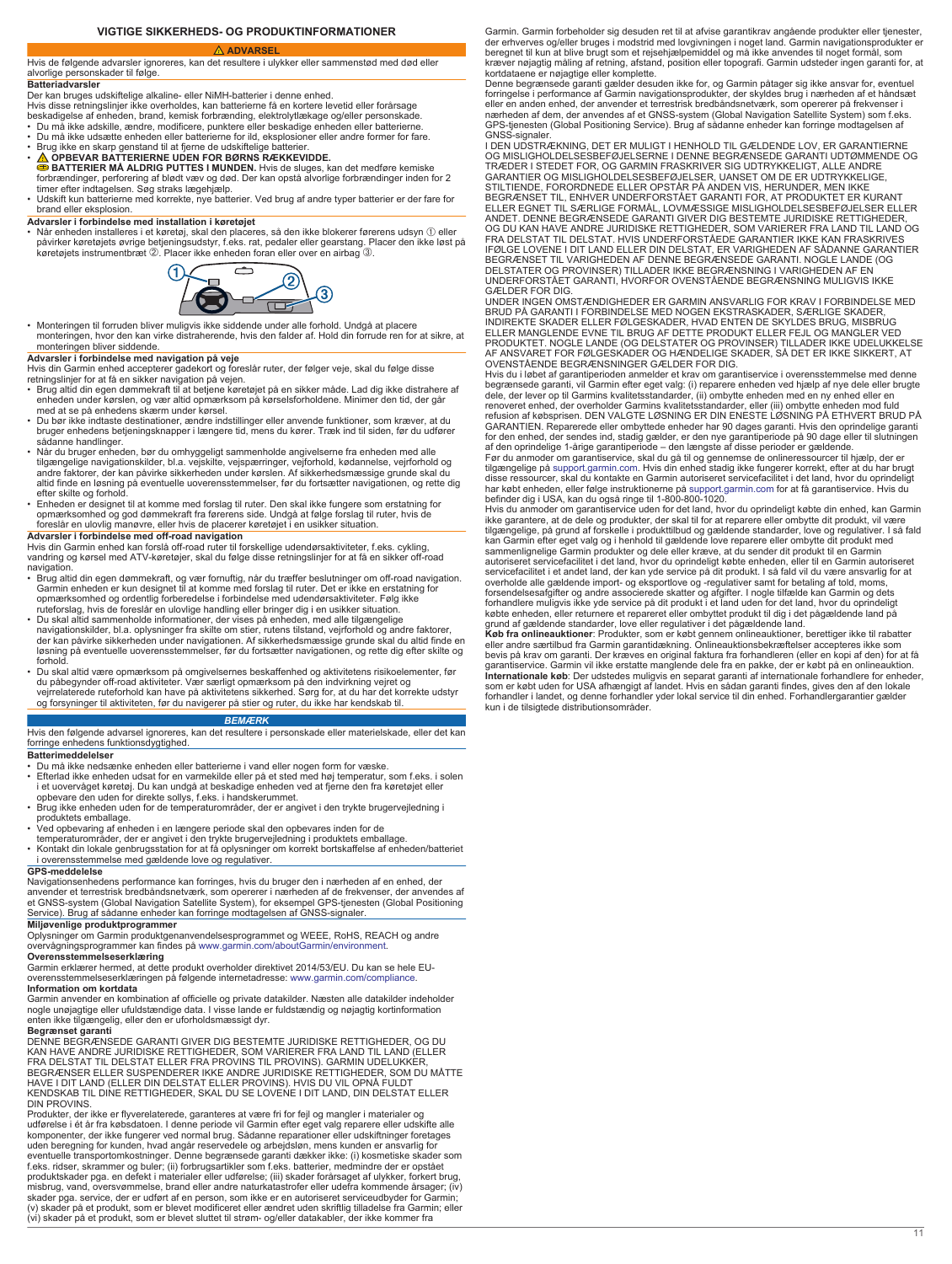# VIGTIGE SIKKERHEDS- OG PRODUKTINFORMATIONER

**⚠ ADVARSEL**

Hvis de følgende advarsler ignoreres, kan det resultere i ulykker eller sammenstød med død eller alvorlige personskader til følge.

**Batteriadvarsler**

Der kan bruges udskiftelige alkaline- eller NiMH-batterier i denne enhed.

Hvis disse retningslinjer ikke overholdes, kan batterierne få en kortere levetid eller forårsage beskadigelse af enheden, brand, kemisk forbrænding, elektrolytlækage og/eller personskade.

- Du må ikke adskille, ændre, modificere, punktere eller beskadige enheden eller batterierne.
- Du må ikke udsætte enheden eller batterierne for ild, eksplosioner eller andre former for fare.
- Brug ikke en skarp genstand til at fjerne de udskiftelige batterier.
- **⚠ OPBEVAR BATTERIERNE UDEN FOR BØRNS RÆKKEVIDDE.**
  **BATTERIER MÅ ALDRIG PUTTES I MUNDEN.** Hvis de sluges, kan det medføre kemiske forbrændinger, perforering af blødt væv og død. Der kan opstå alvorlige forbrændinger inden for 2 timer efter indtagelsen. Søg straks lægehjælp.
- Udskift kun batterierne med korrekte, nye batterier. Ved brug af andre typer batterier er der fare for brand eller eksplosion.

**Advarsler i forbindelse med installation i køretøjet**

- Når enheden installeres i et køretøj, skal den placeres, så den ikke blokerer førerens udsyn ① eller påvirker køretøjets øvrige betjeningsudstyr, f.eks. rat, pedaler eller gearstang. Placer den ikke løst på køretøjets instrumentbræt ②. Placer ikke enheden foran eller over en airbag ③.
- Monteringen til forruden bliver muligvis ikke siddende under alle forhold. Undgå at placere monteringen, hvor den kan virke distraherende, hvis den falder af. Hold din forrude ren for at sikre, at monteringen bliver siddende.

**Advarsler i forbindelse med navigation på veje**

Hvis din Garmin enhed accepterer gadekort og foreslår ruter, der følger veje, skal du følge disse retningslinjer for at få en sikker navigation på vejen.

- Brug altid din egen dømmekraft til at betjene køretøjet på en sikker måde. Lad dig ikke distrahere af enheden under kørslen, og vær altid opmærksom på kørselsforholdene. Minimer den tid, der går med at se på enhedens skærm under kørsel.
- Du bør ikke indtaste destinationer, ændre indstillinger eller anvende funktioner, som kræver, at du bruger enhedens betjeningsknapper i længere tid, mens du kører. Træk ind til siden, før du udfører sådanne handlinger.
- Når du bruger enheden, bør du omhyggeligt sammenholde angivelserne fra enheden med alle tilgængelige navigationskilder, bl.a. vejskilte, vejspærringer, vejforhold, kødannelse, vejrforhold og andre faktorer, der kan påvirke sikkerheden under kørslen. Af sikkerhedsmæssige grunde skal du altid finde en løsning på eventuelle uoverensstemmelser, før du fortsætter navigationen, og rette dig efter skilte og forhold.
- Enheden er designet til at komme med forslag til ruter. Den skal ikke fungere som erstatning for opmærksomhed og god dømmekraft fra førerens side. Undgå at følge forslag til ruter, hvis de foreslår en ulovlig manøvre, eller hvis de placerer køretøjet i en usikker situation.

**Advarsler i forbindelse med off-road navigation**

Hvis din Garmin enhed kan forslå off-road ruter til forskellige udendørsaktiviteter, f.eks. cykling, vandring og kørsel med ATV-køretøjer, skal du følge disse retningslinjer for at få en sikker off-road navigation.

- Brug altid din egen dømmekraft, og vær fornuftig, når du træffer beslutninger om off-road navigation. Garmin enheden er kun designet til at komme med forslag til ruter. Det er ikke en erstatning for opmærksomhed og ordentlig forberedelse i forbindelse med udendørsaktiviteter. Følg ikke ruteforslag, hvis de foreslår en ulovlige handling eller bringer dig i en usikker situation.
- Du skal altid sammenholde informationer, der vises på enheden, med alle tilgængelige navigationskilder, bl.a. oplysninger fra skilte om stier, rutens tilstand, vejrforhold og andre faktorer, der kan påvirke sikkerheden under navigationen. Af sikkerhedsmæssige grunde skal du altid finde en løsning på eventuelle uoverensstemmelser, før du fortsætter navigationen, og rette dig efter skilte og forhold.
- Du skal altid være opmærksom på omgivelsernes beskaffenhed og aktivitetens risikoelementer, før du påbegynder off-road aktiviteter. Vær særligt opmærksom på den indvirkning vejret og vejrrelaterede ruteforhold kan have på aktivitetens sikkerhed. Sørg for, at du har det korrekte udstyr og forsyninger til aktiviteten, før du navigerer på stier og ruter, du ikke har kendskab til.

***BEMÆRK***

Hvis den følgende advarsel ignoreres, kan det resultere i personskade eller materielskade, eller det kan forringe enhedens funktionsdygtighed.

**Batterimeddelelser**

- Du må ikke nedsænke enheden eller batterierne i vand eller nogen form for væske.
- Efterlad ikke enheden udsat for en varmekilde eller på et sted med høj temperatur, som f.eks. i solen i et uovervåget køretøj. Du kan undgå at beskadige enheden ved at fjerne den fra køretøjet eller opbevare den uden for direkte sollys, f.eks. i handskerummet.
- Brug ikke enheden uden for de temperaturområder, der er angivet i den trykte brugervejledning i produktets emballage.
- Ved opbevaring af enheden i en længere periode skal den opbevares inden for de temperaturområder, der er angivet i den trykte brugervejledning i produktets emballage.
- Kontakt din lokale genbrugsstation for at få oplysninger om korrekt bortskaffelse af enheden/batteriet i overensstemmelse med gældende love og regulativer.

**GPS-meddelelse**

Navigationsenhedens performance kan forringes, hvis du bruger den i nærheden af en enhed, der anvender et terrestrisk bredbåndsnetværk, som opererer i nærheden af de frekvenser, der anvendes af et GNSS-system (Global Navigation Satellite System), for eksempel GPS-tjenesten (Global Positioning Service). Brug af sådanne enheder kan forringe modtagelsen af GNSS-signaler.

**Miljøvenlige produktprogrammer**

Oplysninger om Garmin produktgenanvendelsesprogrammet og WEEE, RoHS, REACH og andre overvågningsprogrammer kan findes på www.garmin.com/aboutGarmin/environment.

**Overensstemmelseserklæring**

Garmin erklærer hermed, at dette produkt overholder direktivet 2014/53/EU. Du kan se hele EU-overensstemmelseserklæringen på følgende internetadresse: www.garmin.com/compliance.

**Information om kortdata**

Garmin anvender en kombination af officielle og private datakilder. Næsten alle datakilder indeholder nogle unøjagtige eller ufuldstændige data. I visse lande er fuldstændig og nøjagtig kortinformation enten ikke tilgængelig, eller den er uforholdsmæssigt dyr.

**Begrænset garanti**

DENNE BEGRÆNSEDE GARANTI GIVER DIG BESTEMTE JURIDISKE RETTIGHEDER, OG DU KAN HAVE ANDRE JURIDISKE RETTIGHEDER, SOM VARIERER FRA LAND TIL LAND (ELLER FRA DELSTAT TIL DELSTAT ELLER FRA PROVINS TIL PROVINS). GARMIN UDELUKKER, BEGRÆNSER ELLER SUSPENDERER IKKE ANDRE JURIDISKE RETTIGHEDER, SOM DU MÅTTE HAVE I DIT LAND (ELLER DIN DELSTAT ELLER PROVINS). HVIS DU VIL OPNÅ FULDT KENDSKAB TIL DINE RETTIGHEDER, SKAL DU SE LOVENE I DIT LAND, DIN DELSTAT ELLER DIN PROVINS.

Produkter, der ikke er flyverelaterede, garanteres at være fri for fejl og mangler i materialer og udførelse i ét år fra købsdatoen. I denne periode vil Garmin efter eget valg reparere eller udskifte alle komponenter, der ikke fungerer ved normal brug. Sådanne reparationer eller udskiftninger foretages uden beregning for kunden, hvad angår reservedele og arbejdsløn, mens kunden er ansvarlig for eventuelle transportomkostninger. Denne begrænsede garanti dækker ikke: (i) kosmetiske skader som f.eks. ridser, skrammer og buler; (ii) forbrugsartikler som f.eks. batterier, medmindre der er opstået produktskader pga. en defekt i materialer eller udførelse; (iii) skader forårsaget af ulykker, forkert brug, misbrug, vand, oversvømmelse, brand eller andre naturkatastrofer eller udefra kommende årsager; (iv) skader pga. service, der er udført af en person, som ikke er en autoriseret serviceudbyder for Garmin; (v) skader på et produkt, som er blevet modificeret eller ændret uden skriftlig tilladelse fra Garmin; eller (vi) skader på et produkt, som er blevet sluttet til strøm- og/eller datakabler, der ikke kommer fra Garmin. Garmin forbeholder sig desuden ret til at afvise garantikrav angående produkter eller tjenester, der erhverves og/eller bruges i modstrid med lovgivningen i noget land. Garmin navigationsprodukter er beregnet til kun at blive brugt som et rejsehjælpemiddel og må ikke anvendes til noget formål, som kræver nøjagtig måling af retning, afstand, position eller topografi. Garmin udsteder ingen garanti for, at kortdataene er nøjagtige eller komplette.

Denne begrænsede garanti gælder desuden ikke for, og Garmin påtager sig ikke ansvar for, eventuel forringelse i performance af Garmin navigationsprodukter, der skyldes brug i nærheden af et håndsæt eller en anden enhed, der anvender et terrestrisk bredbåndsnetværk, som opererer på frekvenser i nærheden af dem, der anvendes af et GNSS-system (Global Navigation Satellite System) som f.eks. GPS-tjenesten (Global Positioning Service). Brug af sådanne enheder kan forringe modtagelsen af GNSS-signaler.

I DEN UDSTRÆKNING, DET ER MULIGT I HENHOLD TIL GÆLDENDE LOV, ER GARANTIERNE OG MISLIGHOLDELSESBEFØJELSERNE I DENNE BEGRÆNSEDE GARANTI UDTØMMENDE OG TRÆDER I STEDET FOR, OG GARMIN FRASKRIVER SIG UDTRYKKELIGT, ALLE ANDRE GARANTIER OG MISLIGHOLDELSESBEFØJELSER, UANSET OM DE ER UDTRYKKELIGE, STILTIENDE, FORORDNEDE ELLER OPSTÅR PÅ ANDEN VIS, HERUNDER, MEN IKKE BEGRÆNSET TIL, ENHVER UNDERFORSTÅET GARANTI FOR, AT PRODUKTET ER KURANT ELLER EGNET TIL SÆRLIGE FORMÅL, LOVMÆSSIGE MISLIGHOLDELSESBEFØJELSER ELLER ANDET. DENNE BEGRÆNSEDE GARANTI GIVER DIG BESTEMTE JURIDISKE RETTIGHEDER, OG DU KAN HAVE ANDRE JURIDISKE RETTIGHEDER, SOM VARIERER FRA LAND TIL LAND OG FRA DELSTAT TIL DELSTAT. HVIS UNDERFORSTÅEDE GARANTIER IKKE KAN FRASKRIVES IFØLGE LOVENE I DIT LAND ELLER DIN DELSTAT, ER VARIGHEDEN AF SÅDANNE GARANTIER BEGRÆNSET TIL VARIGHEDEN AF DENNE BEGRÆNSEDE GARANTI. NOGLE LANDE (OG DELSTATER OG PROVINSER) TILLADER IKKE BEGRÆNSNING I VARIGHEDEN AF EN UNDERFORSTÅET GARANTI, HVORFOR OVENSTÅENDE BEGRÆNSNING MULIGVIS IKKE GÆLDER FOR DIG.

UNDER INGEN OMSTÆNDIGHEDER ER GARMIN ANSVARLIG FOR KRAV I FORBINDELSE MED BRUD PÅ GARANTI I FORBINDELSE MED NOGEN EKSTRASKADER, SÆRLIGE SKADER, INDIREKTE SKADER ELLER FØLGESKADER, HVAD ENTEN DE SKYLDES BRUG, MISBRUG ELLER MANGLENDE EVNE TIL BRUG AF DETTE PRODUKT ELLER FEJL OG MANGLER VED PRODUKTET. NOGLE LANDE (OG DELSTATER OG PROVINSER) TILLADER IKKE UDELUKKELSE AF ANSVARET FOR FØLGESKADER OG HÆNDELIGE SKADER, SÅ DET ER IKKE SIKKERT, AT OVENSTÅENDE BEGRÆNSNINGER GÆLDER FOR DIG.

Hvis du i løbet af garantiperioden anmelder et krav om garantiservice i overensstemmelse med denne begrænsede garanti, vil Garmin efter eget valg: (i) reparere enheden ved hjælp af nye dele eller brugte dele, der lever op til Garmins kvalitetsstandarder, (ii) ombytte enheden med en ny enhed eller en renoveret enhed, der overholder Garmins kvalitetsstandarder, eller (iii) ombytte enheden mod fuld refusion af købsprisen. DEN VALGTE LØSNING ER DIN ENESTE LØSNING PÅ ETHVERT BRUD PÅ GARANTIEN. Reparerede eller ombyttede enheder har 90 dages garanti. Hvis den oprindelige garanti for den enhed, der sendes ind, stadig gælder, er den nye garantiperiode på 90 dage eller til slutningen af den oprindelige 1-årige garantiperiode – den længste af disse perioder er gældende.

Før du anmoder om garantiservice, skal du gå til og gennemse de onlineressourcer til hjælp, der er tilgængelige på support.garmin.com. Hvis din enhed stadig ikke fungerer korrekt, efter at du har brugt disse ressourcer, skal du kontakte en Garmin autoriseret servicefacilitet i det land, hvor du oprindeligt har købt enheden, eller følge instruktionerne på support.garmin.com for at få garantiservice. Hvis du befinder dig i USA, kan du også ringe til 1-800-800-1020.

Hvis du anmoder om garantiservice uden for det land, hvor du oprindeligt købte din enhed, kan Garmin ikke garantere, at de dele og produkter, der skal til for at reparere eller ombytte dit produkt, vil være tilgængelige, på grund af forskelle i produkttilbud og gældende standarder, love og regulativer. I så fald kan Garmin efter eget valg og i henhold til gældende love reparere eller ombytte dit produkt med sammenlignelige Garmin produkter og dele eller kræve, at du sender dit produkt til en Garmin autoriseret servicefacilitet i det land, hvor du oprindeligt købte enheden, eller til en Garmin autoriseret servicefacilitet i et andet land, der kan yde service på dit produkt. I så fald vil du være ansvarlig for at overholde alle gældende import- og eksportlove og -regulativer samt for betaling af told, moms, forsendelsesafgifter og andre associerede skatter og afgifter. I nogle tilfælde kan Garmin og dets forhandlere muligvis ikke yde service på dit produkt i et land uden for det land, hvor du oprindeligt købte enheden, eller returnere et repareret eller ombyttet produkt til dig i det pågældende land på grund af gældende standarder, love eller regulativer i det pågældende land.

**Køb fra onlineauktioner**: Produkter, som er købt gennem onlineauktioner, berettiger ikke til rabatter eller andre særtilbud fra Garmin garantidækning. Onlineauktionsbekræftelser accepteres ikke som bevis på krav om garanti. Der kræves en original faktura fra forhandleren (eller en kopi af den) for at få garantiservice. Garmin vil ikke erstatte manglende dele fra en pakke, der er købt på en onlineauktion.

**Internationale køb**: Der udstedes muligvis en separat garanti af internationale forhandlere for enheder, som er købt uden for USA afhængigt af landet. Hvis en sådan garanti findes, gives den af den lokale forhandler i landet, og denne forhandler yder lokal service til din enhed. Forhandlergarantier gælder kun i de tilsigtede distributionsområder.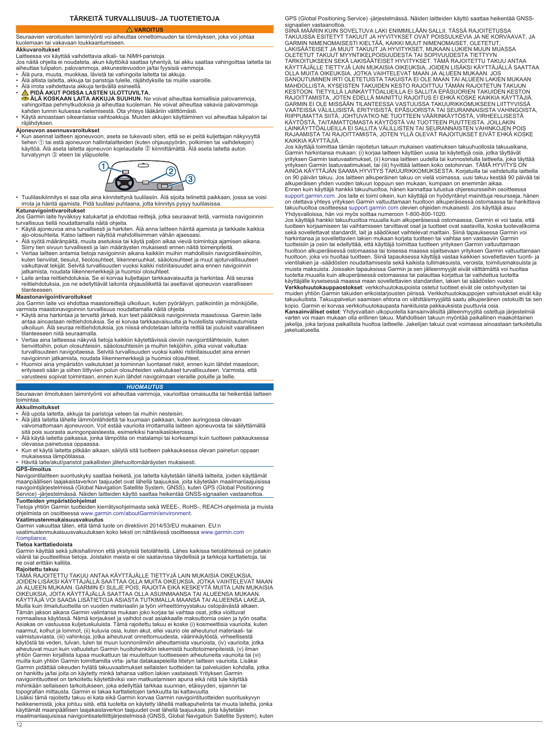# TÄRKEITÄ TURVALLISUUS- JA TUOTETIETOJA

**⚠ VAROITUS**

Seuraavien varoitusten laiminlyönti voi aiheuttaa onnettomuuden tai törmäyksen, joka voi johtaa kuolemaan tai vakavaan loukkaantumiseen.

**Akkuvaroitukset**

Laitteessa voi käyttää vaihdettavia alkali- tai NiMH-paristoja.

Jos näitä ohjeita ei noudateta, akun käyttöikä saattaa lyhentyä, tai akku saattaa vahingoittaa laitetta tai aiheuttaa tulipalon, palovammoja, akkunestevuodon ja/tai fyysisiä vammoja.

- Älä pura, muuta, muokkaa, lävistä tai vahingoita laitetta tai akkuja.
- Älä altista laitetta, akkuja tai paristoja tulelle, räjähdyksille tai muille vaaroille.
- Älä irrota vaihdettavia akkuja terävällä esineellä.
- **⚠ PIDÄ AKUT POISSA LASTEN ULOTTUVILTA.**
  **ÄLÄ KOSKAAN LAITA AKKUJA SUUHUN.** Ne voivat aiheuttaa kemiallisia palovammoja, vahingoittaa pehmytkudoksia ja aiheuttaa kuoleman. Ne voivat aiheuttaa vakavia palovammoja kahden tunnin kuluessa nielemisestä. Ota yhteys lääkäriin välittömästi.
- Käytä ainoastaan oikeanlaisia vaihtoakkuja. Muiden akkujen käyttäminen voi aiheuttaa tulipalon tai räjähdyksen.

**Ajoneuvon asennusvaroitukset**

- Kun asennat laitteen ajoneuvoon, aseta se tukevasti siten, että se ei peitä kuljettajan näkyvyyttä tiehen ① tai estä ajoneuvon hallintalaitteiden (kuten ohjauspyörän, polkimien tai vaihdekepin) käyttöä. Älä aseta laitetta ajoneuvon kojelaudalle ② kiinnittämättä. Älä aseta laitetta auton turvatyynyn ③ eteen tai yläpuolelle.
- Tuulilasikiinnitys ei saa olla aina kiinnitettynä tuulilasiin. Älä sijoita telinettä paikkaan, jossa se voisi irrota ja häiritä ajamista. Pidä tuulilasi puhtaana, jotta kiinnitys pysyy tuulilasissa.

**Katunavigointivaroitukset**

Jos Garmin laite hyväksyy katukartat ja ehdottaa reittejä, jotka seuraavat teitä, varmista navigoinnin turvallisuus tiellä noudattamalla näitä ohjeita.

- Käytä ajoneuvoa aina turvallisesti ja harkiten. Älä anna laitteen häiritä ajamista ja tarkkaile kaikkia ajo-olosuhteita. Katso laitteen näyttöä mahdollisimman vähän ajaessasi.
- Älä syötä määränpäitä, muuta asetuksia tai käytä paljon aikaa vieviä toimintoja ajamisen aikana. Siirry tien sivuun turvallisesti ja lain määräysten mukaisesti ennen näitä toimenpiteitä.
- Vertaa laitteen antamia tietoja navigoinnin aikana kaikkiin muihin mahdollisiin navigointikeinoihin, kuten tienviitat, tiesulut, tieolosuhteet, liikenneruuhkat, sääolosuhteet ja muut ajoturvallisuuteen vaikuttavat tekijät. Selvitä turvallisuuden vuoksi kaikki ristiriitaisuudet aina ennen navigoinnin jatkamista, noudata liikennemerkkejä ja huomioi olosuhteet.
- Laite antaa reittiehdotuksia. Se ei korvaa kuljettajan tarkkaavaisuutta ja harkintaa. Älä seuraa reittiehdotuksia, jos ne edellyttävät laitonta ohjausliikettä tai asettavat ajoneuvon vaaralliseen tilanteeseen.

**Maastonavigointivaroitukset**

Jos Garmin laite voi ehdottaa maastoreittejä ulkoiluun, kuten pyöräilyyn, patikointiin ja mönkijöille, varmista maastonavigoinnin turvallisuus noudattamalla näitä ohjeita.

- Käytä aina harkintaa ja tervettä järkeä, kun teet päätöksiä navigoinnista maastossa. Garmin laite antaa ainoastaan reittiehdotuksia. Se ei korvaa tarkkaavaisuutta ja huolellista valmistautumista ulkoiluun. Älä seuraa reittiehdotuksia, jos niissä ehdotetaan laitonta reittiä tai joutuisit vaaralliseen tilanteeseen niitä seuraamalla.
- Vertaa aina laitteessa näkyviä tietoja kaikkiin käytettävissä oleviin navigointilähteisiin, kuten tienviittoihin, polun olosuhteisiin, sääolosuhteisiin ja muihin tekijöihin, jotka voivat vaikuttaa turvallisuuteen navigoitaessa. Selvitä turvallisuuden vuoksi kaikki ristiriitaisuudet aina ennen navigoinnin jatkamista, noudata liikennemerkkejä ja huomioi olosuhteet.
- Huomioi aina ympäristön vaikutukset ja toiminnan luontaiset riskit, ennen kuin lähdet maastoon, erityisesti sään ja siihen liittyvien polun olosuhteiden vaikutukset turvallisuuteen. Varmista, että varusteesi sopivat toimintaan, ennen kuin lähdet navigoimaan vieraille poluille ja teille.

***HUOMAUTUS***

Seuraavan ilmoituksen laiminlyönti voi aiheuttaa vammoja, vaurioittaa omaisuutta tai heikentää laitteen toimintaa.

**Akkuilmoitukset**

- Älä upota laitetta, akkuja tai paristoja veteen tai muihin nesteisiin.
- Älä jätä laitetta lähelle lämmönlähdettä tai kuumaan paikkaan, kuten auringossa olevaan valvomattomaan ajoneuvoon. Voit estää vaurioita irrottamalla laitteen ajoneuvosta tai säilyttämällä sitä pois suorasta auringonpaisteesta, esimerkiksi hansikaslokerossa.
- Älä käytä laitetta paikassa, jonka lämpötila on matalampi tai korkeampi kuin tuotteen pakkauksessa olevassa painetussa oppaassa.
- Kun et käytä laitetta pitkään aikaan, säilytä sitä tuotteen pakkauksessa olevan painetun oppaan mukaisessa lämpötilassa.
- Hävitä laite/akut/paristot paikallisten jätehuoltomääräysten mukaisesti.

**GPS-ilmoitus**

Navigointilaitteen suorituskyky saattaa heiketä, jos laitetta käytetään lähellä laitteita, joiden käyttämät maanpäällisen laajakaistaverkon taajuudet ovat lähellä taajuuksia, joita käytetään maailmanlaajuisissa navigointijärjestelmissä (Global Navigation Satellite System, GNSS), kuten GPS (Global Positioning Service) -järjestelmässä. Näiden laitteiden käyttö saattaa heikentää GNSS-signaalien vastaanottoa.

**Tuotteiden ympäristöohjelmat**

Tietoja yhtiön Garmin tuotteiden kierrätysohjelmasta sekä WEEE-, RoHS-, REACH-ohjelmista ja muista ohjelmista on osoitteessa www.garmin.com/aboutGarmin/environment.

**Vaatimustenmukaisuusvakuutus**

Garmin vakuuttaa täten, että tämä tuote on direktiivin 2014/53/EU mukainen. EU:n vaatimustenmukaisuusvakuutuksen koko teksti on nähtävissä osoitteessa www.garmin.com/compliance.

**Tietoa karttatiedoista**

Garmin käyttää sekä julkishallinnon että yksityisiä tietolähteitä. Lähes kaikissa tietolähteissä on joitakin vääriä tai puutteellisia tietoja. Joistakin maista ei ole saatavissa täydellisiä ja tarkkoja karttatietoja, tai ne ovat erittäin kalliita.

**Rajoitettu takuu**

TÄMÄ RAJOITETTU TAKUU ANTAA KÄYTTÄJÄLLE TIETTYJÄ LAIN MUKAISIA OIKEUKSIA, JOIDEN LISÄKSI KÄYTTÄJÄLLÄ SAATTAA OLLA MUITA OIKEUKSIA, JOTKA VAIHTELEVAT MAAN JA ALUEEN MUKAAN. GARMIN EI SULJE POIS, RAJOITA EIKÄ KESKEYTÄ MUITA LAIN MUKAISIA OIKEUKSIA, JOITA KÄYTTÄJÄLLÄ SAATTAA OLLA ASUINMAANSA TAI ALUEENSA MUKAAN. KÄYTTÄJÄ VOI SAADA LISÄTIETOJA ASIASTA TUTKIMALLA MAANSA TAI ALUEENSA LAKEJA.

Muilla kuin ilmailutuotteilla on vuoden materiaalin ja työn virheettömyystakuu ostopäivästä alkaen. Tämän jakson aikana Garmin valintansa mukaan joko korjaa tai vaihtaa osat, jotka vioittuvat normaalissa käytössä. Nämä korjaukset ja vaihdot ovat asiakkaalle maksuttomia osien ja työn osalta. Asiakas on vastuussa kuljetuskuluista. Tämä rajoitettu takuu ei koske (i) kosmeettisia vaurioita, kuten naarmut, kolhut ja lommot, (ii) kuluvia osia, kuten akut, ellei vaurio ole aiheutunut materiaali- tai valmistusviasta, (iii) vahinkoja, jotka aiheutuvat onnettomuudesta, väärinkäytöstä, virheellisestä käytöstä tai veden, tulvan, tulen tai muun luonnonilmiön aiheuttamista vaurioista, (iv) vaurioita, jotka aiheutuvat muun kuin valtuutetun Garmin huoltohenkilön tekemistä huoltotoimenpiteistä, (v) ilman yhtiön Garmin kirjallista lupaa muokattuun tai muutettuun tuotteeseen aiheutuneita vaurioita tai (vi) muilla kuin yhtiön Garmin toimittamilla virta- ja/tai datakaapeleilla liitetyn laitteen vaurioita. Lisäksi Garmin pidättää oikeuden hylätä takuuvaatimukset sellaisten tuotteiden tai palveluiden kohdalla, jotka on hankittu ja/tai joita on käytetty minkä tahansa valtion lakien vastaisesti.Yrityksen Garmin navigointituotteet on tarkoitettu käytettäviksi vain matkustamisen apuna eikä niitä tule käyttää mihinkään sellaiseen tarkoitukseen, joka edellyttää tarkkaa suunnan, etäisyyden, sijainnin tai topografian mittausta. Garmin ei takaa karttatietojen tarkkuutta tai kattavuutta.

Lisäksi tämä rajoitettu takuu ei kata eikä Garmin korvaa Garmin navigointituotteiden suorituskyvyn heikkenemistä, joka johtuu siitä, että tuotetta on käytetty lähellä matkapuhelinta tai muuta laitetta, jonka käyttämät maanpäällisen laajakaistaverkon taajuudet ovat lähellä taajuuksia, joita käytetään maailmanlaajuisissa navigointisatelliittijärjestelmissä (GNSS, Global Navigation Satellite System), kuten GPS (Global Positioning Service) -järjestelmässä. Näiden laitteiden käyttö saattaa heikentää GNSS-signaalien vastaanottoa.

SIINÄ MÄÄRIN KUIN SOVELTUVA LAKI ENIMMILLÄÄN SALLII, TÄSSÄ RAJOITETUSSA TAKUUSSA ESITETYT TAKUUT JA HYVITYKSET OVAT POISSULKEVIA JA NE KORVAAVAT, JA GARMIN NIMENOMAISESTI KIELTÄÄ, KAIKKI MUUT NIMENOMAISET, OLETETUT, LAKISÄÄTEISET JA MUUT TAKUUT JA HYVITYKSET, MUKAAN LUKIEN MUUN MUASSA OLETETUT TAKUUT MYYNTIKELPOISUUDESTA TAI SOPIVUUDESTA TIETTYYN TARKOITUKSEEN SEKÄ LAKISÄÄTEISET HYVITYKSET. TÄMÄ RAJOITETTU TAKUU ANTAA KÄYTTÄJÄLLE TIETTYJÄ LAIN MUKAISIA OIKEUKSIA, JOIDEN LISÄKSI KÄYTTÄJÄLLÄ SAATTAA OLLA MUITA OIKEUKSIA, JOTKA VAIHTELEVAT MAAN JA ALUEEN MUKAAN. JOS SANOUTUMINEN IRTI OLETETUISTA TAKUISTA EI OLE MAAN TAI ALUEEN LAKIEN MUKAAN MAHDOLLISTA, KYSEISTEN TAKUIDEN KESTO RAJOITTUU TÄMÄN RAJOITETUN TAKUUN KESTOON. TIETYILLÄ LAINKÄYTTÖALUEILLA EI SALLITA EPÄSUORIEN TAKUIDEN KESTON RAJOITTAMISTA, JOTEN EDELLÄ MAINITTU RAJOITUS EI EHKÄ KOSKE KAIKKIA KÄYTTÄJIÄ.

GARMIN EI OLE MISSÄÄN TILANTEESSA VASTUUSSA TAKUURIKKOMUKSEEN LIITTYVISSÄ VAATEISSA VÄLILLISISTÄ, ERITYISISTÄ, EPÄSUORISTA TAI SEURANNAISISTA VAHINGOISTA, RIIPPUMATTA SIITÄ, JOHTUVATKO NE TUOTTEEN VÄÄRINKÄYTÖSTÄ, VIRHEELLISESTÄ KÄYTÖSTÄ, TAITAMATTOMASTA KÄYTÖSTÄ VAI TUOTTEEN PUUTTEISTA. JOILLAKIN LAINKÄYTTÖALUEILLA EI SALLITA VÄLILLISTEN TAI SEURANNAISTEN VAHINKOJEN POIS RAJAAMISTA TAI RAJOITTAMISTA, JOTEN YLLÄ OLEVAT RAJOITUKSET EIVÄT EHKÄ KOSKE KAIKKIA KÄYTTÄJIÄ.

Jos käyttäjä toimittaa tämän rajoitetun takuun mukaisen vaatimuksen takuuhuollosta takuuaikana, Garmin harkintansa mukaan: (i) korjaa laitteen käyttäen uusia tai käytettyjä osia, jotka täyttävät yrityksen Garmin laatuvaatimukset, (ii) korvaa laitteen uudella tai kunnostetulla laitteella, joka täyttää yrityksen Garmin laatuvaatimukset, tai (iii) hyvittää laitteen koko ostohinnan. TÄMÄ HYVITYS ON AINOA KÄYTTÄJÄN SAAMA HYVITYS TAKUURIKKOMUKSESTA. Korjatuilla tai vaihdetuilla laitteilla on 90 päivän takuu. Jos laitteen alkuperäinen takuu on vielä voimassa, uusi takuu kestää 90 päivää tai alkuperäisen yhden vuoden takuun loppuun sen mukaan, kumpaan on enemmän aikaa.

Ennen kuin käyttäjä hankkii takuuhuoltoa, hänen kannattaa tutustua ohjeresursseihin osoitteessa support.garmin.com. Jos laite ei toimi oikein, kun käyttäjä on hyödyntänyt mainittuja resursseja, hänen on otettava yhteys yrityksen Garmin valtuuttamaan huoltoon alkuperäisessä ostomaassa tai hankittava takuuhuoltoa osoitteessa support.garmin.com olevien ohjeiden mukaisesti. Jos käyttäjä asuu Yhdysvalloissa, hän voi myös soittaa numeroon 1-800-800-1020.

Jos käyttäjä hankkii takuuhuoltoa muualla kuin alkuperäisessä ostomaassa, Garmin ei voi taata, että tuotteen korjaamiseen tai vaihtamiseen tarvittavat osat ja tuotteet ovat saatavilla, koska tuotevalikoima sekä sovellettavat standardit, lait ja säädökset vaihtelevat maittain. Siinä tapauksessa Garmin voi harkintansa ja sovellettavien lakien mukaan korjata tuotteen tai vaihtaa sen vastaaviin Garmin tuotteisiin ja osiin tai edellyttää, että käyttäjä toimittaa tuotteen yrityksen Garmin valtuuttamaan huoltoon alkuperäisessä ostomaassa tai toisessa maassa sijaitsevaan yrityksen Garmin valtuuttamaan huoltoon, joka voi huoltaa tuotteen. Siinä tapauksessa käyttäjä vastaa kaikkien sovellettavien tuonti- ja vientilakien ja -säädösten noudattamisesta sekä kaikista tullimaksuista, veroista, toimitusmaksuista ja muista maksuista. Joissakin tapauksissa Garmin ja sen jälleenmyyjät eivät välttämättä voi huoltaa tuotetta muualla kuin alkuperäisessä ostomaassa tai palauttaa korjattua tai vaihdettua tuotetta käyttäjälle kyseisessä maassa maan sovellettavien standardien, lakien tai säädösten vuoksi.

**Verkkohuutokauppaostokset**: verkkohuutokaupoista ostetut tuotteet eivät ole ostohyvitysten tai muiden yhtiön Garmin takuiden erikoistarjousten piirissä. Verkkohuutokauppojen vahvistukset eivät käy takuukuitista. Takuupalvelun saamisen ehtona on vähittäismyyjältä saatu alkuperäinen ostokuitti tai sen kopio. Garmin ei korvaa verkkohuutokaupasta hankituista pakkauksista puuttuvia osia.

**Kansainväliset ostot**: Yhdysvaltain ulkopuolella kansainvälisiltä jälleenmyyjiltä ostettuja järjestelmiä varten voi maan mukaan olla erillinen takuu. Mahdollisen takuun myöntää paikallinen maakohtainen jakelija, joka tarjoaa paikallista huoltoa laitteelle. Jakelijan takuut ovat voimassa ainoastaan tarkoitetulla jakelualueella.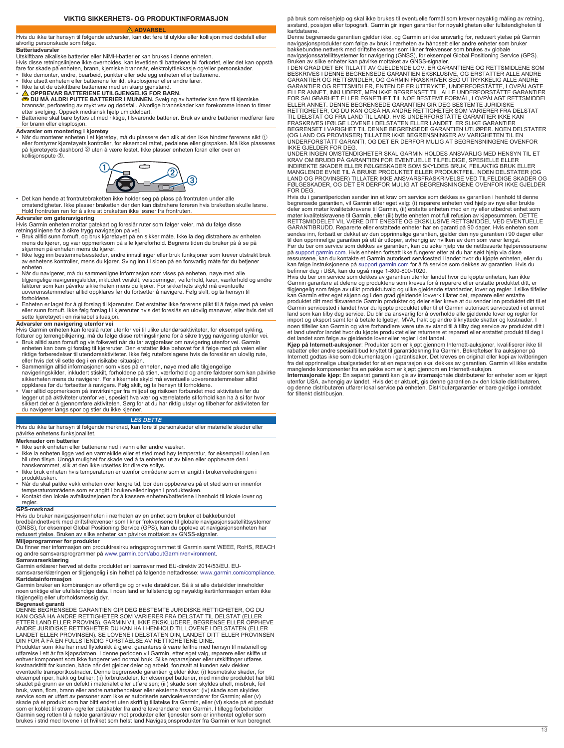## VIKTIG SIKKERHETS- OG PRODUKTINFORMASJON

**⚠ ADVARSEL**

Hvis du ikke tar hensyn til følgende advarsler, kan det føre til ulykke eller kollisjon med dødsfall eller alvorlig personskade som følge.

**Batteriadvarsler**

Utskiftbare alkaliske batterier eller NiMH-batterier kan brukes i denne enheten.

Hvis disse retningslinjene ikke overholdes, kan levetiden til batteriene bli forkortet, eller det kan oppstå fare for skade på enheten, brann, kjemiske brannsår, elektrolyttlekkasje og/eller personskader.

- Ikke demonter, endre, bearbeid, punkter eller ødelegg enheten eller batteriene.
- Ikke utsett enheten eller batteriene for ild, eksplosjoner eller andre farer.
- Ikke ta ut de utskiftbare batteriene med en skarp gjenstand.
- **⚠ OPPBEVAR BATTERIENE UTILGJENGELIG FOR BARN.**
  **DU MÅ ALDRI PUTTE BATTERIER I MUNNEN.** Svelging av batterier kan føre til kjemiske brannsår, perforering av mykt vev og dødsfall. Alvorlige brannskader kan forekomme innen to timer etter svelging. Oppsøk medisinsk hjelp umiddelbart.
- Batteriene skal bare byttes ut med riktige, tilsvarende batterier. Bruk av andre batterier medfører fare for brann eller eksplosjon.

**Advarsler om montering i kjøretøy**

- Når du monterer enheten i et kjøretøy, må du plassere den slik at den ikke hindrer førerens sikt ① eller forstyrrer kjøretøyets kontroller, for eksempel rattet, pedalene eller girspaken. Må ikke plasseres på kjøretøyets dashbord ② uten å være festet. Ikke plasser enheten foran eller over en kollisjonspute ③.
- Det kan hende at frontrutebraketten ikke holder seg på plass på frontruten under alle omstendigheter. Ikke plasser braketten der den kan distrahere føreren hvis braketten skulle løsne. Hold frontruten ren for å sikre at braketten ikke løsner fra frontruten.

**Advarsler om gatenavigering**

Hvis Garmin enheten mottar gatekart og foreslår ruter som følger veier, må du følge disse retningslinjene for å sikre trygg navigasjon på vei.

- Bruk alltid sunn fornuft, og bruk kjøretøyet på en sikker måte. Ikke la deg distrahere av enheten mens du kjører, og vær oppmerksom på alle kjøreforhold. Begrens tiden du bruker på å se på skjermen på enheten mens du kjører.
- Ikke legg inn bestemmelsessteder, endre innstillinger eller bruk funksjoner som krever utstrakt bruk av enhetens kontroller, mens du kjører. Sving inn til siden på en forsvarlig måte før du betjener enheten.
- Når du navigerer, må du sammenligne informasjon som vises på enheten, nøye med alle tilgjengelige navigeringskilder, inkludert veiskilt, veisperringer, veiforhold, køer, værforhold og andre faktorer som kan påvirke sikkerheten mens du kjører. For sikkerhets skyld må eventuelle uoverensstemmelser alltid oppklares før du fortsetter å navigere. Følg skilt, og ta hensyn til forholdene.
- Enheten er laget for å gi forslag til kjøreruter. Det erstatter ikke førerens plikt til å følge med på veien eller sunn fornuft. Ikke følg forslag til kjøreruter hvis det foreslås en ulovlig manøver, eller hvis det vil sette kjøretøyet i en risikabel situasjon.

**Advarsler om navigering utenfor vei**

Hvis Garmin enheten kan foreslå ruter utenfor vei til ulike utendørsaktiviteter, for eksempel sykling, fotturer og terrengbilkjøring, må du følge disse retningslinjene for å sikre trygg navigering utenfor vei.

- Bruk alltid sunn fornuft og vis folkevett når du tar avgjørelser om navigering utenfor vei. Garmin enheten kan bare gi forslag til kjøreruter. Den erstatter ikke behovet for å følge med på veien eller riktige forberedelser til utendørsaktiviteter. Ikke følg ruteforslagene hvis de foreslår en ulovlig rute, eller hvis den vil sette deg i en risikabel situasjon.
- Sammenlign alltid informasjonen som vises på enheten, nøye med alle tilgjengelige navigeringskilder, inkludert stiskilt, forholdene på stien, værforhold og andre faktorer som kan påvirke sikkerheten mens du navigerer. For sikkerhets skyld må eventuelle uoverensstemmelser alltid oppklares før du fortsetter å navigere. Følg skilt, og ta hensyn til forholdene.
- Vær alltid oppmerksom på innvirkninger fra miljøet og risikoen forbundet med aktiviteten før du legger ut på aktiviteter utenfor vei, spesielt hva vær og værrelaterte stiforhold kan ha å si for hvor sikkert det er å gjennomføre aktiviteten. Sørg for at du har riktig utstyr og tilpasset tilbehør for aktiviteten før du navigerer langs spor og stier du ikke kjenner.

***LES DETTE***

Hvis du ikke tar hensyn til følgende merknad, kan føre til personskader eller materielle skader eller påvirke enhetens funksjonalitet.

**Merknader om batterier**

- Ikke senk enheten eller batteriene ned i vann eller andre væsker.
- Ikke la enheten ligge ved en varmekilde eller et sted med høy temperatur, for eksempel i solen i en bil uten tilsyn. Unngå mulighet for skade ved å ta enheten ut av bilen eller oppbevare den i hanskerommet, slik at den ikke utsettes for direkte sollys.
- Ikke bruk enheten hvis temperaturen er utenfor områdene som er angitt i brukerveiledningen i produktesken.
- Når du skal pakke vekk enheten over lengre tid, bør den oppbevares på et sted som er innenfor temperaturområdene som er angitt i brukerveiledningen i produktesken.
- Kontakt den lokale avfallsstasjonen for å kassere enheten/batteriene i henhold til lokale lover og regler.

**GPS-merknad**

Hvis du bruker navigasjonsenheten i nærheten av en enhet som bruker et bakkebundet bredbåndnettverk med driftsfrekvenser som likner frekvensene til globale navigasjonssatellittsystemer (GNSS), for eksempel Global Positioning Service (GPS), kan du oppleve at navigasjonsenheten har redusert ytelse. Bruken av slike enheter kan påvirke mottaket av GNSS-signaler.

**Miljøprogrammer for produkter**

Du finner mer informasjon om produktresirkuleringsprogrammet til Garmin samt WEEE, RoHS, REACH og andre samsvarsprogrammer på www.garmin.com/aboutGarmin/environment.

**Samsvarserklæring**

Garmin erklærer herved at dette produktet er i samsvar med EU-direktiv 2014/53/EU. EU-samsvarserklæringen er tilgjengelig i sin helhet på følgende nettadresse: www.garmin.com/compliance.

**Kartdatainformasjon**

Garmin bruker en kombinasjon av offentlige og private datakilder. Så å si alle datakilder inneholder noen uriktige eller ufullstendige data. I noen land er fullstendig og nøyaktig kartinformasjon enten ikke tilgjengelig eller uforholdsmessig dyr.

**Begrenset garanti**

DENNE BEGRENSEDE GARANTIEN GIR DEG BESTEMTE JURIDISKE RETTIGHETER, OG DU KAN OGSÅ HA ANDRE RETTIGHETER SOM VARIERER FRA DELSTAT TIL DELSTAT (ELLER ETTER LAND ELLER PROVINS). GARMIN VIL IKKE EKSKLUDERE, BEGRENSE ELLER OPPHEVE ANDRE JURIDISKE RETTIGHETER DU KAN HA I HENHOLD TIL LOVENE I DELSTATEN (ELLER LANDET ELLER PROVINSEN). SE LOVENE I DELSTATEN DIN, LANDET DITT ELLER PROVINSEN DIN FOR Å FÅ EN FULLSTENDIG FORSTÅELSE AV RETTIGHETENE DINE.

Produkter som ikke har med flyteknikk å gjøre, garanteres å være feilfrie med hensyn til materiell og utførelse i ett år fra kjøpsdatoen. I denne perioden vil Garmin, etter eget valg, reparere eller skifte ut enhver komponent som ikke fungerer ved normal bruk. Slike reparasjoner eller utskiftinger utføres kostnadsfritt for kunden, både når det gjelder deler og arbeid, forutsatt at kunden selv dekker eventuelle transportkostnader. Denne begrensede garantien gjelder ikke: (i) kosmetiske skader, for eksempel riper, hakk og bulker; (ii) forbruksdeler, for eksempel batterier, med mindre produktet har blitt skadet på grunn av en defekt i materialet eller utførelsen; (iii) skade som skyldes uhell, misbruk, feil bruk, vann, flom, brann eller andre naturhendelser eller eksterne årsaker; (iv) skade som skyldes service som er utført av personer som ikke er autoriserte serviceleverandører for Garmin; eller (v) skade på et produkt som har blitt endret uten skriftlig tillatelse fra Garmin, eller (vi) skade på et produkt som er koblet til strøm- og/eller datakabler fra andre leverandører enn Garmin. I tillegg forbeholder Garmin seg retten til å nekte garantikrav mot produkter eller tjenester som er innhentet og/eller som brukes i strid med lovene i et hvilket som helst land.Navigasjonsprodukter fra Garmin er kun beregnet på bruk som reisehjelp og skal ikke brukes til eventuelle formål som krever nøyaktig måling av retning, avstand, posisjon eller topografi. Garmin gir ingen garantier for nøyaktigheten eller fullstendigheten til kartdataene.

Denne begrensede garantien gjelder ikke, og Garmin er ikke ansvarlig for, redusert ytelse på Garmin navigasjonsprodukter som følge av bruk i nærheten av håndsett eller andre enheter som bruker bakkebundne nettverk med driftsfrekvenser som likner frekvenser som brukes av globale navigasjonssatellittsystemer for navigering (GNSS), for eksempel Global Positioning Service (GPS). Bruken av slike enheter kan påvirke mottaket av GNSS-signaler.

I DEN GRAD DET ER TILLATT AV GJELDENDE LOV, ER GARANTIENE OG RETTSMIDLENE SOM BESKRIVES I DENNE BEGRENSEDE GARANTIEN EKSKLUSIVE, OG ERSTATTER ALLE ANDRE GARANTIER OG RETTSMIDLER, OG GARMIN FRASKRIVER SEG UTTRYKKELIG ALLE ANDRE GARANTIER OG RETTSMIDLER, ENTEN DE ER UTTRYKTE, UNDERFORSTÅTTE, LOVPÅLAGTE ELLER ANNET, INKLUDERT, MEN IKKE BEGRENSET TIL, ALLE UNDERFORSTÅTTE GARANTIER FOR SALGBARHET ELLER EGNETHET TIL NOE BESTEMT FORMÅL, LOVPÅLAGT RETTSMIDDEL ELLER ANNET. DENNE BEGRENSEDE GARANTIEN GIR DEG BESTEMTE JURIDISKE RETTIGHETER, OG DU KAN OGSÅ HA ANDRE RETTIGHETER SOM VARIERER FRA DELSTAT TIL DELSTAT OG FRA LAND TIL LAND. HVIS UNDERFORSTÅTTE GARANTIER IKKE KAN FRASKRIVES IFØLGE LOVENE I DELSTATEN ELLER LANDET, ER SLIKE GARANTIER BEGRENSET I VARIGHET TIL DENNE BEGRENSEDE GARANTIEN UTLØPER. NOEN DELSTATER (OG LAND OG PROVINSER) TILLATER IKKE BEGRENSNINGER AV VARIGHETEN TIL EN UNDERFORSTÅTT GARANTI, OG DET ER DERFOR MULIG AT BEGRENSNINGENE OVENFOR IKKE GJELDER FOR DEG.

UNDER INGEN OMSTENDIGHETER SKAL GARMIN HOLDES ANSVARLIG MED HENSYN TIL ET KRAV OM BRUDD PÅ GARANTIEN FOR EVENTUELLE TILFELDIGE, SPESIELLE ELLER INDIREKTE SKADER ELLER FØLGESKADER SOM SKYLDES BRUK, FEILAKTIG BRUK ELLER MANGLENDE EVNE TIL Å BRUKE PRODUKTET ELLER PRODUKTFEIL. NOEN DELSTATER (OG LAND OG PROVINSER) TILLATER IKKE ANSVARSFRASKRIVELSE VED TILFELDIGE SKADER OG FØLGESKADER, OG DET ER DERFOR MULIG AT BEGRENSNINGENE OVENFOR IKKE GJELDER FOR DEG.

Hvis du i garantiperioden sender inn et krav om service som dekkes av garantien i henhold til denne begrensede garantien, vil Garmin etter eget valg: (i) reparere enheten ved hjelp av nye eller brukte deler som møter kvalitetskravene til Garmin, (ii) erstatte enheten med en ny eller utbedret enhet som møter kvalitetskravene til Garmin, eller (iii) bytte enheten mot full refusjon av kjøpesummen. DETTE RETTSMIDDELET VIL VÆRE DITT ENESTE OG EKSKLUSIVE RETTSMIDDEL VED EVENTUELLE GARANTIBRUDD. Reparerte eller erstattede enheter har en garanti på 90 dager. Hvis enheten som sendes inn, fortsatt er dekket av den opprinnelige garantien, gjelder den nye garantien i 90 dager eller til den opprinnelige garantien på ett år utløper, avhengig av hvilken av dem som varer lengst.

Før du ber om service som dekkes av garantien, kan du søke hjelp via de nettbaserte hjelperessursene på support.garmin.com. Hvis enheten fortsatt ikke fungerer etter at du har søkt hjelp via disse ressursene, kan du kontakte et Garmin autorisert servicested i landet hvor du kjøpte enheten, eller du kan følge instruksjonene på support.garmin.com for å få service som dekkes av garantien. Hvis du befinner deg i USA, kan du også ringe 1-800-800-1020.

Hvis du ber om service som dekkes av garantien utenfor landet hvor du kjøpte enheten, kan ikke Garmin garantere at delene og produktene som kreves for å reparere eller erstatte produktet ditt, er tilgjengelig som følge av ulikt produktutvalg og ulike gjeldende standarder, lover og regler. I slike tilfeller kan Garmin etter eget skjønn og i den grad gjeldende lovverk tillater det, reparere eller erstatte produktet ditt med tilsvarende Garmin produkter og deler eller kreve at du sender inn produktet ditt til et Garmin servicested i landet hvor du kjøpte produktet eller til et Garmin autorisert servicested i et annet land som kan tilby deg service. Du blir da ansvarlig for å overholde alle gjeldende lover og regler for import og eksport samt for å betale tollgebyr, MVA, frakt og andre tilknyttede skatter og kostnader. I noen tilfeller kan Garmin og våre forhandlere være ute av stand til å tilby deg service av produktet ditt i et land utenfor landet hvor du kjøpte produktet eller returnere et reparert eller erstattet produkt til deg i det landet som følge av gjeldende lover eller regler i det landet.

**Kjøp på Internett-auksjoner**: Produkter som er kjøpt gjennom Internett-auksjoner, kvalifiserer ikke til rabatter eller andre spesialtilbud knyttet til garantidekning fra Garmin. Bekreftelser fra auksjoner på Internett godtas ikke som dokumentasjon i garantisaker. Det kreves en original eller kopi av kvitteringen fra det opprinnelige utsalgsstedet for at en reparasjon skal dekkes av garantien. Garmin vil ikke erstatte manglende komponenter fra en pakke som er kjøpt gjennom en Internett-auksjon.

**Internasjonale kjøp**: En separat garanti kan gis av internasjonale distributører for enheter som er kjøpt utenfor USA, avhengig av landet. Hvis det er aktuelt, gis denne garantien av den lokale distributøren, og denne distributøren utfører lokal service på enheten. Distributørgarantier er bare gyldige i området for tiltenkt distribusjon.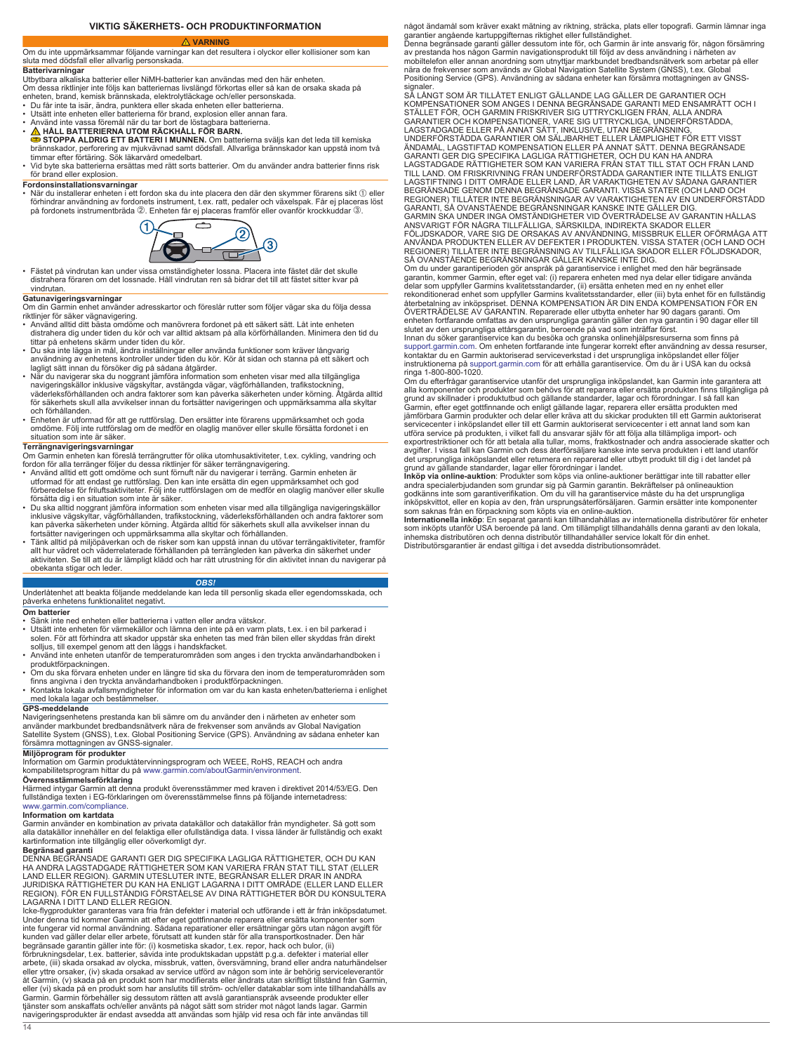# VIKTIG SÄKERHETS- OCH PRODUKTINFORMATION

## ⚠ VARNING

Om du inte uppmärksammar följande varningar kan det resultera i olyckor eller kollisioner som kan sluta med dödsfall eller allvarlig personskada.

### Batterivarningar

Utbytbara alkaliska batterier eller NiMH-batterier kan användas med den här enheten.

Om dessa riktlinjer inte följs kan batteriernas livslängd förkortas eller så kan de orsaka skada på enheten, brand, kemisk brännskada, elektrolytläckage och/eller personskada.

- Du får inte ta isär, ändra, punktera eller skada enheten eller batterierna.
- Utsätt inte enheten eller batterierna för brand, explosion eller annan fara.
- Använd inte vassa föremål när du tar bort de löstagbara batterierna.
- ⚠ **HÅLL BATTERIERNA UTOM RÄCKHÅLL FÖR BARN.**
  **STOPPA ALDRIG ETT BATTERI I MUNNEN.** Om batterierna sväljs kan det leda till kemiska brännskador, perforering av mjukvävnad samt dödsfall. Allvarliga brännskador kan uppstå inom två timmar efter förtäring. Sök läkarvård omedelbart.
- Vid byte ska batterierna ersättas med rätt sorts batterier. Om du använder andra batterier finns risk för brand eller explosion.

### Fordonsinstallationsvarningar

- När du installerar enheten i ett fordon ska du inte placera den där den skymmer förarens sikt ① eller förhindrar användning av fordonets instrument, t.ex. ratt, pedaler och växelspak. Får ej placeras löst på fordonets instrumentbräda ②. Enheten får ej placeras framför eller ovanför krockkuddar ③.
- Fästet på vindrutan kan under vissa omständigheter lossna. Placera inte fästet där det skulle distrahera föraren om det lossnade. Håll vindrutan ren så bidrar det till att fästet sitter kvar på vindrutan.

### Gatunavigeringsvarningar

Om din Garmin enhet använder adresskartor och föreslår rutter som följer vägar ska du följa dessa riktlinjer för säker vägnavigering.

- Använd alltid ditt bästa omdöme och manövrera fordonet på ett säkert sätt. Låt inte enheten distrahera dig under tiden du kör och var alltid aktsam på alla körförhållanden. Minimera den tid du tittar på enhetens skärm under tiden du kör.
- Du ska inte lägga in mål, ändra inställningar eller använda funktioner som kräver långvarig användning av enhetens kontroller under tiden du kör. Kör åt sidan och stanna på ett säkert och lagligt sätt innan du försöker dig på sådana åtgärder.
- När du navigerar ska du noggrant jämföra information som enheten visar med alla tillgängliga navigeringskällor inklusive vägskyltar, avstängda vägar, vägförhållanden, trafikstockning, väderleksförhållanden och andra faktorer som kan påverka säkerheten under körning. Åtgärda alltid för säkerhets skull alla avvikelser innan du fortsätter navigeringen och uppmärksamma alla skyltar och förhållanden.
- Enheten är utformad för att ge ruttförslag. Den ersätter inte förarens uppmärksamhet och goda omdöme. Följ inte ruttförslag om de medför en olaglig manöver eller skulle försätta fordonet i en situation som inte är säker.

### Terrängnavigeringsvarningar

Om Garmin enheten kan föreslå terrängrutter för olika utomhusaktiviteter, t.ex. cykling, vandring och fordon för alla terränger följer du dessa riktlinjer för säker terrängnavigering.

- Använd alltid ett gott omdöme och sunt förnuft när du navigerar i terräng. Garmin enheten är utformad för att endast ge ruttförslag. Den kan inte ersätta din egen uppmärksamhet och god förberedelse för friluftsaktiviteter. Följ inte ruttförslagen om de medför en olaglig manöver eller skulle försätta dig i en situation som inte är säker.
- Du ska alltid noggrant jämföra information som enheten visar med alla tillgängliga navigeringskällor inklusive vägskyltar, vägförhållanden, trafikstockning, väderleksförhållanden och andra faktorer som kan påverka säkerheten under körning. Åtgärda alltid för säkerhets skull alla avvikelser innan du fortsätter navigeringen och uppmärksamma alla skyltar och förhållanden.
- Tänk alltid på miljöpåverkan och de risker som kan uppstå innan du utövar terrängaktiviteter, framför allt hur vädret och väderrelaterade förhållanden på terrängleden kan påverka din säkerhet under aktiviteten. Se till att du är lämpligt klädd och har rätt utrustning för din aktivitet innan du navigerar på obekanta stigar och leder.

## OBS!

Underlåtenhet att beakta följande meddelande kan leda till personlig skada eller egendomsskada, och påverka enhetens funktionalitet negativt.

### Om batterier

- Sänk inte ned enheten eller batterierna i vatten eller andra vätskor.
- Utsätt inte enheten för värmekällor och lämna den inte på en varm plats, t.ex. i en bil parkerad i solen. För att förhindra att skador uppstår ska enheten tas med från bilen eller skyddas från direkt solljus, till exempel genom att den läggs i handskfacket.
- Använd inte enheten utanför de temperaturområden som anges i den tryckta användarhandboken i produktförpackningen.
- Om du ska förvara enheten under en längre tid ska du förvara den inom de temperaturområden som finns angivna i den tryckta användarhandboken i produktförpackningen.
- Kontakta lokala avfallsmyndigheter för information om var du kan kasta enheten/batterierna i enlighet med lokala lagar och bestämmelser.

### GPS-meddelande

Navigeringsenhetens prestanda kan bli sämre om du använder den i närheten av enheter som använder markbundet bredbandsnätverk nära de frekvenser som används av Global Navigation Satellite System (GNSS), t.ex. Global Positioning Service (GPS). Användning av sådana enheter kan försämra mottagningen av GNSS-signaler.

### Miljöprogram för produkter

Information om Garmin produktåtervinningsprogram och WEEE, RoHS, REACH och andra kompabilitetsprogram hittar du på www.garmin.com/aboutGarmin/environment.

### Överensstämmelseförklaring

Härmed intygar Garmin att denna produkt överensstämmer med kraven i direktivet 2014/53/EG. Den fullständiga texten i EG-förklaringen om överensstämmelse finns på följande internetadress: www.garmin.com/compliance.

### Information om kartdata

Garmin använder en kombination av privata datakällor och datakällor från myndigheter. Så gott som alla datakällor innehåller en del felaktiga eller ofullständiga data. I vissa länder är fullständig och exakt kartinformation inte tillgänglig eller oöverkomligt dyr.

### Begränsad garanti

DENNA BEGRÄNSADE GARANTI GER DIG SPECIFIKA LAGLIGA RÄTTIGHETER, OCH DU KAN HA ANDRA LAGSTADGADE RÄTTIGHETER SOM KAN VARIERA FRÅN STAT TILL STAT (ELLER LAND ELLER REGION). GARMIN UTESLUTER INTE, BEGRÄNSAR ELLER DRAR IN ANDRA JURIDISKA RÄTTIGHETER DU KAN HA ENLIGT LAGARNA I DITT OMRÅDE (ELLER LAND ELLER REGION). FÖR EN FULLSTÄNDIG FÖRSTÅELSE AV DINA RÄTTIGHETER BÖR DU KONSULTERA LAGARNA I DITT LAND ELLER REGION.

Icke-flygprodukter garanteras vara fria från defekter i material och utförande i ett år från inköpsdatumet. Under denna tid kommer Garmin att efter eget gottfinnande reparera eller ersätta komponenter som inte fungerar vid normal användning. Sådana reparationer eller ersättningar görs utan någon avgift för kunden vad gäller delar eller arbete, förutsatt att kunden står för alla transportkostnader. Den här begränsade garantin gäller inte för: (i) kosmetiska skador, t.ex. repor, hack och bulor, (ii) förbrukningsdelar, t.ex. batterier, såvida inte produktskadan uppstått p.g.a. defekter i material eller arbete, (iii) skada orsakad av olycka, missbruk, vatten, översvämning, brand eller andra naturhändelser eller yttre orsaker, (iv) skada orsakad av service utförd av någon som inte är behörig serviceleverantör åt Garmin, (v) skada på en produkt som har modifierats eller ändrats utan skriftligt tillstånd från Garmin, eller (vi) skada på en produkt som har anslutits till ström- och/eller datakablar som inte tillhandahålls av Garmin. Garmin förbehåller sig dessutom rätten att avslå garantianspråk avseende produkter eller tjänster som anskaffats och/eller använts på något sätt som strider mot något lands lagar. Garmin navigeringsprodukter är endast avsedda att användas som hjälp vid resa och får inte användas till något ändamål som kräver exakt mätning av riktning, sträcka, plats eller topografi. Garmin lämnar inga garantier angående kartuppgifternas riktighet eller fullständighet.

Denna begränsade garanti gäller dessutom inte för, och Garmin är inte ansvarig för, någon försämring av prestanda hos någon Garmin navigationsprodukt till följd av dess användning i närheten av mobiltelefon eller annan anordning som utnyttjar markbundet bredbandsnätverk som arbetar på eller nära de frekvenser som används av Global Navigation Satellite System (GNSS), t.ex. Global Positioning Service (GPS). Användning av sådana enheter kan försämra mottagningen av GNSS-signaler.

SÅ LÅNGT SOM ÄR TILLÅTET ENLIGT GÄLLANDE LAG GÄLLER DE GARANTIER OCH KOMPENSATIONER SOM ANGES I DENNA BEGRÄNSADE GARANTI MED ENSAMRÄTT OCH I STÄLLET FÖR, OCH GARMIN FRISKRIVER SIG UTTRYCKLIGEN FRÅN, ALLA ANDRA GARANTIER OCH KOMPENSATIONER, VARE SIG UTTRYCKLIGA, UNDERFÖRSTÅDDA, LAGSTADGADE ELLER PÅ ANNAT SÄTT, INKLUSIVE, UTAN BEGRÄNSNING, UNDERFÖRSTÅDDA GARANTIER OM SÄLJBARHET ELLER LÄMPLIGHET FÖR ETT VISST ÄNDAMÅL, LAGSTIFTAD KOMPENSATION ELLER PÅ ANNAT SÄTT. DENNA BEGRÄNSADE GARANTI GER DIG SPECIFIKA LAGLIGA RÄTTIGHETER, OCH DU KAN HA ANDRA LAGSTADGADE RÄTTIGHETER SOM KAN VARIERA FRÅN STAT TILL STAT OCH FRÅN LAND TILL LAND. OM FRISKRIVNING FRÅN UNDERFÖRSTÅDDA GARANTIER INTE TILLÅTS ENLIGT LAGSTIFTNING I DITT OMRÅDE ELLER LAND, ÄR VARAKTIGHETEN AV SÅDANA GARANTIER BEGRÄNSADE GENOM DENNA BEGRÄNSADE GARANTI. VISSA STATER (OCH LAND OCH REGIONER) TILLÅTER INTE BEGRÄNSNINGAR AV VARAKTIGHETEN AV EN UNDERFÖRSTÅDD GARANTI, SÅ OVANSTÅENDE BEGRÄNSNINGAR KANSKE INTE GÄLLER DIG.

GARMIN SKA UNDER INGA OMSTÄNDIGHETER VID ÖVERTRÄDELSE AV GARANTIN HÅLLAS ANSVARIGT FÖR NÅGRA TILLFÄLLIGA, SÄRSKILDA, INDIREKTA SKADOR ELLER FÖLJDSKADOR, VARE SIG DE ORSAKAS AV ANVÄNDNING, MISSBRUK ELLER OFÖRMÅGA ATT ANVÄNDA PRODUKTEN ELLER AV DEFEKTER I PRODUKTEN. VISSA STATER (OCH LAND OCH REGIONER) TILLÅTER INTE BEGRÄNSNING AV TILLFÄLLIGA SKADOR ELLER FÖLJDSKADOR, SÅ OVANSTÅENDE BEGRÄNSNINGAR GÄLLER KANSKE INTE DIG.

Om du under garantiperioden gör anspråk på garantiservice i enlighet med den här begränsade garantin, kommer Garmin, efter eget val: (i) reparera enheten med nya delar eller tidigare använda delar som uppfyller Garmins kvalitetsstandarder, (ii) ersätta enheten med en ny enhet eller rekonditionerad enhet som uppfyller Garmins kvalitetsstandarder, eller (iii) byta enhet för en fullständig återbetalning av inköpspriset. DENNA KOMPENSATION ÄR DIN ENDA KOMPENSATION FÖR EN ÖVERTRÄDELSE AV GARANTIN. Reparerade eller utbytta enheter har 90 dagars garanti. Om enheten fortfarande omfattas av den ursprungliga garantin gäller den nya garantin i 90 dagar eller till slutet av den ursprungliga ettårsgarantin, beroende på vad som inträffar först.

Innan du söker garantiservice kan du besöka och granska onlinehjälpsresurserna som finns på support.garmin.com. Om enheten fortfarande inte fungerar korrekt efter användning av dessa resurser, kontaktar du en Garmin auktoriserad serviceverkstad i det ursprungliga inköpslandet eller följer instruktionerna på support.garmin.com för att erhålla garantiservice. Om du är i USA kan du också ringa 1-800-800-1020.

Om du efterfrågar garantiservice utanför det ursprungliga inköpslandet, kan Garmin inte garantera att alla komponenter och produkter som behövs för att reparera eller ersätta produkten finns tillgängliga på grund av skillnader i produktutbud och gällande standarder, lagar och förordningar. I så fall kan Garmin, efter eget gottfinnande och enligt gällande lagar, reparera eller ersätta produkten med jämförbara Garmin produkter och delar eller kräva att du skickar produkten till ett Garmin auktoriserat servicecenter i inköpslandet eller till ett Garmin auktoriserat servicecenter i ett annat land som kan utföra service på produkten, i vilket fall du ansvarar själv för att följa alla tillämpliga import- och exportrestriktioner och för att betala alla tullar, moms, fraktkostnader och andra associerade skatter och avgifter. I vissa fall kan Garmin och dess återförsäljare kanske inte serva produkten i ett land utanför det ursprungliga inköpslandet eller returnera en reparerad eller utbytt produkt till dig i det landet på grund av gällande standarder, lagar eller förordningar i landet.

**Inköp via online-auktion**: Produkter som köps via online-auktioner berättigar inte till rabatter eller andra specialerbjudanden som grundar sig på Garmin garantin. Bekräftelser på onlineauktion godkänns inte som garantiverifikation. Om du vill ha garantiservice måste du ha det ursprungliga inköpskvittot, eller en kopia av den, från ursprungsåterförsäljaren. Garmin ersätter inte komponenter som saknas från en förpackning som köpts via en online-auktion.

**Internationella inköp**: En separat garanti kan tillhandahållas av internationella distributörer för enheter som inköpts utanför USA beroende på land. Om tillämpligt tillhandahålls denna garanti av den lokala, inhemska distributören och denna distributör tillhandahåller service lokalt för din enhet. Distributörsgarantier är endast giltiga i det avsedda distributionsområdet.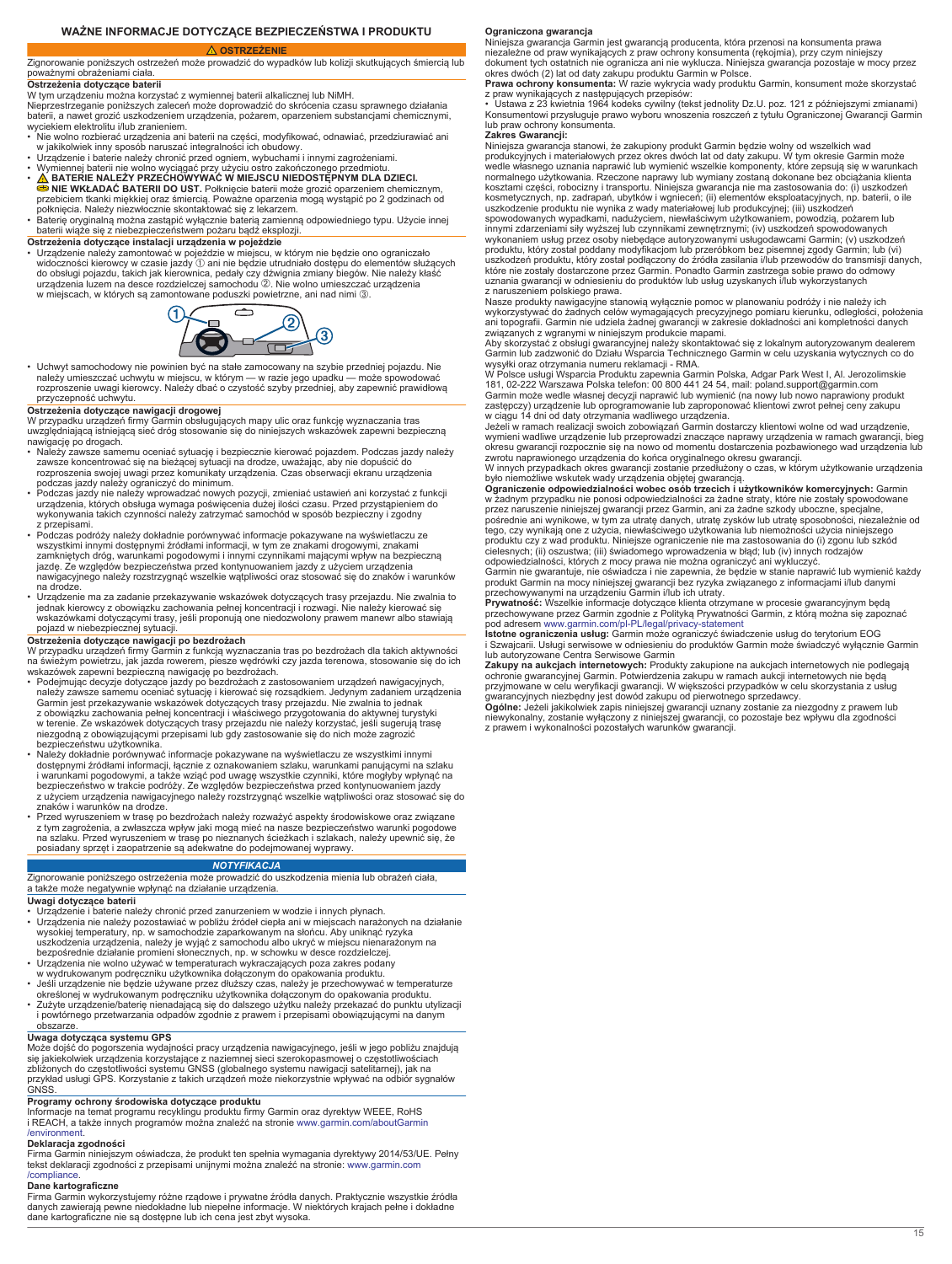# WAŻNE INFORMACJE DOTYCZĄCE BEZPIECZEŃSTWA I PRODUKTU

**⚠ OSTRZEŻENIE**

Zignorowanie poniższych ostrzeżeń może prowadzić do wypadków lub kolizji skutkujących śmiercią lub poważnymi obrażeniami ciała.

### Ostrzeżenia dotyczące baterii

W tym urządzeniu można korzystać z wymiennej baterii alkalicznej lub NiMH.

Nieprzestrzeganie poniższych zaleceń może doprowadzić do skrócenia czasu sprawnego działania baterii, a nawet grozić uszkodzeniem urządzenia, pożarem, oparzeniem substancjami chemicznymi, wyciekiem elektrolitu i/lub zranieniem.

- Nie wolno rozbierać urządzenia ani baterii na części, modyfikować, odnawiać, przedziurawiać ani w jakikolwiek inny sposób naruszać integralności ich obudowy.
- Urządzenie i baterie należy chronić przed ogniem, wybuchami i innymi zagrożeniami.
- Wymiennej baterii nie wolno wyciągać przy użyciu ostro zakończonego przedmiotu.
- **⚠ BATERIE NALEŻY PRZECHOWYWAĆ W MIEJSCU NIEDOSTĘPNYM DLA DZIECI.**
  **NIE WKŁADAĆ BATERII DO UST.** Połknięcie baterii może grozić oparzeniem chemicznym, przebiciem tkanki miękkiej oraz śmiercią. Poważne oparzenia mogą wystąpić po 2 godzinach od połknięcia. Należy niezwłocznie skontaktować się z lekarzem.
- Baterię oryginalną można zastąpić wyłącznie baterią zamienną odpowiedniego typu. Użycie innej baterii wiąże się z niebezpieczeństwem pożaru bądź eksplozji.

### Ostrzeżenia dotyczące instalacji urządzenia w pojeździe

- Urządzenie należy zamontować w pojeździe w miejscu, w którym nie będzie ono ograniczało widoczności kierowcy w czasie jazdy ① ani nie będzie utrudniało dostępu do elementów służących do obsługi pojazdu, takich jak kierownica, pedały czy dźwignia zmiany biegów. Nie należy kłaść urządzenia luzem na desce rozdzielczej samochodu ②. Nie wolno umieszczać urządzenia w miejscach, w których są zamontowane poduszki powietrzne, ani nad nimi ③.
- Uchwyt samochodowy nie powinien być na stałe zamocowany na szybie przedniej pojazdu. Nie należy umieszczać uchwytu w miejscu, w którym — w razie jego upadku — może spowodować rozproszenie uwagi kierowcy. Należy dbać o czystość szyby przedniej, aby zapewnić prawidłową przyczepność uchwytu.

### Ostrzeżenia dotyczące nawigacji drogowej

W przypadku urządzeń firmy Garmin obsługujących mapy ulic oraz funkcję wyznaczania tras uwzględniającą istniejącą sieć dróg stosowanie się do niniejszych wskazówek zapewni bezpieczną nawigację po drogach.

- Należy zawsze samemu oceniać sytuację i bezpiecznie kierować pojazdem. Podczas jazdy należy zawsze zachować koncentrację na bieżącej sytuacji na drodze, uważając, aby nie dopuścić do rozproszenia swojej uwagi przez komunikaty urządzenia. Czas obserwacji ekranu urządzenia podczas jazdy należy ograniczyć do minimum.
- Podczas jazdy nie należy wprowadzać nowych pozycji, zmieniać ustawień ani korzystać z funkcji urządzenia, których obsługa wymaga poświęcenia dużej ilości czasu. Przed przystąpieniem do wykonywania takich czynności należy zatrzymać samochód w sposób bezpieczny i zgodny z przepisami.
- Podczas podróży należy dokładnie porównywać informacje pokazywane na wyświetlaczu ze wszystkimi innymi dostępnymi źródłami informacji, w tym ze znakami drogowymi, znakami zamkniętych dróg, warunkami pogodowymi i innymi czynnikami mającymi wpływ na bezpieczną jazdę. Ze względów bezpieczeństwa przed kontynuowaniem jazdy z użyciem urządzenia nawigacyjnego należy rozstrzygnąć wszelkie wątpliwości oraz stosować się do znaków i warunków na drodze.
- Urządzenie ma za zadanie przekazywanie wskazówek dotyczących trasy przejazdu. Nie zwalnia to jednak kierowcy z obowiązku zachowania pełnej koncentracji i rozwagi. Nie należy kierować się wskazówkami dotyczącymi trasy, jeśli proponują one niedozwolony prawem manewr albo stawiają pojazd w niebezpiecznej sytuacji.

### Ostrzeżenia dotyczące nawigacji po bezdrożach

W przypadku urządzeń firmy Garmin z funkcją wyznaczania tras po bezdrożach dla takich aktywności na świeżym powietrzu, jak jazda rowerem, piesze wędrówki czy jazda terenowa, stosowanie się do ich wskazówek zapewni bezpieczną nawigację po bezdrożach.

- Podejmując decyzje dotyczące jazdy po bezdrożach z zastosowaniem urządzeń nawigacyjnych, należy zawsze samemu oceniać sytuację i kierować się rozsądkiem. Jedynym zadaniem urządzenia Garmin jest przekazywanie wskazówek dotyczących trasy przejazdu. Nie zwalnia to jednak z obowiązku zachowania pełnej koncentracji i właściwego przygotowania do aktywności turystyki w terenie. Ze wskazówek dotyczących trasy przejazdu nie należy korzystać, jeśli sugerują trasę niezgodną z obowiązującymi przepisami lub gdy zastosowanie się do nich może zagrozić bezpieczeństwu użytkownika.
- Należy dokładnie porównywać informacje pokazywane na wyświetlaczu ze wszystkimi innymi dostępnymi źródłami informacji, łącznie z oznakowaniem szlaku, warunkami panującymi na szlaku i warunkami pogodowymi, a także wziąć pod uwagę wszystkie czynniki, które mogłyby wpłynąć na bezpieczeństwo w trakcie podróży. Ze względów bezpieczeństwa przed kontynuowaniem jazdy z użyciem urządzenia nawigacyjnego należy rozstrzygnąć wszelkie wątpliwości oraz stosować się do znaków i warunków na drodze.
- Przed wyruszeniem w trasę po bezdrożach należy rozważyć aspekty środowiskowe oraz związane z tym zagrożenia, a zwłaszcza wpływ jaki mogą mieć na nasze bezpieczeństwo warunki pogodowe na szlaku. Przed wyruszeniem w trasę po nieznanych ścieżkach i szlakach, należy upewnić się, że posiadany sprzęt i zaopatrzenie są adekwatne do podejmowanej wyprawy.

***NOTYFIKACJA***

Zignorowanie poniższego ostrzeżenia może prowadzić do uszkodzenia mienia lub obrażeń ciała, a także może negatywnie wpłynąć na działanie urządzenia.

### Uwagi dotyczące baterii

- Urządzenie i baterie należy chronić przed zanurzeniem w wodzie i innych płynach.
- Urządzenia nie należy pozostawiać w pobliżu źródeł ciepła ani w miejscach narażonych na działanie wysokiej temperatury, np. w samochodzie zaparkowanym na słońcu. Aby uniknąć ryzyka uszkodzenia urządzenia, należy je wyjąć z samochodu albo ukryć w miejscu nienarażonym na bezpośrednie działanie promieni słonecznych, np. w schowku w desce rozdzielczej.
- Urządzenia nie wolno używać w temperaturach wykraczających poza zakres podany w wydrukowanym podręczniku użytkownika dołączonym do opakowania produktu.
- Jeśli urządzenie nie będzie używane przez dłuższy czas, należy je przechowywać w temperaturze określonej w wydrukowanym podręczniku użytkownika dołączonym do opakowania produktu.
- Zużyte urządzenie/baterię nienadającą się do dalszego użytku należy przekazać do punktu utylizacji i powtórnego przetwarzania odpadów zgodnie z prawem i przepisami obowiązującymi na danym obszarze.

### Uwaga dotycząca systemu GPS

Może dojść do pogorszenia wydajności pracy urządzenia nawigacyjnego, jeśli w jego pobliżu znajdują się jakiekolwiek urządzenia korzystające z naziemnej sieci szerokopasmowej o częstotliwościach zbliżonych do częstotliwości systemu GNSS (globalnego systemu nawigacji satelitarnej), jak na przykład usługi GPS. Korzystanie z takich urządzeń może niekorzystnie wpływać na odbiór sygnałów GNSS.

### Programy ochrony środowiska dotyczące produktu

Informacje na temat programu recyklingu produktów firmy Garmin oraz dyrektyw WEEE, RoHS i REACH, a także innych programów można znaleźć na stronie www.garmin.com/aboutGarmin/environment.

### Deklaracja zgodności

Firma Garmin niniejszym oświadcza, że produkt ten spełnia wymagania dyrektywy 2014/53/UE. Pełny tekst deklaracji zgodności z przepisami unijnymi można znaleźć na stronie: www.garmin.com/compliance.

### Dane kartograficzne

Firma Garmin wykorzystujemy różne rządowe i prywatne źródła danych. Praktycznie wszystkie źródła danych zawierają pewne niedokładne lub niepełne informacje. W niektórych krajach pełne i dokładne dane kartograficzne nie są dostępne lub ich cena jest zbyt wysoka.

### Ograniczona gwarancja

Niniejsza gwarancja Garmin jest gwarancją producenta, która przenosi na konsumenta prawa niezależne od praw wynikających z praw ochrony konsumenta (rękojmia), przy czym niniejszy dokument tych ostatnich nie ogranicza ani nie wyklucza. Niniejsza gwarancja pozostaje w mocy przez okres dwóch (2) lat od daty zakupu produktu Garmin w Polsce.

**Prawa ochrony konsumenta:** W razie wykrycia wady produktu Garmin, konsument może skorzystać z praw wynikających z następujących przepisów:

• Ustawa z 23 kwietnia 1964 kodeks cywilny (tekst jednolity Dz.U. poz. 121 z późniejszymi zmianami)

Konsumentowi przysługuje prawo wyboru wnoszenia roszczeń z tytułu Ograniczonej Gwarancji Garmin lub praw ochrony konsumenta.

**Zakres Gwarancji:**

Niniejsza gwarancja stanowi, że zakupiony produkt Garmin będzie wolny od wszelkich wad produkcyjnych i materiałowych przez okres dwóch lat od daty zakupu. W tym okresie Garmin może wedle własnego uznania naprawić lub wymienić wszelkie komponenty, które zepsują się w warunkach normalnego użytkowania. Rzeczone naprawy lub wymiany zostaną dokonane bez obciążania klienta kosztami części, robocizny i transportu. Niniejsza gwarancja nie ma zastosowania do: (i) uszkodzeń kosmetycznych, np. zadrapań, ubytków i wgnieceń; (ii) elementów eksploatacyjnych, np. baterii, o ile uszkodzenie produktu nie wynika z wady materiałowej lub produkcyjnej; (iii) uszkodzeń spowodowanych wypadkami, nadużyciem, niewłaściwym użytkowaniem, powodzią, pożarem lub innymi zdarzeniami siły wyższej lub czynnikami zewnętrznymi; (iv) uszkodzeń spowodowanych wykonaniem usług przez osoby niebędące autoryzowanymi usługodawcami Garmin; (v) uszkodzeń produktu, który został poddany modyfikacjom lub przeróbkom bez pisemnej zgody Garmin; lub (vi) uszkodzeń produktu, który został podłączony do źródła zasilania i/lub przewodów do transmisji danych, które nie zostały dostarczone przez Garmin. Ponadto Garmin zastrzega sobie prawo do odmowy uznania gwarancji w odniesieniu do produktów lub usług uzyskanych i/lub wykorzystanych z naruszeniem polskiego prawa.

Nasze produkty nawigacyjne stanowią wyłącznie pomoc w planowaniu podróży i nie należy ich wykorzystywać do żadnych celów wymagających precyzyjnego pomiaru kierunku, odległości, położenia ani topografii. Garmin nie udziela żadnej gwarancji w zakresie dokładności ani kompletności danych związanych z wgranymi w niniejszym produkcie mapami.

Aby skorzystać z obsługi gwarancyjnej należy skontaktować się z lokalnym autoryzowanym dealerem Garmin lub zadzwonić do Działu Wsparcia Technicznego Garmin w celu uzyskania wytycznych co do wysyłki oraz otrzymania numeru reklamacji - RMA.

W Polsce usługi Wsparcia Produktu zapewnia Garmin Polska, Adgar Park West I, Al. Jerozolimskie 181, 02-222 Warszawa Polska telefon: 00 800 441 24 54, mail: poland.support@garmin.com

Garmin może wedle własnej decyzji naprawić lub wymienić (na nowy lub nowo naprawiony produkt zastępczy) urządzenie lub oprogramowanie lub zaproponować klientowi zwrot pełnej ceny zakupu w ciągu 14 dni od daty otrzymania wadliwego urządzenia.

Jeżeli w ramach realizacji swoich zobowiązań Garmin dostarczy klientowi wolne od wad urządzenie, wymieni wadliwe urządzenie lub przeprowadzi znaczące naprawy urządzenia w ramach gwarancji, bieg okresu gwarancji rozpocznie się na nowo od momentu dostarczenia pozbawionego wad urządzenia lub zwrotu naprawionego urządzenia do końca oryginalnego okresu gwarancji.

W innych przypadkach okres gwarancji zostanie przedłużony o czas, w którym użytkowanie urządzenia było niemożliwe wskutek wady urządzenia objętej gwarancją.

**Ograniczenie odpowiedzialności wobec osób trzecich i użytkowników komercyjnych:** Garmin w żadnym przypadku nie ponosi odpowiedzialności za żadne straty, które nie zostały spowodowane przez naruszenie niniejszej gwarancji przez Garmin, ani za żadne szkody uboczne, specjalne, pośrednie ani wynikowe, w tym za utratę danych, utratę zysków lub utratę sposobności, niezależnie od tego, czy wynikają one z użycia, niewłaściwego użytkowania lub niemożności użycia niniejszego produktu czy z wad produktu. Niniejsze ograniczenie nie ma zastosowania do (i) zgonu lub szkód cielesnych; (ii) oszustwa; (iii) świadomego wprowadzenia w błąd; lub (iv) innych rodzajów odpowiedzialności, których z mocy prawa nie można ograniczyć ani wykluczyć.

Garmin nie gwarantuje, nie oświadcza i nie zapewnia, że będzie w stanie naprawić lub wymienić każdy produkt Garmin na mocy niniejszej gwarancji bez ryzyka związanego z informacjami i/lub danymi przechowywanymi na urządzeniu Garmin i/lub ich utraty.

**Prywatność:** Wszelkie informacje dotyczące klienta otrzymane w procesie gwarancyjnym będą przechowywane przez Garmin zgodnie z Polityką Prywatności Garmin, z którą można się zapoznać pod adresem www.garmin.com/pl-PL/legal/privacy-statement

**Istotne ograniczenia usług:** Garmin może ograniczyć świadczenie usług do terytorium EOG i Szwajcarii. Usługi serwisowe w odniesieniu do produktów Garmin może świadczyć wyłącznie Garmin lub autoryzowane Centra Serwisowe Garmin

**Zakupy na aukcjach internetowych:** Produkty zakupione na aukcjach internetowych nie podlegają ochronie gwarancyjnej Garmin. Potwierdzenia zakupu w ramach aukcji internetowych nie będą przyjmowane w celu weryfikacji gwarancji. W większości przypadków w celu skorzystania z usług gwarancyjnych niezbędny jest dowód zakupu od pierwotnego sprzedawcy.

**Ogólne:** Jeżeli jakikolwiek zapis niniejszej gwarancji uznany zostanie za niezgodny z prawem lub niewykonalny, zostanie wyłączony z niniejszej gwarancji, co pozostaje bez wpływu dla zgodności z prawem i wykonalności pozostałych warunków gwarancji.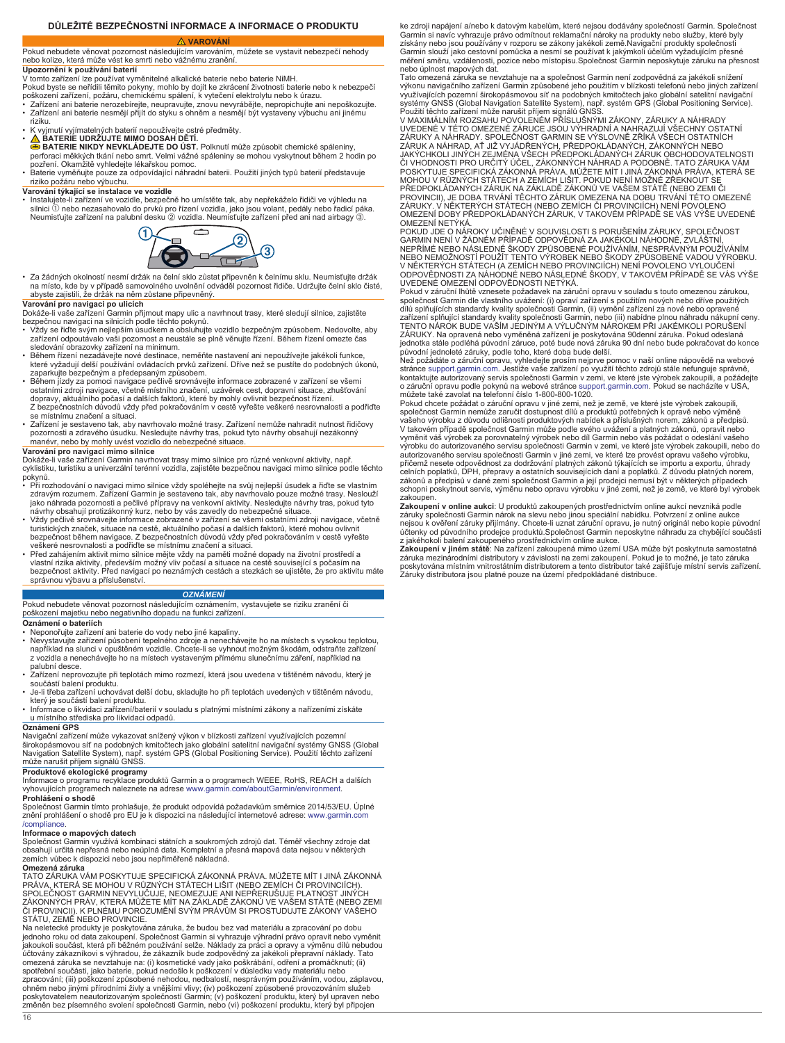## DŮLEŽITÉ BEZPEČNOSTNÍ INFORMACE A INFORMACE O PRODUKTU

### ⚠ VAROVÁNÍ

Pokud nebudete věnovat pozornost následujícím varováním, můžete se vystavit nebezpečí nehody nebo kolize, která může vést ke smrti nebo vážnému zranění.

**Upozornění k používání baterií**

V tomto zařízení lze používat vyměnitelné alkalické baterie nebo baterie NiMH.

Pokud byste se neřídili těmito pokyny, mohlo by dojít ke zkrácení životnosti baterie nebo k nebezpečí poškození zařízení, požáru, chemickému spálení, k vytečení elektrolytu nebo k úrazu.

- Zařízení ani baterie nerozebírejte, neupravujte, znovu nevyrábějte, nepropichujte ani nepoškozujte.
- Zařízení ani baterie nesmějí přijít do styku s ohněm a nesmějí být vystaveny výbuchu ani jinému riziku.
- K vyjmutí vyjímatelných baterií nepoužívejte ostré předměty.
- ⚠ **BATERIE UDRŽUJTE MIMO DOSAH DĚTÍ.**
  **BATERIE NIKDY NEVKLÁDEJTE DO ÚST.** Polknutí může způsobit chemické spáleniny, perforaci měkkých tkání nebo smrt. Velmi vážné spáleniny se mohou vyskytnout během 2 hodin po požití. Okamžitě vyhledejte lékařskou pomoc.
- Baterie vyměňujte pouze za odpovídající náhradní baterii. Použití jiných typů baterií představuje riziko požáru nebo výbuchu.

**Varování týkající se instalace ve vozidle**

- Instalujete-li zařízení ve vozidle, bezpečně ho umístěte tak, aby nepřekáželo řidiči ve výhledu na silnici ① nebo nezasahovalo do prvků pro řízení vozidla, jako jsou volant, pedály nebo řadicí páka. Neumísťujte zařízení na palubní desku ② vozidla. Neumísťujte zařízení před ani nad airbagy ③.
- Za žádných okolností nesmí držák na čelní sklo zůstat připevněn k čelnímu sklu. Neumísťujte držák na místo, kde by v případě samovolného uvolnění odváděl pozornost řidiče. Udržujte čelní sklo čisté, abyste zajistili, že držák na něm zůstane připevněný.

**Varování pro navigaci po ulicích**

Dokáže-li vaše zařízení Garmin přijímat mapy ulic a navrhnout trasy, které sledují silnice, zajistěte bezpečnou navigaci na silnicích podle těchto pokynů.

- Vždy se řiďte svým nejlepším úsudkem a obsluhujte vozidlo bezpečným způsobem. Nedovolte, aby zařízení odpoutávalo vaši pozornost a neustále se plně věnujte řízení. Během řízení omezte čas sledování obrazovky zařízení na minimum.
- Během řízení nezadávejte nové destinace, neměňte nastavení ani nepoužívejte jakékoli funkce, které vyžadují delší používání ovládacích prvků zařízení. Dříve než se pustíte do podobných úkonů, zaparkujte bezpečným a předepsaným způsobem.
- Během jízdy za pomoci navigace pečlivě srovnávejte informace zobrazené v zařízení se všemi ostatními zdroji navigace, včetně místního značení, uzávěrek cest, dopravní situace, zhušťování dopravy, aktuálního počasí a dalších faktorů, které by mohly ovlivnit bezpečnost řízení. Z bezpečnostních důvodů vždy před pokračováním v cestě vyřešte veškeré nesrovnalosti a podřiďte se místnímu značení a situaci.
- Zařízení je sestaveno tak, aby navrhovalo možné trasy. Zařízení nemůže nahradit nutnost řidičovy pozornosti a zdravého úsudku. Nesledujte návrhy tras, pokud tyto návrhy obsahují nezákonný manévr, nebo by mohly uvést vozidlo do nebezpečné situace.

**Varování pro navigaci mimo silnice**

Dokáže-li vaše zařízení Garmin navrhovat trasy mimo silnice pro různé venkovní aktivity, např. cyklistiku, turistiku a univerzální terénní vozidla, zajistěte bezpečnou navigaci mimo silnice podle těchto pokynů.

- Při rozhodování o navigaci mimo silnice vždy spoléhejte na svůj nejlepší úsudek a řiďte se vlastním zdravým rozumem. Zařízení Garmin je sestaveno tak, aby navrhovalo pouze možné trasy. Neslouží jako náhrada pozornosti a pečlivé přípravy na venkovní aktivity. Nesledujte návrhy tras, pokud tyto návrhy obsahují protizákonný kurz, nebo by vás zavedly do nebezpečné situace.
- Vždy pečlivě srovnávejte informace zobrazené v zařízení se všemi ostatními zdroji navigace, včetně turistických značek, situace na cestě, aktuálního počasí a dalších faktorů, které mohou ovlivnit bezpečnost během navigace. Z bezpečnostních důvodů vždy před pokračováním v cestě vyřešte veškeré nesrovnalosti a podřiďte se místnímu značení a situaci.
- Před zahájením aktivit mimo silnice mějte vždy na paměti možné dopady na životní prostředí a vlastní rizika aktivity, především možný vliv počasí a situace na cestě související s počasím na bezpečnost aktivity. Před navigací po neznámých cestách a stezkách se ujistěte, že pro aktivitu máte správnou výbavu a příslušenství.

### OZNÁMENÍ

Pokud nebudete věnovat pozornost následujícím oznámením, vystavujete se riziku zranění či poškození majetku nebo negativního dopadu na funkci zařízení.

**Oznámení o bateriích**

- Neponořujte zařízení ani baterie do vody nebo jiné kapaliny.
- Nevystavujte zařízení působení tepelného zdroje a nenechávejte ho na místech s vysokou teplotou, například na slunci v opuštěném vozidle. Chcete-li se vyhnout možným škodám, odstraňte zařízení z vozidla a nenechávejte ho na místech vystaveným přímému slunečnímu záření, například na palubní desce.
- Zařízení neprovozujte při teplotách mimo rozmezí, která jsou uvedena v tištěném návodu, který je součástí balení produktu.
- Je-li třeba zařízení uchovávat delší dobu, skladujte ho při teplotách uvedených v tištěném návodu, který je součástí balení produktu.
- Informace o likvidaci zařízení/baterií v souladu s platnými místními zákony a nařízeními získáte u místního střediska pro likvidaci odpadů.

**Oznámení GPS**

Navigační zařízení může vykazovat snížený výkon v blízkosti zařízení využívajících pozemní širokopásmovou síť na podobných kmitočtech jako globální satelitní navigační systémy GNSS (Global Navigation Satellite System), např. systém GPS (Global Positioning Service). Použití těchto zařízení může narušit příjem signálů GNSS.

**Produktové ekologické programy**

Informace o programu recyklace produktů Garmin a o programech WEEE, RoHS, REACH a dalších vyhovujících programech naleznete na adrese www.garmin.com/aboutGarmin/environment.

**Prohlášení o shodě**

Společnost Garmin tímto prohlašuje, že produkt odpovídá požadavkům směrnice 2014/53/EU. Úplné znění prohlášení o shodě pro EU je k dispozici na následující internetové adrese: www.garmin.com/compliance.

**Informace o mapových datech**

Společnost Garmin využívá kombinaci státních a soukromých zdrojů dat. Téměř všechny zdroje dat obsahují určitá nepřesná nebo neúplná data. Kompletní a přesná mapová data nejsou v některých zemích vůbec k dispozici nebo jsou nepřiměřeně nákladná.

**Omezená záruka**

TATO ZÁRUKA VÁM POSKYTUJE SPECIFICKÁ ZÁKONNÁ PRÁVA. MŮŽETE MÍT I JINÁ ZÁKONNÁ PRÁVA, KTERÁ SE MOHOU V RŮZNÝCH STÁTECH LIŠIT (NEBO ZEMÍCH ČI PROVINCIÍCH). SPOLEČNOST GARMIN NEVYLUČUJE, NEOMEZUJE ANI NEPŘERUŠUJE PLATNOST JINÝCH ZÁKONNÝCH PRÁV, KTERÁ MŮŽETE MÍT NA ZÁKLADĚ ZÁKONŮ VE VAŠEM STÁTĚ (NEBO ZEMI ČI PROVINCII). K PLNÉMU POROZUMĚNÍ SVÝM PRÁVŮM SI PROSTUDUJTE ZÁKONY VAŠEHO STÁTU, ZEMĚ NEBO PROVINCIE.

Na neletecké produkty je poskytována záruka, že budou bez vad materiálu a zpracování po dobu jednoho roku od data zakoupení. Společnost Garmin si vyhrazuje výhradní právo opravit nebo vyměnit jakoukoli součást, která při běžném používání selže. Náklady za práci a opravy a výměnu dílů nebudou účtovány zákazníkovi s výhradou, že zákazník bude zodpovědný za jakékoli přepravní náklady. Tato omezená záruka se nevztahuje na: (i) kosmetické vady jako poškrábání, odření a promáčknutí; (ii) spotřební součásti, jako baterie, pokud nedošlo k poškození v důsledku vady materiálu nebo zpracování; (iii) poškození způsobené nehodou, nedbalostí, nesprávným používáním, vodou, záplavou, ohněm nebo jinými přírodními živly a vnějšími vlivy; (iv) poškození způsobené provozováním služeb poskytovatelem neautorizovaným společností Garmin; (v) poškození produktu, který byl upraven nebo změněn bez písemného svolení společnosti Garmin, nebo (vi) poškození produktu, který byl připojen ke zdroji napájení a/nebo k datovým kabelům, které nejsou dodávány společností Garmin. Společnost Garmin si navíc vyhrazuje právo odmítnout reklamační nároky na produkty nebo služby, které byly získány nebo jsou používány v rozporu se zákony jakékoli země.Navigační produkty společnosti Garmin slouží jako cestovní pomůcka a nesmí se používat k jakýmkoli účelům vyžadujícím přesné měření směru, vzdálenosti, pozice nebo místopisu.Společnost Garmin neposkytuje záruku na přesnost nebo úplnost mapových dat.

Tato omezená záruka se nevztahuje na a společnost Garmin není zodpovědná za jakékoli snížení výkonu navigačního zařízení Garmin způsobené jeho použitím v blízkosti telefonů nebo jiných zařízení využívajících pozemní širokopásmovou síť na podobných kmitočtech jako globální satelitní navigační systémy GNSS (Global Navigation Satellite System), např. systém GPS (Global Positioning Service). Použití těchto zařízení může narušit příjem signálů GNSS.

V MAXIMÁLNÍM ROZSAHU POVOLENÉM PŘÍSLUŠNÝMI ZÁKONY, ZÁRUKY A NÁHRADY UVEDENÉ V TÉTO OMEZENÉ ZÁRUCE JSOU VÝHRADNÍ A NAHRAZUJÍ VŠECHNY OSTATNÍ ZÁRUKY A NÁHRADY. SPOLEČNOST GARMIN SE VÝSLOVNĚ ZŘÍKÁ VŠECH OSTATNÍCH ZÁRUK A NÁHRAD, AŤ JIŽ VYJÁDŘENÝCH, PŘEDPOKLÁDANÝCH, ZÁKONNÝCH NEBO JAKÝCHKOLI JINÝCH ZEJMÉNA VŠECH PŘEDPOKLÁDANÝCH ZÁRUK OBCHODOVATELNOSTI ČI VHODNOSTI PRO URČITÝ ÚČEL, ZÁKONNÝCH NÁHRAD A PODOBNĚ. TATO ZÁRUKA VÁM POSKYTUJE SPECIFICKÁ ZÁKONNÁ PRÁVA. MŮŽETE MÍT I JINÁ ZÁKONNÁ PRÁVA, KTERÁ SE MOHOU V RŮZNÝCH STÁTECH A ZEMÍCH LIŠIT. POKUD NENÍ MOŽNÉ ZŘEKNOUT SE PŘEDPOKLÁDANÝCH ZÁRUK NA ZÁKLADĚ ZÁKONŮ VE VAŠEM STÁTĚ (NEBO ZEMI ČI PROVINCII), JE DOBA TRVÁNÍ TĚCHTO ZÁRUK OMEZENA NA DOBU TRVÁNÍ TÉTO OMEZENÉ ZÁRUKY. V NĚKTERÝCH STÁTECH (NEBO ZEMÍCH ČI PROVINCIÍCH) NENÍ POVOLENO OMEZENÍ DOBY PŘEDPOKLÁDANÝCH ZÁRUK, V TAKOVÉM PŘÍPADĚ SE VÁS VÝŠE UVEDENÉ OMEZENÍ NETÝKÁ.

POKUD JDE O NÁROKY UČINĚNÉ V SOUVISLOSTI S PORUŠENÍM ZÁRUKY, SPOLEČNOST GARMIN NENÍ V ŽÁDNÉM PŘÍPADĚ ODPOVĚDNÁ ZA JAKÉKOLI NÁHODNÉ, ZVLÁŠTNÍ, NEPŘÍMÉ NEBO NÁSLEDNÉ ŠKODY ZPŮSOBENÉ POUŽÍVÁNÍM, NESPRÁVNÝM POUŽÍVÁNÍM NEBO NEMOŽNOSTÍ POUŽÍT TENTO VÝROBEK NEBO ŠKODY ZPŮSOBENÉ VADOU VÝROBKU. V NĚKTERÝCH STÁTECH (A ZEMÍCH NEBO PROVINCIÍCH) NENÍ POVOLENO VYLOUČENÍ ODPOVĚDNOSTI ZA NÁHODNÉ NEBO NÁSLEDNÉ ŠKODY, V TAKOVÉM PŘÍPADĚ SE VÁS VÝŠE UVEDENÉ OMEZENÍ ODPOVĚDNOSTI NETÝKÁ.

Pokud v záruční lhůtě vznesete požadavek na záruční opravu v souladu s touto omezenou zárukou, společnost Garmin dle vlastního uvážení: (i) opraví zařízení s použitím nových nebo dříve použitých dílů splňujících standardy kvality společnosti Garmin, (ii) vymění zařízení za nové nebo opravené zařízení splňující standardy kvality společnosti Garmin, nebo (iii) nabídne plnou náhradu nákupní ceny. TENTO NÁROK BUDE VAŠÍM JEDINÝM A VÝLUČNÝM NÁROKEM PŘI JAKÉKOLI PORUŠENÍ ZÁRUKY. Na opravená nebo vyměněná zařízení je poskytována 90denní záruka. Pokud odeslaná jednotka stále podléhá původní záruce, poté bude nová záruka 90 dní nebo bude pokračovat do konce původní jednoleté záruky, podle toho, které doba bude delší.

Než požádáte o záruční opravu, vyhledejte prosím nejprve pomoc v naší online nápovědě na webové stránce support.garmin.com. Jestliže vaše zařízení po využití těchto zdrojů stále nefunguje správně, kontaktujte autorizovaný servis společnosti Garmin v zemi, ve které jste výrobek zakoupili, a požádejte o záruční opravu podle pokynů na webové stránce support.garmin.com. Pokud se nacházíte v USA, můžete také zavolat na telefonní číslo 1-800-800-1020.

Pokud chcete požádat o záruční opravu v jiné zemi, než je země, ve které jste výrobek zakoupili, společnost Garmin nemůže zaručit dostupnost dílů a produktů potřebných k opravě nebo výměně vašeho výrobku z důvodu odlišnosti produktových nabídek a příslušných norem, zákonů a předpisů. V takovém případě společnost Garmin může podle svého uvážení a platných zákonů, opravit nebo vyměnit váš výrobek za porovnatelný výrobek nebo díl Garmin nebo vás požádat o odeslání vašeho výrobku do autorizovaného servisu společnosti Garmin v zemi, ve které jste výrobek zakoupili, nebo do autorizovaného servisu společnosti Garmin v jiné zemi, ve které lze provést opravu vašeho výrobku, přičemž nesete odpovědnost za dodržování platných zákonů týkajících se importu a exportu, úhrady celních poplatků, DPH, přepravy a ostatních souvisejících daní a poplatků. Z důvodu platných norem, zákonů a předpisů v dané zemi společnost Garmin a její prodejci nemusí být v některých případech schopni poskytnout servis, výměnu nebo opravu výrobku v jiné zemi, než je země, ve které byl výrobek zakoupen.

**Zakoupení v online aukci**: U produktů zakoupených prostřednictvím online aukcí nevzniká podle záruky společnosti Garmin nárok na slevu nebo jinou speciální nabídku. Potvrzení z online aukce nejsou k ověření záruky přijímány. Chcete-li uznat záruční opravu, je nutný originál nebo kopie původní účtenky od původního prodejce produktů.Společnost Garmin neposkytne náhradu za chybějící součásti z jakéhokoli balení zakoupeného prostřednictvím online aukce.

**Zakoupení v jiném státě**: Na zařízení zakoupená mimo území USA může být poskytnuta samostatná záruka mezinárodními distributory v závislosti na zemi zakoupení. Pokud je to možné, je tato záruka poskytována místním vnitrostátním distributorem a tento distributor také zajišťuje místní servis zařízení. Záruky distributora jsou platné pouze na území předpokládané distribuce.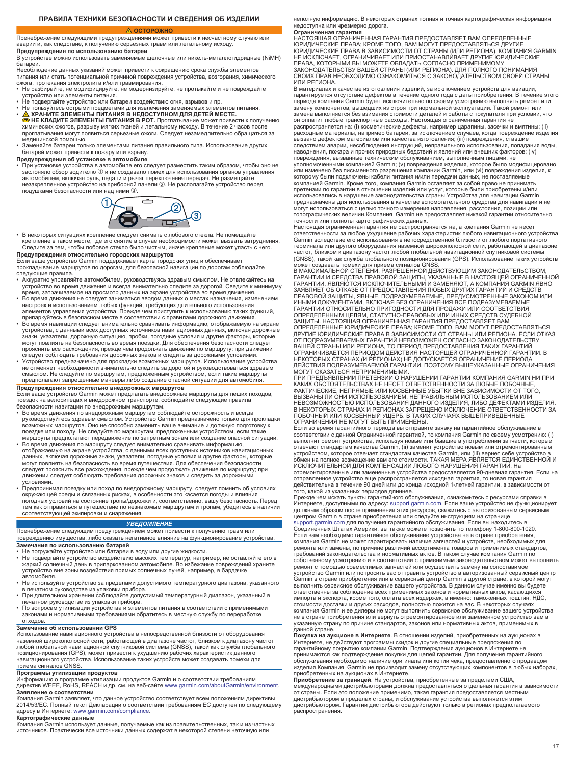# ПРАВИЛА ТЕХНИКИ БЕЗОПАСНОСТИ И СВЕДЕНИЯ ОБ ИЗДЕЛИИ

**⚠ ОСТОРОЖНО**

Пренебрежение следующими предупреждениями может привести к несчастному случаю или аварии и, как следствие, к получению серьезных травм или летальному исходу.

**Предупреждения по использованию батареи**

В устройстве можно использовать заменяемые щелочные или никель-металлогидридные (NiMH) батареи.

Несоблюдение данных указаний может привести к сокращению срока службы элементов питания или стать потенциальной причиной повреждения устройства, возгорания, химического ожога, протекания электролита и/или травмирования.

- Не разбирайте, не модифицируйте, не модернизируйте, не протыкайте и не повреждайте устройство или элементы питания.
- Не подвергайте устройство или батареи воздействию огня, взрывов и пр.
- Не пользуйтесь острыми предметами для извлечения заменяемых элементов питания.
- ⚠ **ХРАНИТЕ ЭЛЕМЕНТЫ ПИТАНИЯ В НЕДОСТУПНОМ ДЛЯ ДЕТЕЙ МЕСТЕ.**
  **НЕ КЛАДИТЕ ЭЛЕМЕНТЫ ПИТАНИЯ В РОТ.** Проглатывание может привести к получению химических ожогов, разрыву мягких тканей и летальному исходу. В течение 2 часов после проглатывания могут появиться серьезные ожоги. Следует незамедлительно обращаться за медицинской помощью.
- Заменяйте батареи только элементами питания правильного типа. Использование других батарей может привести к пожару или взрыву.

**Предупреждения об установке в автомобиле**

- При установке устройства в автомобиле его следует разместить таким образом, чтобы оно не заслоняло обзор водителю ① и не создавало помех для использования органов управления автомобилем, включая руль, педали и рычаг переключения передач. Не размещайте незакрепленное устройство на приборной панели ②. Не располагайте устройство перед подушками безопасности или над ними ③.
- В некоторых ситуациях крепление следует снимать с лобового стекла. Не помещайте крепление в таком месте, где его снятие в случае необходимости может вызвать затруднения. Следите за тем, чтобы лобовое стекло было чистым, иначе крепление может упасть с него.

**Предупреждения относительно городских маршрутов**

Если ваше устройство Garmin поддерживает карты городских улиц и обеспечивает прокладывание маршрутов по дорогам, для безопасной навигации по дорогам соблюдайте следующие правила.

- Аккуратно управляйте автомобилем, руководствуясь здравым смыслом. Не отвлекайтесь на устройство во время движения и всегда внимательно следите за дорогой. Сведите к минимуму время, затрачиваемое на просмотр данных на экране устройства во время движения.
- Во время движения не следует заниматься вводом данных о местах назначения, изменением настроек и использованием любых функций, требующих длительного использования элементов управления устройства. Прежде чем приступить к использованию таких функций, припаркуйтесь в безопасном месте в соответствии с правилами дорожного движения.
- Во время навигации следует внимательно сравнивать информацию, отображаемую на экране устройства, с данными всех доступных источников навигационных данных, включая дорожные знаки, указатели, дорожную ситуацию, пробки, погодные условия и другие факторы, которые могут повлиять на безопасность во время поездки. Для обеспечения безопасности следует прояснить все расхождения, прежде чем продолжать движение по маршруту; при движении следует соблюдать требования дорожных знаков и следить за дорожными условиями.
- Устройство предназначено для прокладки возможных маршрутов. Использование устройства не отменяет необходимости внимательно следить за дорогой и руководствоваться здравым смыслом. Не следуйте по маршрутам, предложенным устройством, если такие маршруты предполагают запрещенные маневры либо создание опасной ситуации для автомобиля.

**Предупреждения относительно внедорожных маршрутов**

Если ваше устройство Garmin может предлагать внедорожные маршруты для пеших походов, поездок на велосипедах и внедорожном транспорте, соблюдайте следующие правила безопасности навигации по внедорожным маршрутам.

- Во время движения по внедорожным маршрутам соблюдайте осторожность и всегда руководствуйтесь здравым смыслом. Устройство Garmin предназначено только для прокладки возможных маршрутов. Оно не способно заменить ваше внимание и должную подготовку к поездке или походу. Не следуйте по маршрутам, предложенным устройством, если такие маршруты предполагают передвижение по запретным зонам или создание опасной ситуации.
- Во время движения по маршруту следует внимательно сравнивать информацию, отображаемую на экране устройства, с данными всех доступных источников навигационных данных, включая дорожные знаки, указатели, погодные условия и другие факторы, которые могут повлиять на безопасность во время путешествия. Для обеспечения безопасности следует прояснить все расхождения, прежде чем продолжать движение по маршруту; при движении следует соблюдать требования дорожных знаков и следить за дорожными условиями.
- Предпринимая поездку или поход по внедорожному маршруту, следует помнить об условиях окружающей среды и связанных рисках, в особенности это касается погоды и влияния погодных условий на состояние тропы/дорожки и, соответственно, вашу безопасность. Перед тем как отправиться в путешествие по незнакомым маршрутам и тропам, убедитесь в наличии соответствующей экипировки и снаряжения.

***УВЕДОМЛЕНИЕ***

Пренебрежение следующим предупреждением может привести к получению травм или повреждению имущества, либо оказать негативное влияние на функционирование устройства.

**Замечания по использованию батарей**

- Не погружайте устройство или батареи в воду или другие жидкости.
- Не подвергайте устройство воздействию высоких температур, например, не оставляйте его в жаркий солнечный день в припаркованном автомобиле. Во избежание повреждений храните устройство вне зоны воздействия прямых солнечных лучей, например, в бардачке автомобиля.
- Не используйте устройство за пределами допустимого температурного диапазона, указанного в печатном руководстве из упаковки прибора.
- При длительном хранении соблюдайте допустимый температурный диапазон, указанный в печатном руководстве из упаковки прибора.
- По вопросам утилизации устройства и элементов питания в соответствии с применимыми законами и нормативными требованиями обратитесь в местную службу по переработке отходов.

**Замечание об использовании GPS**

Использование навигационного устройства в непосредственной близости от оборудования наземной широкополосной сети, работающей в диапазоне частот, близком к диапазону частот любой глобальной навигационной спутниковой системы (GNSS), такой как служба глобального позиционирования (GPS), может привести к ухудшению рабочих характеристик данного навигационного устройства. Использование таких устройств может создавать помехи для приема сигналов GNSS.

**Программы утилизации продуктов**

Информацию о программе утилизации продуктов Garmin и о соответствии требованиям директив WEEE, RoHS, REACH и др. см. на веб-сайте www.garmin.com/aboutGarmin/environment.

**Заявление о соответствии**

Компания Garmin заявляет, что данное устройство соответствует всем положениям директивы 2014/53/EC. Полный текст Декларации о соответствии требованиям ЕС доступен по следующее адресу в Интернете: www.garmin.com/compliance.

**Картографические данные**

Компания Garmin использует данные, получаемые как из правительственных, так и из частных источников. Практически все источники данных содержат в некоторой степени неточную или неполную информацию. В некоторых странах полная и точная картографическая информация недоступна или чрезмерно дорога.

**Ограниченная гарантия**

НАСТОЯЩАЯ ОГРАНИЧЕННАЯ ГАРАНТИЯ ПРЕДОСТАВЛЯЕТ ВАМ ОПРЕДЕЛЕННЫЕ ЮРИДИЧЕСКИЕ ПРАВА; КРОМЕ ТОГО, ВАМ МОГУТ ПРЕДОСТАВЛЯТЬСЯ ДРУГИЕ ЮРИДИЧЕСКИЕ ПРАВА В ЗАВИСИМОСТИ ОТ СТРАНЫ (ИЛИ РЕГИОНА). КОМПАНИЯ GARMIN НЕ ИСКЛЮЧАЕТ, ОГРАНИЧИВАЕТ ИЛИ ПРИОСТАНАВЛИВАЕТ ДРУГИЕ ЮРИДИЧЕСКИЕ ПРАВА, КОТОРЫМИ ВЫ МОЖЕТЕ ОБЛАДАТЬ СОГЛАСНО ПРИМЕНИМОМУ ЗАКОНОДАТЕЛЬСТВУ ВАШЕЙ СТРАНЫ (ИЛИ РЕГИОНА). ДЛЯ ПОЛНОГО ПОНИМАНИЯ СВОИХ ПРАВ НЕОБХОДИМО ОЗНАКОМИТЬСЯ С ЗАКОНОДАТЕЛЬСТВОМ СВОЕЙ СТРАНЫ ИЛИ РЕГИОНА.

В материалах и качестве изготовления изделий, за исключением устройств для авиации, гарантируется отсутствие дефектов в течение одного года с даты приобретения. В течение этого периода компания Garmin будет исключительно по своему усмотрению выполнять ремонт или замену компонентов, вышедших из строя при нормальной эксплуатации. Такой ремонт или замена выполняется без взимания стоимости деталей и работы с покупателя при условии, что он оплатит любые транспортные расходы. Настоящая ограниченная гарантия не распространяется на: (i) косметические дефекты, например царапины, засечки и вмятины; (ii) расходные материалы, например батареи, за исключением случаев, когда повреждение изделия вызвано дефектом материалов или качества изготовления; (iii) повреждения, ставшие следствием аварии, несоблюдения инструкций, неправильного использования, попадания воды, наводнения, пожара и прочих природных бедствий и явлений или внешних факторов; (iv) повреждения, вызванные техническим обслуживанием, выполненным лицами, не уполномоченными компанией Garmin; (v) повреждения изделия, которое было модифицировано или изменено без письменного разрешения компании Garmin, или (vi) повреждения изделия, к которому были подключены кабели питания и/или передачи данных, не поставляемые компанией Garmin. Кроме того, компания Garmin оставляет за собой право не принимать претензии по гарантии в отношении изделий или услуг, которые были приобретены и/или использовались в нарушение законодательства страны.Устройства для навигации Garmin предназначены для использования в качестве вспомогательного средства для навигации и не могут использоваться с целью точного измерения направления, расстояния, позиции или топографических величин.Компания Garmin не предоставляет никакой гарантии относительно точности или полноты картографических данных.

Настоящая ограниченная гарантия не распространяется на, а компания Garmin не несет ответственности за любое ухудшение рабочих характеристик любого навигационного устройства Garmin вследствие его использования в непосредственной близости от любого портативного терминала или другого оборудования наземной широкополосной сети, работающей в диапазоне частот, близком к диапазону частот любой глобальной навигационной спутниковой системы (GNSS), такой как служба глобального позиционирования (GPS). Использование таких устройств может создавать помехи для приема сигналов GNSS.

В МАКСИМАЛЬНОЙ СТЕПЕНИ, РАЗРЕШЕННОЙ ДЕЙСТВУЮЩИМ ЗАКОНОДАТЕЛЬСТВОМ, ГАРАНТИИ И СРЕДСТВА ПРАВОВОЙ ЗАЩИТЫ, УКАЗАННЫЕ В НАСТОЯЩЕЙ ОГРАНИЧЕННОЙ ГАРАНТИИ, ЯВЛЯЮТСЯ ИСКЛЮЧИТЕЛЬНЫМИ И ЗАМЕНЯЮТ, А КОМПАНИЯ GARMIN ЯВНО ЗАЯВЛЯЕТ ОБ ОТКАЗЕ ОТ ПРЕДОСТАВЛЕНИЯ ЛЮБЫХ ДРУГИХ ГАРАНТИЙ И СРЕДСТВ ПРАВОВОЙ ЗАЩИТЫ, ЯВНЫЕ, ПОДРАЗУМЕВАЕМЫЕ, ПРЕДУСМОТРЕННЫЕ ЗАКОНОМ ИЛИ ИНЫМИ ДОКУМЕНТАМИ, ВКЛЮЧАЯ БЕЗ ОГРАНИЧЕНИЯ ВСЕ ПОДРАЗУМЕВАЕМЫЕ ГАРАНТИИ ОТНОСИТЕЛЬНО ПРИГОДНОСТИ ДЛЯ ПРОДАЖИ ИЛИ СООТВЕТСТВИЯ ОПРЕДЕЛЕННЫМ ЦЕЛЯМ, СТАТУТНО-ПРАВОВЫХ ИЛИ ИНЫХ СРЕДСТВ СУДЕБНОЙ ЗАЩИТЫ. НАСТОЯЩАЯ ОГРАНИЧЕННАЯ ГАРАНТИЯ ПРЕДОСТАВЛЯЕТ ВАМ ОПРЕДЕЛЕННЫЕ ЮРИДИЧЕСКИЕ ПРАВА; КРОМЕ ТОГО, ВАМ МОГУТ ПРЕДОСТАВЛЯТЬСЯ ДРУГИЕ ЮРИДИЧЕСКИЕ ПРАВА В ЗАВИСИМОСТИ ОТ СТРАНЫ ИЛИ РЕГИОНА. ЕСЛИ ОТКАЗ ОТ ПОДРАЗУМЕВАЕМЫХ ГАРАНТИЙ НЕВОЗМОЖЕН СОГЛАСНО ЗАКОНОДАТЕЛЬСТВУ ВАШЕЙ СТРАНЫ ИЛИ РЕГИОНА, ТО ПЕРИОД ПРЕДОСТАВЛЕНИЯ ТАКИХ ГАРАНТИЙ ОГРАНИЧИВАЕТСЯ ПЕРИОДОМ ДЕЙСТВИЯ НАСТОЯЩЕЙ ОГРАНИЧЕННОЙ ГАРАНТИИ. В НЕКОТОРЫХ СТРАНАХ (И РЕГИОНАХ) НЕ ДОПУСКАЕТСЯ ОГРАНИЧЕНИЕ ПЕРИОДА ДЕЙСТВИЯ ПОДРАЗУМЕВАЕМОЙ ГАРАНТИИ, ПОЭТОМУ ВЫШЕУКАЗАННЫЕ ОГРАНИЧЕНИЯ МОГУТ ОКАЗАТЬСЯ НЕПРИМЕНИМЫМИ.

ПРИ ПРЕДЪЯВЛЕНИИ ПРЕТЕНЗИИ О НАРУШЕНИИ ГАРАНТИИ КОМПАНИЯ GARMIN НИ ПРИ КАКИХ ОБСТОЯТЕЛЬСТВАХ НЕ НЕСЕТ ОТВЕТСТВЕННОСТИ ЗА ЛЮБЫЕ ПОБОЧНЫЕ, ФАКТИЧЕСКИЕ, НЕПРЯМЫЕ ИЛИ КОСВЕННЫЕ УБЫТКИ ВНЕ ЗАВИСИМОСТИ ОТ ТОГО, ВЫЗВАНЫ ЛИ ОНИ ИСПОЛЬЗОВАНИЕМ, НЕПРАВИЛЬНЫМ ИСПОЛЬЗОВАНИЕМ ИЛИ НЕВОЗМОЖНОСТЬЮ ИСПОЛЬЗОВАНИЯ ДАННОГО ИЗДЕЛИЯ, ЛИБО ДЕФЕКТАМИ ИЗДЕЛИЯ. В НЕКОТОРЫХ СТРАНАХ И РЕГИОНАХ ЗАПРЕЩЕНО ИСКЛЮЧЕНИЕ ОТВЕТСТВЕННОСТИ ЗА ПОБОЧНЫЙ ИЛИ КОСВЕННЫЙ УЩЕРБ. В ТАКИХ СЛУЧАЯХ ВЫШЕПРИВЕДЕННЫЕ ОГРАНИЧЕНИЯ НЕ МОГУТ БЫТЬ ПРИМЕНЕНЫ.

Если во время гарантийного периода вы отправите заявку на гарантийное обслуживание в соответствии с данной Ограниченной гарантией, то компания Garmin по своему усмотрению: (i) выполнит ремонт устройства, используя новые или бывшие в употреблении запчасти, которые отвечают стандартам качества Garmin, (ii) заменит устройство новым или отремонтированным устройством, которое отвечает стандартам качества Garmin, или (iii) вернет себе устройство в обмен на полное возмещение вам его стоимости. ТАКАЯ МЕРА ЯВЛЯЕТСЯ ЕДИНСТВЕННОЙ И ИСКЛЮЧИТЕЛЬНОЙ ДЛЯ КОМПЕНСАЦИИ ЛЮБОГО НАРУШЕНИЯ ГАРАНТИИ. На отремонтированные или замененные устройства предоставляется 90-дневная гарантия. Если на отправленное устройство еще распространяется исходная гарантия, то новая гарантия действительна в течение 90 дней или до конца исходной 1-летней гарантии, в зависимости от того, какой из указанных периодов длиннее.

Прежде чем искать пункты гарантийного обслуживания, ознакомьтесь с ресурсами справки в Интернете, доступными по адресу: support.garmin.com. Если ваше устройство не функционирует должным образом после применения этих ресурсов, свяжитесь с авторизованным сервисным центром Garmin в стране приобретения или следуйте инструкциям на странице support.garmin.com для получения гарантийного обслуживания. Если вы находитесь в Соединенных Штатах Америки, вы также можете позвонить по телефону 1-800-800-1020.

Если вам необходимо гарантийное обслуживание устройства не в стране приобретения, компания Garmin не может гарантировать наличие запчастей и продуктов, необходимых для ремонта или замены, по причине различий ассортимента товаров и применимых стандартов, требований законодательства и нормативных актов. В таком случае компания Garmin по собственному усмотрению и в соответствии с применимым законодательством может выполнить ремонт с помощью совместимых запчастей или осуществить замену на сопоставимое устройство Garmin или попросить вас отправить устройство в авторизованный сервисный центр Garmin в стране приобретения или в сервисный центр Garmin в другой стране, в которой могут выполнить сервисное обслуживание вашего устройства. В данном случае именно вы будете ответственны за соблюдение всех применимых законов и нормативных актов, касающихся импорта и экспорта, кроме того, оплата всех издержек, а именно: таможенных пошлин, НДС, стоимости доставки и других расходов, полностью ложится на вас. В некоторых случаях компания Garmin и ее дилеры не могут выполнить сервисное обслуживание вашего устройства не в стране приобретения или вернуть отремонтированное или замененное устройство вам в указанную страну по причине стандартов, законов или нормативных актов, применимых в данной стране.

**Покупка на аукционе в Интернете**. В отношении изделий, приобретенных на аукционах в Интернете, не действуют программы скидок и другие специальные предложения по гарантийному покрытию компании Garmin. Подтверждения аукционов в Интернете не принимаются как подтверждение покупки для целей гарантии. Для получения гарантийного обслуживания необходимо наличие оригинала или копии чека, предоставленного продавцом изделия.Компания Garmin не производит замену отсутствующих компонентов в любых наборах, приобретенных на аукционах в Интернете.

**Приобретение за границей**. На устройства, приобретенные за пределами США, международными дистрибьюторами должна предоставляться отдельная гарантия в зависимости от страны. Если это положение применимо, такая гарантия предоставляется местным дистрибьютором в пределах страны, и обслуживание устройства выполняется этим дистрибьютором. Гарантии дистрибьютора действуют только в регионах предполагаемого распространения.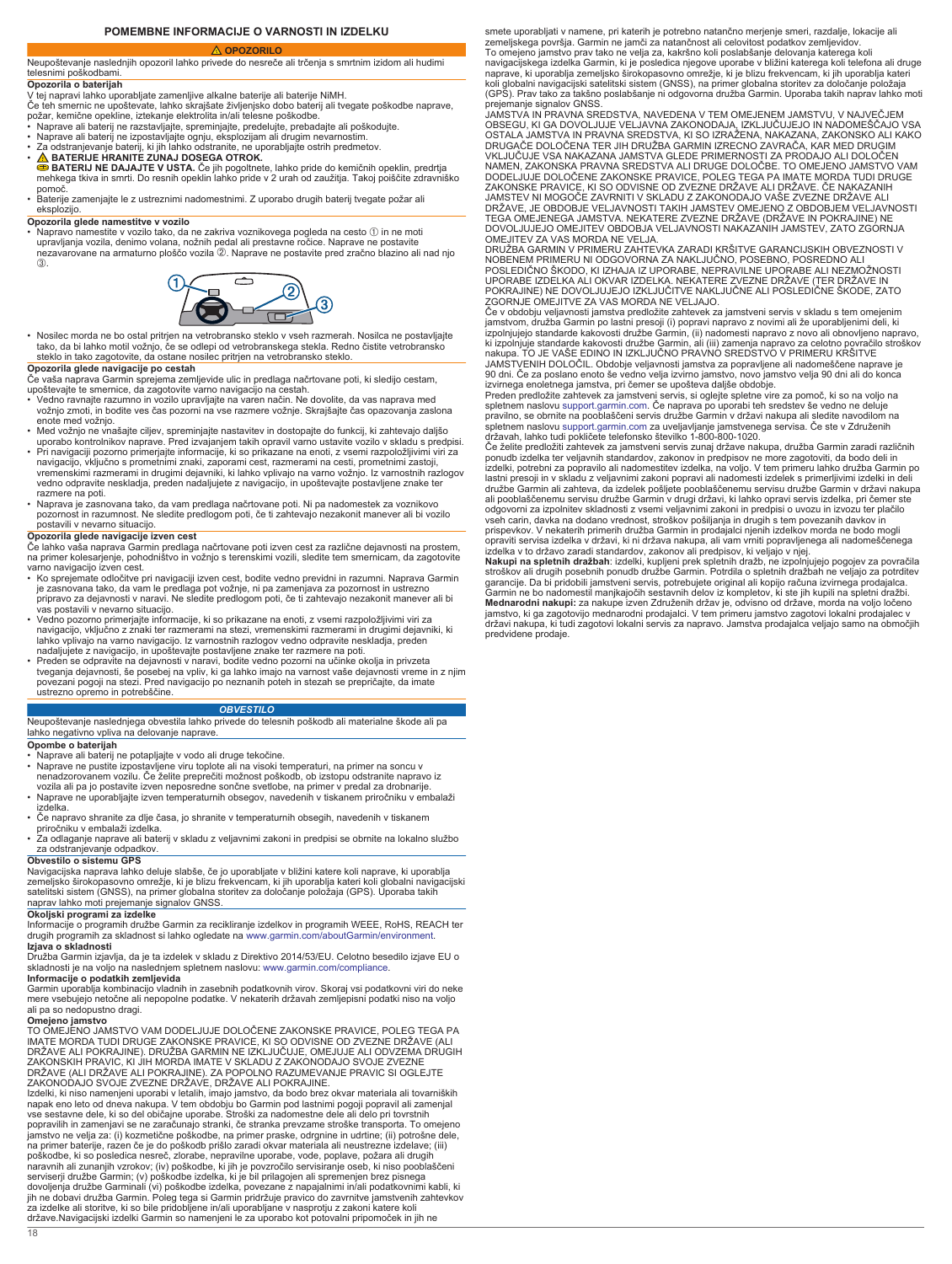## POMEMBNE INFORMACIJE O VARNOSTI IN IZDELKU

### ⚠ OPOZORILO

Neupoštevanje naslednjih opozoril lahko privede do nesreče ali trčenja s smrtnim izidom ali hudimi telesnimi poškodbami.

**Opozorila o baterijah**

V tej napravi lahko uporabljate zamenljive alkalne baterije ali baterije NiMH.

Če teh smernic ne upoštevate, lahko skrajšate življenjsko dobo baterij ali tvegate poškodbe naprave, požar, kemične opekline, iztekanje elektrolita in/ali telesne poškodbe.

- Naprave ali baterij ne razstavljajte, spreminjajte, predelujte, prebadajte ali poškodujte.
- Naprave ali baterij ne izpostavljajte ognju, eksplozijam ali drugim nevarnostim.
- Za odstranjevanje baterij, ki jih lahko odstranite, ne uporabljajte ostrih predmetov.
- ⚠ **BATERIJE HRANITE ZUNAJ DOSEGA OTROK.**
  **BATERIJ NE DAJAJTE V USTA.** Če jih pogoltnete, lahko pride do kemičnih opeklin, predrtja mehkega tkiva in smrti. Do resnih opeklin lahko pride v 2 urah od zaužitja. Takoj poiščite zdravniško pomoč.
- Baterije zamenjajte le z ustreznimi nadomestnimi. Z uporabo drugih baterij tvegate požar ali eksplozijo.

**Opozorila glede namestitve v vozilo**

- Napravo namestite v vozilo tako, da ne zakriva voznikovega pogleda na cesto ① in ne moti upravljanja vozila, denimo volana, nožnih pedal ali prestavne ročice. Naprave ne postavite nezavarovane na armaturno ploščo vozila ②. Naprave ne postavite pred zračno blazino ali nad njo ③.
- Nosilec morda ne bo ostal pritrjen na vetrobransko steklo v vseh razmerah. Nosilca ne postavljajte tako, da bi lahko motil vožnjo, če se odlepi od vetrobranskega stekla. Redno čistite vetrobransko steklo in tako zagotovite, da ostane nosilec pritrjen na vetrobransko steklo.

**Opozorila glede navigacije po cestah**

Če vaša naprava Garmin sprejema zemljevide ulic in predlaga načrtovane poti, ki sledijo cestam, upoštevajte te smernice, da zagotovite varno navigacijo na cestah.

- Vedno ravnajte razumno in vozilo upravljajte na varen način. Ne dovolite, da vas naprava med vožnjo zmoti, in bodite ves čas pozorni na vse razmere vožnje. Skrajšajte čas opazovanja zaslona enote med vožnjo.
- Med vožnjo ne vnašajte ciljev, spreminjajte nastavitev in dostopajte do funkcij, ki zahtevajo daljšo uporabo kontrolnikov naprave. Pred izvajanjem takih opravil varno ustavite vozilo v skladu s predpisi.
- Pri navigaciji pozorno primerjajte informacije, ki so prikazane na enoti, z vsemi razpoložljivimi viri za navigacijo, vključno s prometnimi znaki, zaporami cest, razmerami na cesti, prometnimi zastoji, vremenskimi razmerami in drugimi dejavniki, ki lahko vplivajo na varno vožnjo. Iz varnostnih razlogov vedno odpravite neskladja, preden nadaljujete z navigacijo, in upoštevajte postavljene znake ter razmere na poti.
- Naprava je zasnovana tako, da vam predlaga načrtovane poti. Ni pa nadomestek za voznikovo pozornost in razumnost. Ne sledite predlogom poti, če ti zahtevajo nezakonit manever ali bi vozilo postavili v nevarno situacijo.

**Opozorila glede navigacije izven cest**

Če lahko vaša naprava Garmin predlaga načrtovane poti izven cest za različne dejavnosti na prostem, na primer kolesarjenje, pohodništvo in vožnjo s terenskimi vozili, sledite tem smernicam, da zagotovite varno navigacijo izven cest.

- Ko sprejemate odločitve pri navigaciji izven cest, bodite vedno previdni in razumni. Naprava Garmin je zasnovana tako, da vam le predlaga pot vožnje, ni pa zamenjava za pozornost in ustrezno pripravo za dejavnosti v naravi. Ne sledite predlogom poti, če ti zahtevajo nezakonit manever ali bi vas postavili v nevarno situacijo.
- Vedno pozorno primerjajte informacije, ki so prikazane na enoti, z vsemi razpoložljivimi viri za navigacijo, vključno z znaki ter razmerami na stezi, vremenskimi razmerami in drugimi dejavniki, ki lahko vplivajo na varno navigacijo. Iz varnostnih razlogov vedno odpravite neskladja, preden nadaljujete z navigacijo, in upoštevajte postavljene znake ter razmere na poti.
- Preden se odpravite na dejavnosti v naravi, bodite vedno pozorni na učinke okolja in privzeta tveganja dejavnosti, še posebej na vpliv, ki ga lahko imajo na varnost vaše dejavnosti vreme in z njim povezani pogoji na stezi. Pred navigacijo po neznanih poteh in stezah se prepričajte, da imate ustrezno opremo in potrebščine.

### OBVESTILO

Neupoštevanje naslednjega obvestila lahko privede do telesnih poškodb ali materialne škode ali pa lahko negativno vpliva na delovanje naprave.

**Opombe o baterijah**

- Naprave ali baterij ne potapljajte v vodo ali druge tekočine.
- Naprave ne pustite izpostavljene viru toplote ali na visoki temperaturi, na primer na soncu v nenadzorovanem vozilu. Če želite preprečiti možnost poškodb, ob izstopu odstranite napravo iz vozila ali pa jo postavite izven neposredne sončne svetlobe, na primer v predal za drobnarije.
- Naprave ne uporabljajte izven temperaturnih obsegov, navedenih v tiskanem priročniku v embalaži izdelka.
- Če napravo shranite za dlje časa, jo shranite v temperaturnih obsegih, navedenih v tiskanem priročniku v embalaži izdelka.
- Za odlaganje naprave ali baterij v skladu z veljavnimi zakoni in predpisi se obrnite na lokalno službo za odstranjevanje odpadkov.

**Obvestilo o sistemu GPS**

Navigacijska naprava lahko deluje slabše, če jo uporabljate v bližini katere koli naprave, ki uporablja zemeljsko širokopasovno omrežje, ki je blizu frekvencam, ki jih uporablja kateri koli globalni navigacijski satelitski sistem (GNSS), na primer globalna storitev za določanje položaja (GPS). Uporaba takih naprav lahko moti prejemanje signalov GNSS.

**Okoljski programi za izdelke**

Informacije o programih družbe Garmin za recikliranje izdelkov in programih WEEE, RoHS, REACH ter drugih programih za skladnost si lahko ogledate na www.garmin.com/aboutGarmin/environment.

**Izjava o skladnosti**

Družba Garmin izjavlja, da je ta izdelek v skladu z Direktivo 2014/53/EU. Celotno besedilo izjave EU o skladnosti je na voljo na naslednjem spletnem naslovu: www.garmin.com/compliance.

**Informacije o podatkih zemljevida**

Garmin uporablja kombinacijo vladnih in zasebnih podatkovnih virov. Skoraj vsi podatkovni viri do neke mere vsebujejo netočne ali nepopolne podatke. V nekaterih državah zemljepisni podatki niso na voljo ali pa so nedopustno dragi.

**Omejeno jamstvo**

TO OMEJENO JAMSTVO VAM DODELJUJE DOLOČENE ZAKONSKE PRAVICE, POLEG TEGA PA IMATE MORDA TUDI DRUGE ZAKONSKE PRAVICE, KI SO ODVISNE OD ZVEZNE DRŽAVE (ALI DRŽAVE ALI POKRAJINE). DRUŽBA GARMIN NE IZKLJUČUJE, OMEJUJE ALI ODVZEMA DRUGIH ZAKONSKIH PRAVIC, KI JIH MORDA IMATE V SKLADU Z ZAKONODAJO SVOJE ZVEZNE DRŽAVE (ALI DRŽAVE ALI POKRAJINE). ZA POPOLNO RAZUMEVANJE PRAVIC SI OGLEJTE ZAKONODAJO SVOJE ZVEZNE DRŽAVE, DRŽAVE ALI POKRAJINE.

Izdelki, ki niso namenjeni uporabi v letalih, imajo jamstvo, da bodo brez okvar materiala ali tovarniških napak eno leto od dneva nakupa. V tem obdobju bo Garmin pod lastnimi pogoji popravil ali zamenjal vse sestavne dele, ki so del običajne uporabe. Stroški za nadomestne dele ali delo pri tovrstnih popravilih in zamenjavi se ne zaračunajo stranki, če stranka prevzame stroške transporta. To omejeno jamstvo ne velja za: (i) kozmetične poškodbe, na primer praske, odrgnine in udrtine; (ii) potrošne dele, na primer baterije, razen če je do poškodb prišlo zaradi okvar materiala ali neustrezne izdelave; (iii) poškodbe, ki so posledica nesreč, zlorabe, nepravilne uporabe, vode, poplave, požara ali drugih naravnih ali zunanjih vzrokov; (iv) poškodbe, ki jih je povzročilo servisiranje oseb, ki niso pooblaščeni serviserji družbe Garmin; (v) poškodbe izdelka, ki je bil prilagojen ali spremenjen brez pisnega dovoljenja družbe Garminali (vi) poškodbe izdelka, povezane z napajalnimi in/ali podatkovnimi kabli, ki jih ne dobavi družba Garmin. Poleg tega si Garmin pridržuje pravico do zavrnitve jamstvenih zahtevkov za izdelke ali storitve, ki so bile pridobljene in/ali uporabljane v nasprotju z zakoni katere koli države.Navigacijski izdelki Garmin so namenjeni le za uporabo kot potovalni pripomoček in jih ne smete uporabljati v namene, pri katerih je potrebno natančno merjenje smeri, razdalje, lokacije ali zemeljskega površja. Garmin ne jamči za natančnost ali celovitost podatkov zemljevidov.

To omejeno jamstvo prav tako ne velja za, kakršno koli poslabšanje delovanja katerega koli navigacijskega izdelka Garmin, ki je posledica njegove uporabe v bližini katerega koli telefona ali druge naprave, ki uporablja zemeljsko širokopasovno omrežje, ki je blizu frekvencam, ki jih uporablja kateri koli globalni navigacijski satelitski sistem (GNSS), na primer globalna storitev za določanje položaja (GPS). Prav tako za takšno poslabšanje ni odgovorna družba Garmin. Uporaba takih naprav lahko moti prejemanje signalov GNSS.

JAMSTVA IN PRAVNA SREDSTVA, NAVEDENA V TEM OMEJENEM JAMSTVU, V NAJVEČJEM OBSEGU, KI GA DOVOLJUJE VELJAVNA ZAKONODAJA, IZKLJUČUJEJO IN NADOMEŠČAJO VSA OSTALA JAMSTVA IN PRAVNA SREDSTVA, KI SO IZRAŽENA, NAKAZANA, ZAKONSKO ALI KAKO DRUGAČE DOLOČENA TER JIH DRUŽBA GARMIN IZRECNO ZAVRAČA, KAR MED DRUGIM VKLJUČUJE VSA NAKAZANA JAMSTVA GLEDE PRIMERNOSTI ZA PRODAJO ALI DOLOČEN NAMEN, ZAKONSKA PRAVNA SREDSTVA ALI DRUGE DOLOČBE. TO OMEJENO JAMSTVO VAM DODELJUJE DOLOČENE ZAKONSKE PRAVICE, POLEG TEGA PA IMATE MORDA TUDI DRUGE ZAKONSKE PRAVICE, KI SO ODVISNE OD ZVEZNE DRŽAVE ALI DRŽAVE. ČE NAKAZANIH JAMSTEV NI MOGOČE ZAVRNITI V SKLADU Z ZAKONODAJO VAŠE ZVEZNE DRŽAVE ALI DRŽAVE, JE OBDOBJE VELJAVNOSTI TAKIH JAMSTEV OMEJENO Z OBDOBJEM VELJAVNOSTI TEGA OMEJENEGA JAMSTVA. NEKATERE ZVEZNE DRŽAVE (DRŽAVE IN POKRAJINE) NE DOVOLJUJEJO OMEJITEV OBDOBJA VELJAVNOSTI NAKAZANIH JAMSTEV, ZATO ZGORNJA OMEJITEV ZA VAS MORDA NE VELJA.

DRUŽBA GARMIN V PRIMERU ZAHTEVKA ZARADI KRŠITVE GARANCIJSKIH OBVEZNOSTI V NOBENEM PRIMERU NI ODGOVORNA ZA NAKLJUČNO, POSEBNO, POSREDNO ALI POSLEDIČNO ŠKODO, KI IZHAJA IZ UPORABE, NEPRAVILNE UPORABE ALI NEZMOŽNOSTI UPORABE IZDELKA ALI OKVAR IZDELKA. NEKATERE ZVEZNE DRŽAVE (TER DRŽAVE IN POKRAJINE) NE DOVOLJUJEJO IZKLJUČITVE NAKLJUČNE ALI POSLEDIČNE ŠKODE, ZATO ZGORNJE OMEJITVE ZA VAS MORDA NE VELJAJO.

Če v obdobju veljavnosti jamstva predložite zahtevek za jamstveni servis v skladu s tem omejenim jamstvom, družba Garmin po lastni presoji (i) popravi napravo z novimi ali že uporabljenimi deli, ki izpolnjujejo standarde kakovosti družbe Garmin, (ii) nadomesti napravo z novo ali obnovljeno napravo, ki izpolnjuje standarde kakovosti družbe Garmin, ali (iii) zamenja napravo za celotno povračilo stroškov nakupa. TO JE VAŠE EDINO IN IZKLJUČNO PRAVNO SREDSTVO V PRIMERU KRŠITVE JAMSTVENIH DOLOČIL. Obdobje veljavnosti jamstva za popravljene ali nadomeščene naprave je 90 dni. Če za poslano enoto še vedno velja izvirno jamstvo, novo jamstvo velja 90 dni ali do konca izvirnega enoletnega jamstva, pri čemer se upošteva daljše obdobje.

Preden predložite zahtevek za jamstveni servis, si oglejte spletne vire za pomoč, ki so na voljo na spletnem naslovu support.garmin.com. Če naprava po uporabi teh sredstev še vedno ne deluje pravilno, se obrnite na pooblaščeni servis družbe Garmin v državi nakupa ali sledite navodilom na spletnem naslovu support.garmin.com za uveljavljanje jamstvenega servisa. Če ste v Združenih državah, lahko tudi pokličete telefonsko številko 1-800-800-1020.

Če želite predložiti zahtevek za jamstveni servis zunaj države nakupa, družba Garmin zaradi različnih ponudb izdelka ter veljavnih standardov, zakonov in predpisov ne more zagotoviti, da bodo deli in izdelki, potrebni za popravilo ali nadomestitev izdelka, na voljo. V tem primeru lahko družba Garmin po lastni presoji in v skladu z veljavnimi zakoni popravi ali nadomesti izdelek s primerljivimi izdelki in deli družbe Garmin ali zahteva, da izdelek pošljete pooblaščenemu servisu družbe Garmin v državi nakupa ali pooblaščenemu servisu družbe Garmin v drugi državi, ki lahko opravi servis izdelka, pri čemer ste odgovorni za izpolnitev skladnosti z vsemi veljavnimi zakoni in predpisi o uvozu in izvozu ter plačilo vseh carin, davka na dodano vrednost, stroškov pošiljanja in drugih s tem povezanih davkov in prispevkov. V nekaterih primerih družba Garmin in prodajalci njenih izdelkov morda ne bodo mogli opraviti servisa izdelka v državi, ki ni država nakupa, ali vam vrniti popravljenega ali nadomeščenega izdelka v to državo zaradi standardov, zakonov ali predpisov, ki veljajo v njej.

**Nakupi na spletnih dražbah**: izdelki, kupljeni prek spletnih dražb, ne izpolnjujejo pogojev za povračila stroškov ali drugih posebnih ponudb družbe Garmin. Potrdila o spletnih dražbah ne veljajo za potrditev garancije. Da bi pridobili jamstveni servis, potrebujete original ali kopijo računa izvirnega prodajalca. Garmin ne bo nadomestil manjkajočih sestavnih delov iz kompletov, ki ste jih kupili na spletni dražbi.

**Mednarodni nakupi:** za nakupe izven Združenih držav je, odvisno od države, morda na voljo ločeno jamstvo, ki ga zagotovijo mednarodni prodajalci. V tem primeru jamstvo zagotovi lokalni prodajalec v državi nakupa, ki tudi zagotovi lokalni servis za napravo. Jamstva prodajalca veljajo samo na območjih predvidene prodaje.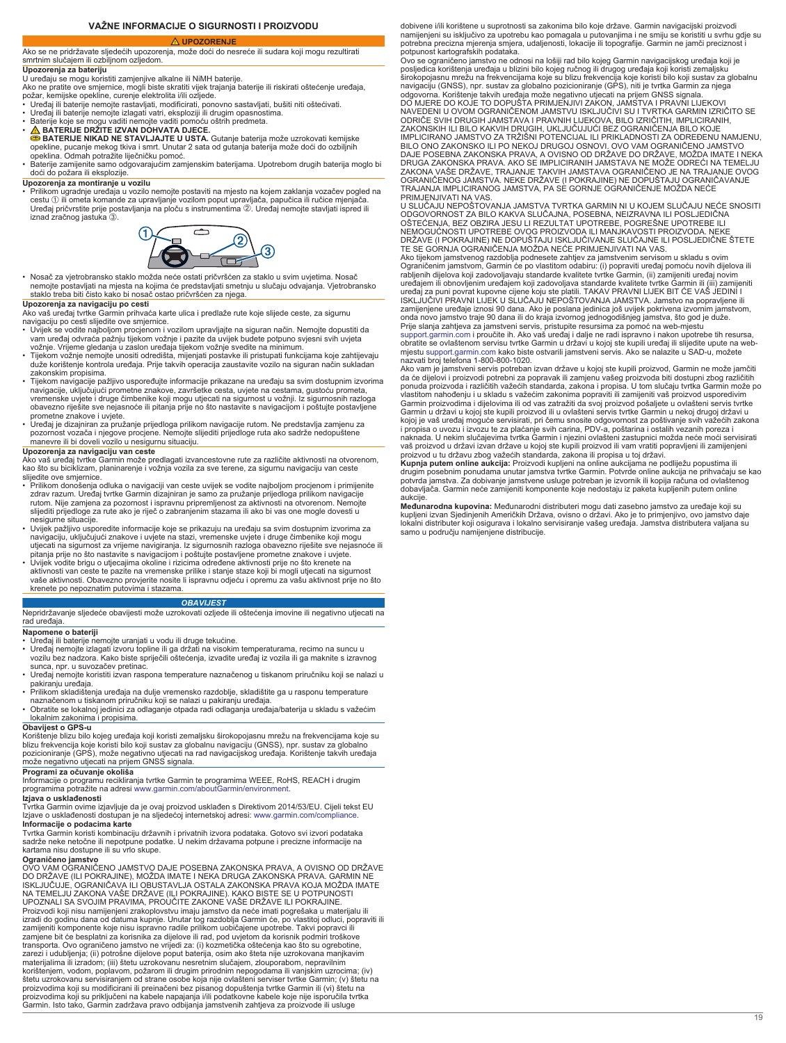# VAŽNE INFORMACIJE O SIGURNOSTI I PROIZVODU

**⚠ UPOZORENJE**

Ako se ne pridržavate sljedećih upozorenja, može doći do nesreće ili sudara koji mogu rezultirati smrtnim slučajem ili ozbiljnom ozljedom.

**Upozorenja za bateriju**

U uređaju se mogu koristiti zamjenjive alkalne ili NiMH baterije.

Ako ne pratite ove smjernice, mogli biste skratiti vijek trajanja baterije ili riskirati oštećenje uređaja, požar, kemijske opekline, curenje elektrolita i/ili ozljede.

- Uređaj ili baterije nemojte rastavljati, modificirati, ponovno sastavljati, bušiti niti oštećivati.
- Uređaj ili baterije nemojte izlagati vatri, eksploziji ili drugim opasnostima.
- Baterije koje se mogu vaditi nemojte vaditi pomoću oštrih predmeta.
- ⚠ **BATERIJE DRŽITE IZVAN DOHVATA DJECE.**
- **BATERIJE NIKAD NE STAVLJAJTE U USTA.** Gutanje baterija može uzrokovati kemijske opekline, pucanje mekog tkiva i smrt. Unutar 2 sata od gutanja baterija može doći do ozbiljnih opeklina. Odmah potražite liječničku pomoć.
- Baterije zamijenite samo odgovarajućim zamjenskim baterijama. Upotrebom drugih baterija moglo bi doći do požara ili eksplozije.

**Upozorenja za montiranje u vozilu**

- Prilikom ugradnje uređaja u vozilo nemojte postaviti na mjesto na kojem zaklanja vozačev pogled na cestu ① ili ometa komande za upravljanje vozilom poput upravljača, papučica ili ručice mjenjača. Uređaj pričvrstite prije postavljanja na ploču s instrumentima ②. Uređaj nemojte stavljati ispred ili iznad zračnog jastuka ③.

1
2
3

- Nosač za vjetrobransko staklo možda neće ostati pričvršćen za staklo u svim uvjetima. Nosač nemojte postavljati na mjesta na kojima će predstavljati smetnju u slučaju odvajanja. Vjetrobransko staklo treba biti čisto kako bi nosač ostao pričvršćen za njega.

**Upozorenja za navigaciju po cesti**

Ako vaš uređaj tvrtke Garmin prihvaća karte ulica i predlaže rute koje slijede ceste, za sigurnu navigaciju po cesti slijedite ove smjernice.

- Uvijek se vodite najboljom procjenom i vozilom upravljajte na siguran način. Nemojte dopustiti da vam uređaj odvraća pažnju tijekom vožnje i pazite da uvijek budete potpuno svjesni svih uvjeta vožnje. Vrijeme gledanja u zaslon uređaja tijekom vožnje svedite na minimum.
- Tijekom vožnje nemojte unositi odredišta, mijenjati postavke ili pristupati funkcijama koje zahtijevaju duže korištenje kontrola uređaja. Prije takvih operacija zaustavite vozilo na siguran način sukladan zakonskim propisima.
- Tijekom navigacije pažljivo uspoređujte informacije prikazane na uređaju sa svim dostupnim izvorima navigacije, uključujući prometne znakove, završetke cesta, uvjete na cestama, gustoću prometa, vremenske uvjete i druge čimbenike koji mogu utjecati na sigurnost u vožnji. Iz sigurnosnih razloga obavezno riješite sve nejasnoće ili pitanja prije no što nastavite s navigacijom i poštujte postavljene prometne znakove i uvjete.
- Uređaj je dizajniran za pružanje prijedloga prilikom navigacije rutom. Ne predstavlja zamjenu za pozornost vozača i njegove procjene. Nemojte slijediti prijedloge ruta ako sadrže nedopuštene manevre ili bi doveli vozilo u nesigurnu situaciju.

**Upozorenja za navigaciju van ceste**

Ako vaš uređaj tvrtke Garmin može predlagati izvancestovne rute za različite aktivnosti na otvorenom, kao što su biciklizam, planinarenje i vožnja vozila za sve terene, za sigurnu navigaciju van ceste slijedite ove smjernice.

- Prilikom donošenja odluka o navigaciji van ceste uvijek se vodite najboljom procjenom i primijenite zdrav razum. Uređaj tvrtke Garmin dizajniran je samo za pružanje prijedloga prilikom navigacije rutom. Nije zamjena za pozornost i ispravnu pripremljenost za aktivnosti na otvorenom. Nemojte slijediti prijedloge za rute ako je riječ o zabranjenim stazama ili ako bi vas one mogle dovesti u nesigurne situacije.
- Uvijek pažljivo usporedite informacije koje se prikazuju na uređaju sa svim dostupnim izvorima za navigaciju, uključujući znakove i uvjete na stazi, vremenske uvjete i druge čimbenike koji mogu utjecati na sigurnost za vrijeme navigiranja. Iz sigurnosnih razloga obavezno riješite sve nejasnoće ili pitanja prije no što nastavite s navigacijom i poštujte postavljene prometne znakove i uvjete.
- Uvijek vodite brigu o utjecajima okoline i rizicima određene aktivnosti prije no što krenete na aktivnosti van ceste te pazite na vremenske prilike i stanje staze koji bi mogli utjecati na sigurnost vaše aktivnosti. Obavezno provjerite nosite li ispravnu odjeću i opremu za vašu aktivnost prije no što krenete po nepoznatim putovima i stazama.

***OBAVIJEST***

Nepridržavanje sljedeće obavijesti može uzrokovati ozljede ili oštećenja imovine ili negativno utjecati na rad uređaja.

**Napomene o bateriji**

- Uređaj ili baterije nemojte uranjati u vodu ili druge tekućine.
- Uređaj nemojte izlagati izvoru topline ili ga držati na visokim temperaturama, recimo na suncu u vozilu bez nadzora. Kako biste spriječili oštećenja, izvadite uređaj iz vozila ili ga maknite s izravnog sunca, npr. u suvozačev pretinac.
- Uređaj nemojte koristiti izvan raspona temperature naznačenog u tiskanom priručniku koji se nalazi u pakiranju uređaja.
- Prilikom skladištenja uređaja na dulje vremensko razdoblje, skladištite ga u rasponu temperature naznačenom u tiskanom priručniku koji se nalazi u pakiranju uređaja.
- Obratite se lokalnoj jedinici za odlaganje otpada radi odlaganja uređaja/baterija u skladu s važećim lokalnim zakonima i propisima.

**Obavijest o GPS-u**

Korištenje blizu bilo kojeg uređaja koji koristi zemaljsku širokopojasnu mrežu na frekvencijama koje su blizu frekvencija koje koristi bilo koji sustav za globalnu navigaciju (GNSS), npr. sustav za globalno pozicioniranje (GPS), može negativno utjecati na rad navigacijskog uređaja. Korištenje takvih uređaja može negativno utjecati na prijem GNSS signala.

**Programi za očuvanje okoliša**

Informacije o programu recikliranja tvrtke Garmin te programima WEEE, RoHS, REACH i drugim programima potražite na adresi www.garmin.com/aboutGarmin/environment.

**Izjava o usklađenosti**

Tvrtka Garmin ovime izjavljuje da je ovaj proizvod usklađen s Direktivom 2014/53/EU. Cijeli tekst EU Izjave o usklađenosti dostupan je na sljedećoj internetskoj adresi: www.garmin.com/compliance.

**Informacije o podacima karte**

Tvrtka Garmin koristi kombinaciju državnih i privatnih izvora podataka. Gotovo svi izvori podataka sadrže neke netočne ili nepotpune podatke. U nekim državama potpune i precizne informacije na kartama nisu dostupne ili su vrlo skupe.

**Ograničeno jamstvo**

OVO VAM OGRANIČENO JAMSTVO DAJE POSEBNA ZAKONSKA PRAVA, A OVISNO OD DRŽAVE DO DRŽAVE (ILI POKRAJINE), MOŽDA IMATE I NEKA DRUGA ZAKONSKA PRAVA. GARMIN NE ISKLJUČUJE, OGRANIČAVA ILI OBUSTAVLJA OSTALA ZAKONSKA PRAVA KOJA MOŽDA IMATE NA TEMELJU ZAKONA VAŠE DRŽAVE (ILI POKRAJINE). KAKO BISTE SE U POTPUNOSTI UPOZNALI SA SVOJIM PRAVIMA, PROUČITE ZAKONE VAŠE DRŽAVE ILI POKRAJINE.

Proizvodi koji nisu namijenjeni zrakoplovstvu imaju jamstvo da neće imati pogrešaka u materijalu ili izradi do godinu dana od datuma kupnje. Unutar tog razdoblja Garmin će, po vlastitoj odluci, popraviti ili zamijeniti komponente koje nisu ispravno radile prilikom uobičajene upotrebe. Takvi popravci ili zamjene bit će besplatni za korisnika za dijelove ili rad, pod uvjetom da korisnik podmiri troškove transporta. Ovo ograničeno jamstvo ne vrijedi za: (i) kozmetička oštećenja kao što su ogrebotine, zarezi i udubljenja; (ii) potrošne dijelove poput baterija, osim ako šteta nije uzrokovana manjkavim materijalima ili izradom; (iii) štetu uzrokovanu nesretnim slučajem, zlouporabom, nepravilnim korištenjem, vodom, poplavom, požarom ili drugim prirodnim nepogodama ili vanjskim uzrocima; (iv) štetu uzrokovanu servisiranjem od strane osobe koja nije ovlašteni serviser tvrtke Garmin; (v) štetu na proizvodima koji su modificirani ili preinačeni bez pisanog dopuštenja tvrtke Garmin ili (vi) štetu na proizvodima koji su priključeni na kabele napajanja i/ili podatkovne kabele koje nije isporučila tvrtka Garmin. Isto tako, Garmin zadržava pravo odbijanja jamstvenih zahtjeva za proizvode ili usluge dobivene i/ili korištene u suprotnosti sa zakonima bilo koje države. Garmin navigacijski proizvodi namijenjeni su isključivo za upotrebu kao pomagala u putovanjima i ne smiju se koristiti u svrhu gdje su potrebna precizna mjerenja smjera, udaljenosti, lokacije ili topografije. Garmin ne jamči preciznost i potpunost kartografskih podataka.

Ovo se ograničeno jamstvo ne odnosi na loši rad bilo kojeg Garmin navigacijskog uređaja koji je posljedica korištenja uređaja u blizini bilo kojeg ručnog ili drugog uređaja koji koristi zemaljsku širokopojasnu mrežu na frekvencijama koje su blizu frekvencija koje koristi bilo koji sustav za globalnu navigaciju (GNSS), npr. sustav za globalno pozicioniranje (GPS), niti je tvrtka Garmin za njega odgovorna. Korištenje takvih uređaja može negativno utjecati na prijem GNSS signala.

DO MJERE DO KOJE TO DOPUŠTA PRIMJENJIVI ZAKON, JAMSTVA I PRAVNI LIJEKOVI NAVEDENI U OVOM OGRANIČENOM JAMSTVU ISKLJUČIVI SU I TVRTKA GARMIN IZRIČITO SE ODRIČE SVIH DRUGIH JAMSTAVA I PRAVNIH LIJEKOVA, BILO IZRIČITIH, IMPLICIRANIH, ZAKONSKIH ILI BILO KAKVIH DRUGIH, UKLJUČUJUĆI BEZ OGRANIČENJA BILO KOJE IMPLICIRANO JAMSTVO ZA TRŽIŠNI POTENCIJAL ILI PRIKLADNOSTI ZA ODREĐENU NAMJENU, BILO ONO ZAKONSKO ILI PO NEKOJ DRUGOJ OSNOVI. OVO VAM OGRANIČENO JAMSTVO DAJE POSEBNA ZAKONSKA PRAVA, A OVISNO OD DRŽAVE DO DRŽAVE, MOŽDA IMATE I NEKA DRUGA ZAKONSKA PRAVA. AKO SE IMPLICIRANIH JAMSTAVA NE MOŽE ODREĆI NA TEMELJU ZAKONA VAŠE DRŽAVE, TRAJANJE TAKVIH JAMSTAVA OGRANIČENO JE NA TRAJANJE OVOG OGRANIČENOG JAMSTVA. NEKE DRŽAVE (I POKRAJINE) NE DOPUŠTAJU OGRANIČAVANJE TRAJANJA IMPLICIRANOG JAMSTVA, PA SE GORNJE OGRANIČENJE MOŽDA NEĆE PRIMJENJIVATI NA VAS.

U SLUČAJU NEPOŠTOVANJA JAMSTVA TVRTKA GARMIN NI U KOJEM SLUČAJU NEĆE SNOSITI ODGOVORNOST ZA BILO KAKVA SLUČAJNA, POSEBNA, NEIZRAVNA ILI POSLJEDIČNA OŠTEĆENJA, BEZ OBZIRA JESU LI REZULTAT UPOTREBE, POGREŠNE UPOTREBE ILI NEMOGUĆNOSTI UPOTREBE OVOG PROIZVODA ILI MANJKAVOSTI PROIZVODA. NEKE DRŽAVE (I POKRAJINE) NE DOPUŠTAJU ISKLJUČIVANJE SLUČAJNE ILI POSLJEDIČNE ŠTETE TE SE GORNJA OGRANIČENJA MOŽDA NEĆE PRIMJENJIVATI NA VAS.

Ako tijekom jamstvenog razdoblja podnesete zahtjev za jamstvenim servisom u skladu s ovim Ograničenim jamstvom, Garmin će po vlastitom odabiru: (i) popraviti uređaj pomoću novih dijelova ili rabljenih dijelova koji zadovoljavaju standarde kvalitete tvrtke Garmin, (ii) zamijeniti uređaj novim uređajem ili obnovljenim uređajem koji zadovoljava standarde kvalitete tvrtke Garmin ili (iii) zamijeniti uređaj za puni povrat kupovne cijene koju ste platili. TAKAV PRAVNI LIJEK BIT ĆE VAŠ JEDINI I ISKLJUČIVI PRAVNI LIJEK U SLUČAJU NEPOŠTOVANJA JAMSTVA. Jamstvo na popravljene ili zamijenjene uređaje iznosi 90 dana. Ako je poslana jedinica još uvijek pokrivena izvornim jamstvom, onda novo jamstvo traje 90 dana ili do kraja izvornog jednogodišnjeg jamstva, što god je duže.

Prije slanja zahtjeva za jamstveni servis, pristupite resursima za pomoć na web-mjestu support.garmin.com i proučite ih. Ako vaš uređaj i dalje ne radi ispravno i nakon upotrebe tih resursa, obratite se ovlaštenom servisu tvrtke Garmin u državi u kojoj ste kupili uređaj ili slijedite upute na web-mjestu support.garmin.com kako biste ostvarili jamstveni servis. Ako se nalazite u SAD-u, možete nazvati broj telefona 1-800-800-1020.

Ako vam je jamstveni servis potreban izvan države u kojoj ste kupili proizvod, Garmin ne može jamčiti da će dijelovi i proizvodi potrebni za popravak ili zamjenu vašeg proizvoda biti dostupni zbog različitih ponuda proizvoda i različitih važećih standarda, zakona i propisa. U tom slučaju tvrtka Garmin može po vlastitom nahođenju i u skladu s važećim zakonima popraviti ili zamijeniti vaš proizvod usporedivim Garmin proizvodima i dijelovima ili od vas zatražiti da svoj proizvod pošaljete u ovlašteni servis tvrtke Garmin u državi u kojoj ste kupili proizvod ili u ovlašteni servis tvrtke Garmin u nekoj drugoj državi u kojoj je vaš uređaj moguće servisirati, pri čemu snosite odgovornost za poštivanje svih važećih zakona i propisa u uvozu i izvozu te za plaćanje svih carina, PDV-a, poštarina i ostalih vezanih poreza i naknada. U nekim slučajevima tvrtka Garmin i njezini ovlašteni zastupnici možda neće moći servisirati vaš proizvod u državi izvan države u kojoj ste kupili proizvod ili vam vratiti popravljeni ili zamijenjeni proizvod u tu državu zbog važećih standarda, zakona ili propisa u toj državi.

**Kupnja putem online aukcija:** Proizvodi kupljeni na online aukcijama ne podliježu popustima ili drugim posebnim ponudama unutar jamstva tvrtke Garmin. Potvrde online aukcija ne prihvaćaju se kao potvrda jamstva. Za dobivanje jamstvene usluge potreban je izvornik ili kopija računa od ovlaštenog dobavljača. Garmin neće zamijeniti komponente koje nedostaju iz paketa kupljenih putem online aukcije.

**Međunarodna kupovina:** Međunarodni distributeri mogu dati zasebno jamstvo za uređaje koji su kupljeni izvan Sjedinjenih Američkih Država, ovisno o državi. Ako je to primjenjivo, ovo jamstvo daje lokalni distributer koji osigurava i lokalno servisiranje vašeg uređaja. Jamstva distributera valjana su samo u području namijenjene distribucije.